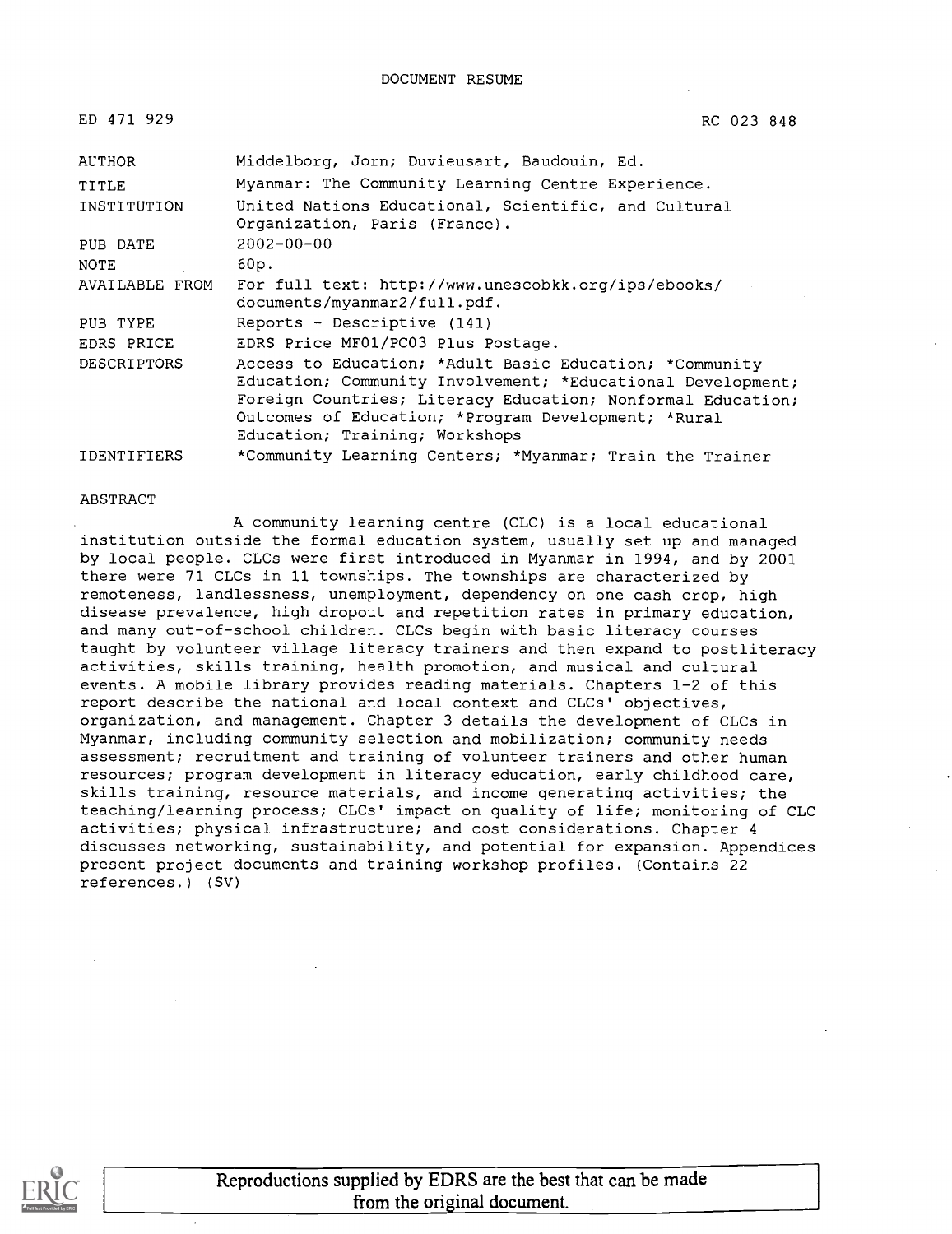# DOCUMENT RESUME

ED 471 929 RC 023 848

| | |
|---|---|
| AUTHOR | Middelborg, Jorn; Duvieusart, Baudouin, Ed. |
| TITLE | Myanmar: The Community Learning Centre Experience. |
| INSTITUTION | United Nations Educational, Scientific, and Cultural Organization, Paris (France). |
| PUB DATE | 2002-00-00 |
| NOTE | 60p. |
| AVAILABLE FROM | For full text: http://www.unescobkk.org/ips/ebooks/documents/myanmar2/full.pdf. |
| PUB TYPE | Reports - Descriptive (141) |
| EDRS PRICE | EDRS Price MF01/PC03 Plus Postage. |
| DESCRIPTORS | Access to Education; *Adult Basic Education; *Community Education; Community Involvement; *Educational Development; Foreign Countries; Literacy Education; Nonformal Education; Outcomes of Education; *Program Development; *Rural Education; Training; Workshops |
| IDENTIFIERS | *Community Learning Centers; *Myanmar; Train the Trainer |

## ABSTRACT

A community learning centre (CLC) is a local educational institution outside the formal education system, usually set up and managed by local people. CLCs were first introduced in Myanmar in 1994, and by 2001 there were 71 CLCs in 11 townships. The townships are characterized by remoteness, landlessness, unemployment, dependency on one cash crop, high disease prevalence, high dropout and repetition rates in primary education, and many out-of-school children. CLCs begin with basic literacy courses taught by volunteer village literacy trainers and then expand to postliteracy activities, skills training, health promotion, and musical and cultural events. A mobile library provides reading materials. Chapters 1-2 of this report describe the national and local context and CLCs' objectives, organization, and management. Chapter 3 details the development of CLCs in Myanmar, including community selection and mobilization; community needs assessment; recruitment and training of volunteer trainers and other human resources; program development in literacy education, early childhood care, skills training, resource materials, and income generating activities; the teaching/learning process; CLCs' impact on quality of life; monitoring of CLC activities; physical infrastructure; and cost considerations. Chapter 4 discusses networking, sustainability, and potential for expansion. Appendices present project documents and training workshop profiles. (Contains 22 references.) (SV)

Reproductions supplied by EDRS are the best that can be made from the original document.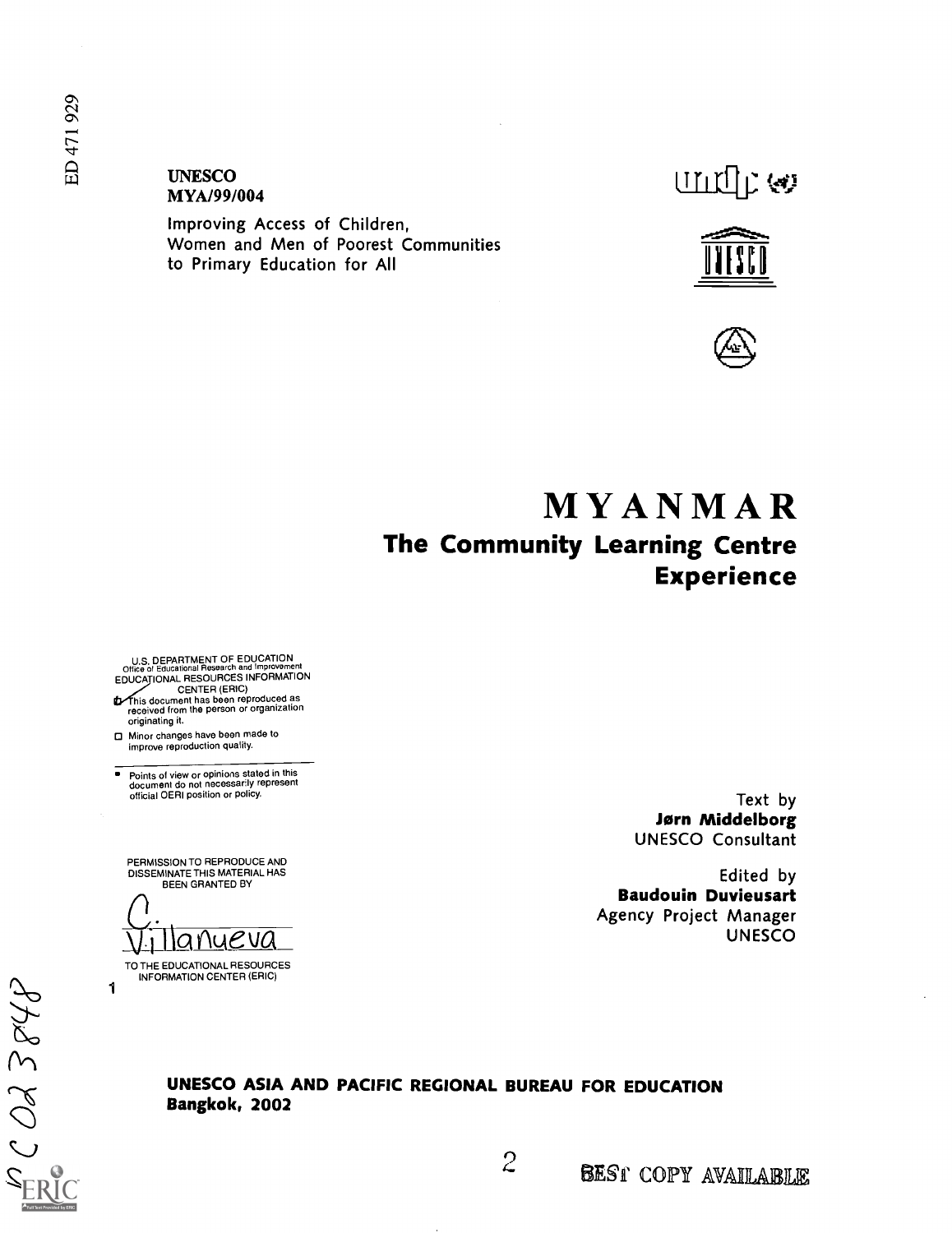ED 471 929

**UNESCO**
**MYA/99/004**

Improving Access of Children, Women and Men of Poorest Communities to Primary Education for All

# MYANMAR

## The Community Learning Centre Experience

U.S. DEPARTMENT OF EDUCATION
Office of Educational Research and Improvement
EDUCATIONAL RESOURCES INFORMATION CENTER (ERIC)

- This document has been reproduced as received from the person or organization originating it.
- Minor changes have been made to improve reproduction quality.

- Points of view or opinions stated in this document do not necessarily represent official OERI position or policy.

PERMISSION TO REPRODUCE AND DISSEMINATE THIS MATERIAL HAS BEEN GRANTED BY

C. Villanueva

TO THE EDUCATIONAL RESOURCES INFORMATION CENTER (ERIC)

Text by
**Jørn Middelborg**
UNESCO Consultant

Edited by
**Baudouin Duvieusart**
Agency Project Manager
UNESCO

**UNESCO ASIA AND PACIFIC REGIONAL BUREAU FOR EDUCATION**
**Bangkok, 2002**

SC 028848

BEST COPY AVAILABLE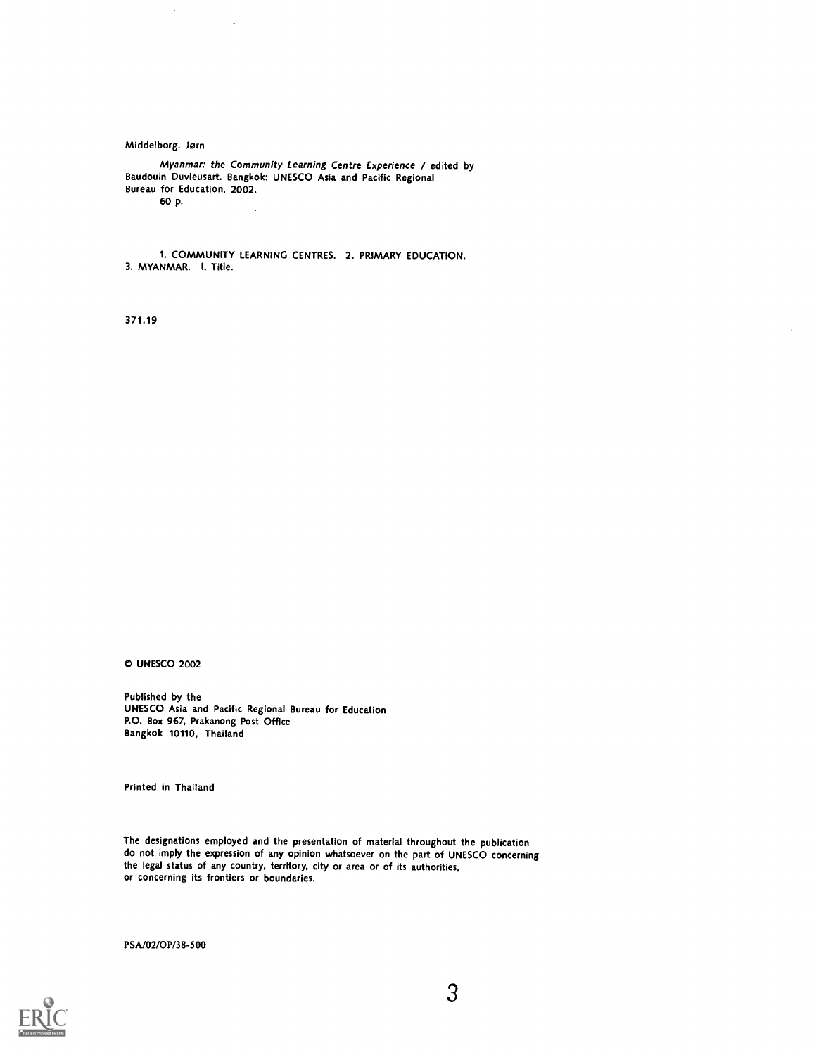Middelborg. Jørn

*Myanmar: the Community Learning Centre Experience* / edited by Baudouin Duvieusart. Bangkok: UNESCO Asia and Pacific Regional Bureau for Education, 2002.
60 p.

1. COMMUNITY LEARNING CENTRES. 2. PRIMARY EDUCATION.
3. MYANMAR. I. Title.

371.19

© UNESCO 2002

Published by the
UNESCO Asia and Pacific Regional Bureau for Education
P.O. Box 967, Prakanong Post Office
Bangkok 10110, Thailand

Printed in Thailand

The designations employed and the presentation of material throughout the publication do not imply the expression of any opinion whatsoever on the part of UNESCO concerning the legal status of any country, territory, city or area or of its authorities, or concerning its frontiers or boundaries.

PSA/02/OP/38-500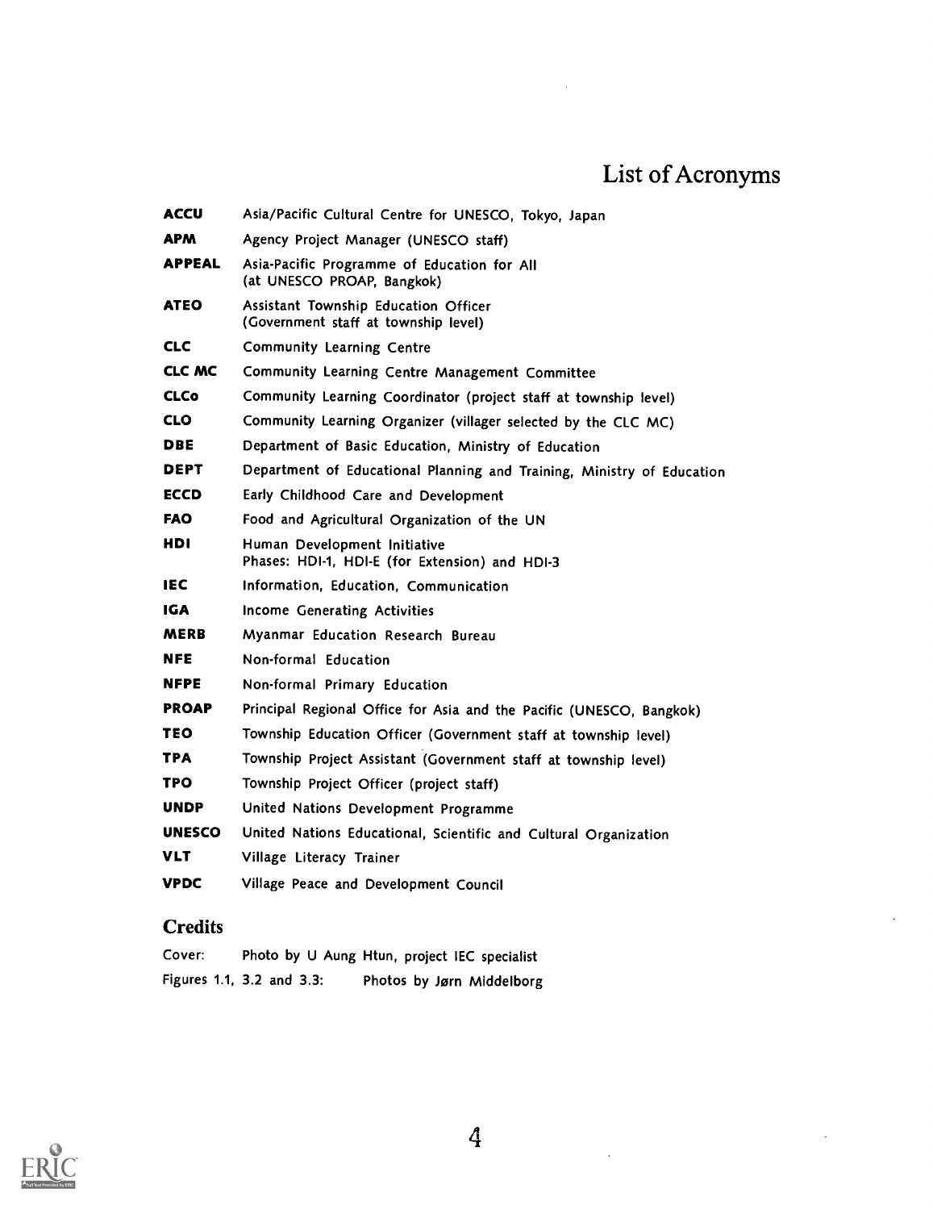# List of Acronyms

| | |
|---|---|
| **ACCU** | Asia/Pacific Cultural Centre for UNESCO, Tokyo, Japan |
| **APM** | Agency Project Manager (UNESCO staff) |
| **APPEAL** | Asia-Pacific Programme of Education for All (at UNESCO PROAP, Bangkok) |
| **ATEO** | Assistant Township Education Officer (Government staff at township level) |
| **CLC** | Community Learning Centre |
| **CLC MC** | Community Learning Centre Management Committee |
| **CLCo** | Community Learning Coordinator (project staff at township level) |
| **CLO** | Community Learning Organizer (villager selected by the CLC MC) |
| **DBE** | Department of Basic Education, Ministry of Education |
| **DEPT** | Department of Educational Planning and Training, Ministry of Education |
| **ECCD** | Early Childhood Care and Development |
| **FAO** | Food and Agricultural Organization of the UN |
| **HDI** | Human Development Initiative Phases: HDI-1, HDI-E (for Extension) and HDI-3 |
| **IEC** | Information, Education, Communication |
| **IGA** | Income Generating Activities |
| **MERB** | Myanmar Education Research Bureau |
| **NFE** | Non-formal Education |
| **NFPE** | Non-formal Primary Education |
| **PROAP** | Principal Regional Office for Asia and the Pacific (UNESCO, Bangkok) |
| **TEO** | Township Education Officer (Government staff at township level) |
| **TPA** | Township Project Assistant (Government staff at township level) |
| **TPO** | Township Project Officer (project staff) |
| **UNDP** | United Nations Development Programme |
| **UNESCO** | United Nations Educational, Scientific and Cultural Organization |
| **VLT** | Village Literacy Trainer |
| **VPDC** | Village Peace and Development Council |

## Credits

Cover: Photo by U Aung Htun, project IEC specialist

Figures 1.1, 3.2 and 3.3: Photos by Jørn Middelborg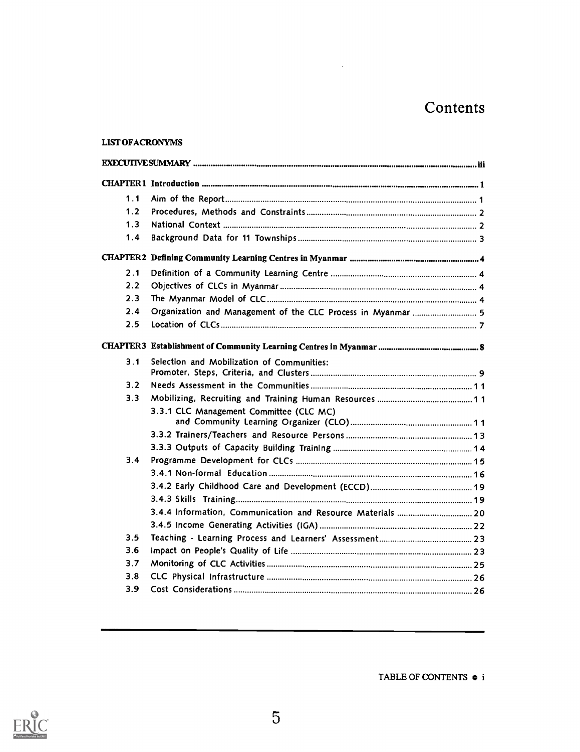# Contents

LIST OF ACRONYMS

| | | |
|---|---|---|
| EXECUTIVE SUMMARY | | iii |
| CHAPTER 1 Introduction | | 1 |
| 1.1 | Aim of the Report | 1 |
| 1.2 | Procedures, Methods and Constraints | 2 |
| 1.3 | National Context | 2 |
| 1.4 | Background Data for 11 Townships | 3 |
| CHAPTER 2 Defining Community Learning Centres in Myanmar | | 4 |
| 2.1 | Definition of a Community Learning Centre | 4 |
| 2.2 | Objectives of CLCs in Myanmar | 4 |
| 2.3 | The Myanmar Model of CLC | 4 |
| 2.4 | Organization and Management of the CLC Process in Myanmar | 5 |
| 2.5 | Location of CLCs | 7 |
| CHAPTER 3 Establishment of Community Learning Centres in Myanmar | | 8 |
| 3.1 | Selection and Mobilization of Communities: Promoter, Steps, Criteria, and Clusters | 9 |
| 3.2 | Needs Assessment in the Communities | 11 |
| 3.3 | Mobilizing, Recruiting and Training Human Resources | 11 |
| | 3.3.1 CLC Management Committee (CLC MC) and Community Learning Organizer (CLO) | 11 |
| | 3.3.2 Trainers/Teachers and Resource Persons | 13 |
| | 3.3.3 Outputs of Capacity Building Training | 14 |
| 3.4 | Programme Development for CLCs | 15 |
| | 3.4.1 Non-formal Education | 16 |
| | 3.4.2 Early Childhood Care and Development (ECCD) | 19 |
| | 3.4.3 Skills Training | 19 |
| | 3.4.4 Information, Communication and Resource Materials | 20 |
| | 3.4.5 Income Generating Activities (IGA) | 22 |
| 3.5 | Teaching - Learning Process and Learners' Assessment | 23 |
| 3.6 | Impact on People's Quality of Life | 23 |
| 3.7 | Monitoring of CLC Activities | 25 |
| 3.8 | CLC Physical Infrastructure | 26 |
| 3.9 | Cost Considerations | 26 |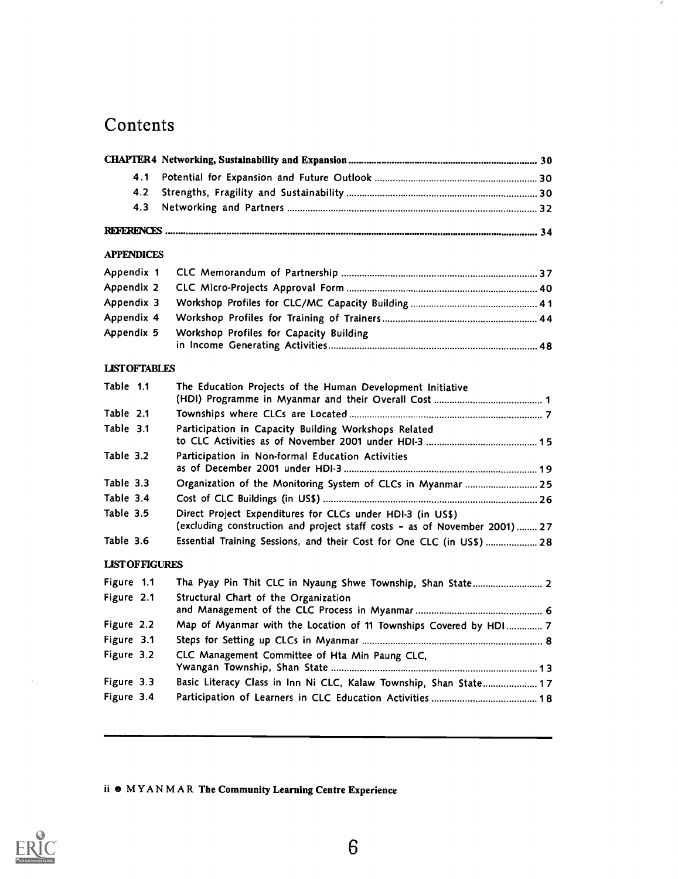# Contents

| | | |
|---|---|---|
| **CHAPTER 4** | **Networking, Sustainability and Expansion** | 30 |
| 4.1 | Potential for Expansion and Future Outlook | 30 |
| 4.2 | Strengths, Fragility and Sustainability | 30 |
| 4.3 | Networking and Partners | 32 |
| **REFERENCES** | | 34 |

**APPENDICES**

| | | |
|---|---|---|
| Appendix 1 | CLC Memorandum of Partnership | 37 |
| Appendix 2 | CLC Micro-Projects Approval Form | 40 |
| Appendix 3 | Workshop Profiles for CLC/MC Capacity Building | 41 |
| Appendix 4 | Workshop Profiles for Training of Trainers | 44 |
| Appendix 5 | Workshop Profiles for Capacity Building in Income Generating Activities | 48 |

**LIST OF TABLES**

| | | |
|---|---|---|
| Table 1.1 | The Education Projects of the Human Development Initiative (HDI) Programme in Myanmar and their Overall Cost | 1 |
| Table 2.1 | Townships where CLCs are Located | 7 |
| Table 3.1 | Participation in Capacity Building Workshops Related to CLC Activities as of November 2001 under HDI-3 | 15 |
| Table 3.2 | Participation in Non-formal Education Activities as of December 2001 under HDI-3 | 19 |
| Table 3.3 | Organization of the Monitoring System of CLCs in Myanmar | 25 |
| Table 3.4 | Cost of CLC Buildings (in US$) | 26 |
| Table 3.5 | Direct Project Expenditures for CLCs under HDI-3 (in US$) (excluding construction and project staff costs - as of November 2001) | 27 |
| Table 3.6 | Essential Training Sessions, and their Cost for One CLC (in US$) | 28 |

**LIST OF FIGURES**

| | | |
|---|---|---|
| Figure 1.1 | Tha Pyay Pin Thit CLC in Nyaung Shwe Township, Shan State | 2 |
| Figure 2.1 | Structural Chart of the Organization and Management of the CLC Process in Myanmar | 6 |
| Figure 2.2 | Map of Myanmar with the Location of 11 Townships Covered by HDI | 7 |
| Figure 3.1 | Steps for Setting up CLCs in Myanmar | 8 |
| Figure 3.2 | CLC Management Committee of Hta Min Paung CLC, Ywangan Township, Shan State | 13 |
| Figure 3.3 | Basic Literacy Class in Inn Ni CLC, Kalaw Township, Shan State | 17 |
| Figure 3.4 | Participation of Learners in CLC Education Activities | 18 |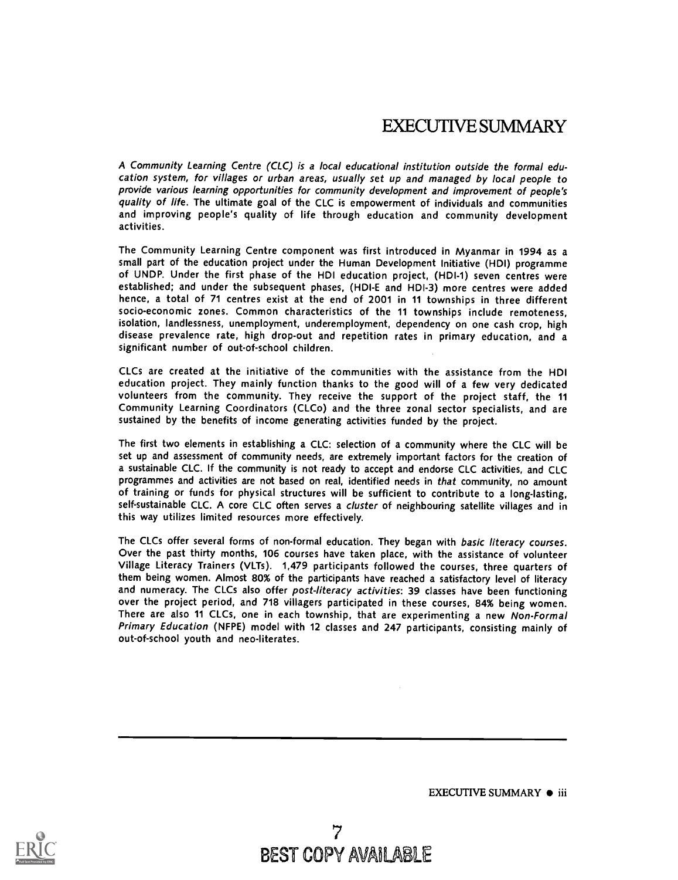# EXECUTIVE SUMMARY

*A Community Learning Centre (CLC) is a local educational institution outside the formal education system, for villages or urban areas, usually set up and managed by local people to provide various learning opportunities for community development and improvement of people's quality of life.* The ultimate goal of the CLC is empowerment of individuals and communities and improving people's quality of life through education and community development activities.

The Community Learning Centre component was first introduced in Myanmar in 1994 as a small part of the education project under the Human Development Initiative (HDI) programme of UNDP. Under the first phase of the HDI education project, (HDI-1) seven centres were established; and under the subsequent phases, (HDI-E and HDI-3) more centres were added hence, a total of 71 centres exist at the end of 2001 in 11 townships in three different socio-economic zones. Common characteristics of the 11 townships include remoteness, isolation, landlessness, unemployment, underemployment, dependency on one cash crop, high disease prevalence rate, high drop-out and repetition rates in primary education, and a significant number of out-of-school children.

CLCs are created at the initiative of the communities with the assistance from the HDI education project. They mainly function thanks to the good will of a few very dedicated volunteers from the community. They receive the support of the project staff, the 11 Community Learning Coordinators (CLCo) and the three zonal sector specialists, and are sustained by the benefits of income generating activities funded by the project.

The first two elements in establishing a CLC: selection of a community where the CLC will be set up and assessment of community needs, are extremely important factors for the creation of a sustainable CLC. If the community is not ready to accept and endorse CLC activities, and CLC programmes and activities are not based on real, identified needs in *that* community, no amount of training or funds for physical structures will be sufficient to contribute to a long-lasting, self-sustainable CLC. A core CLC often serves a *cluster* of neighbouring satellite villages and in this way utilizes limited resources more effectively.

The CLCs offer several forms of non-formal education. They began with *basic literacy courses*. Over the past thirty months, 106 courses have taken place, with the assistance of volunteer Village Literacy Trainers (VLTs). 1,479 participants followed the courses, three quarters of them being women. Almost 80% of the participants have reached a satisfactory level of literacy and numeracy. The CLCs also offer *post-literacy activities*: 39 classes have been functioning over the project period, and 718 villagers participated in these courses, 84% being women. There are also 11 CLCs, one in each township, that are experimenting a new *Non-Formal Primary Education* (NFPE) model with 12 classes and 247 participants, consisting mainly of out-of-school youth and neo-literates.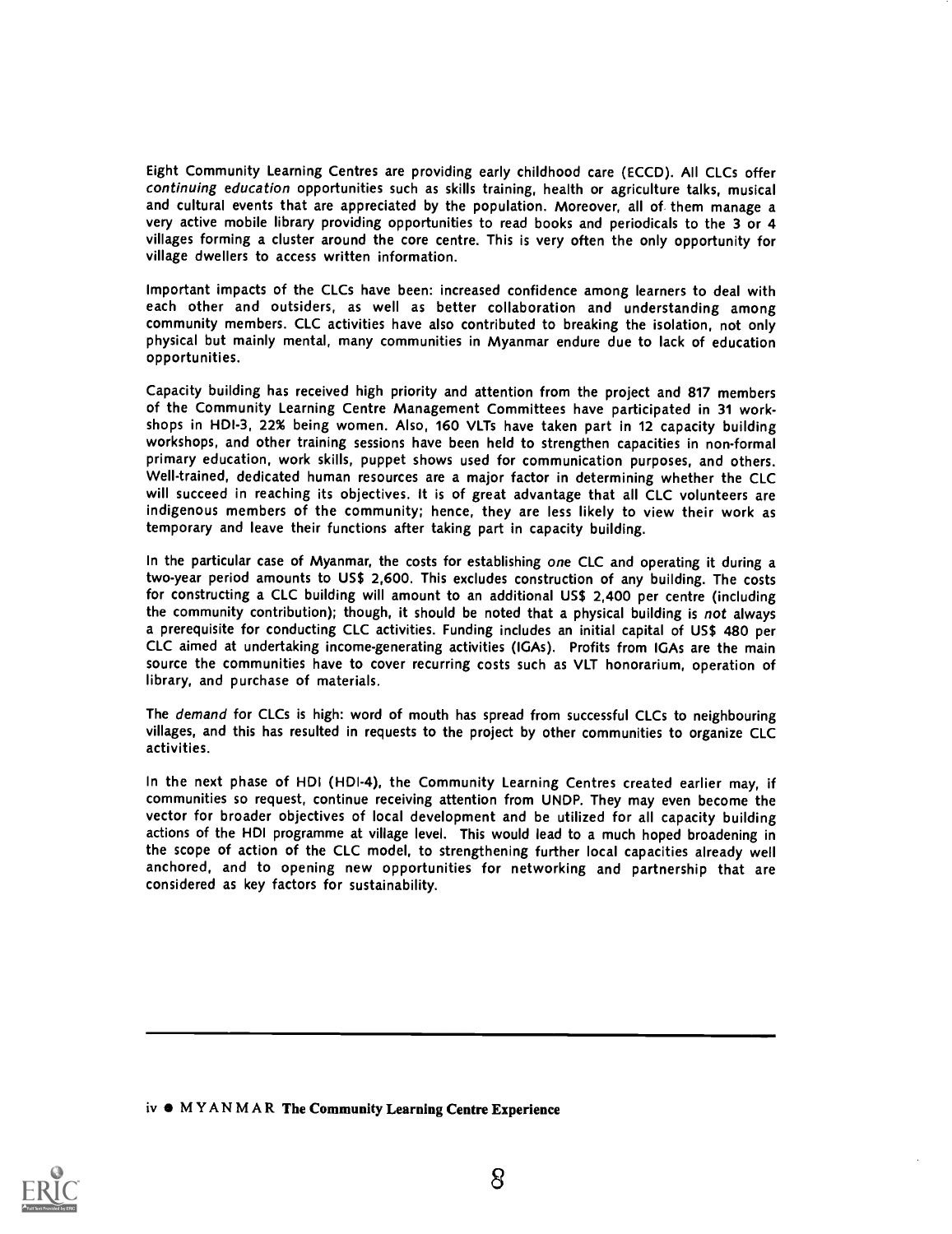Eight Community Learning Centres are providing early childhood care (ECCD). All CLCs offer *continuing education* opportunities such as skills training, health or agriculture talks, musical and cultural events that are appreciated by the population. Moreover, all of them manage a very active mobile library providing opportunities to read books and periodicals to the 3 or 4 villages forming a cluster around the core centre. This is very often the only opportunity for village dwellers to access written information.

Important impacts of the CLCs have been: increased confidence among learners to deal with each other and outsiders, as well as better collaboration and understanding among community members. CLC activities have also contributed to breaking the isolation, not only physical but mainly mental, many communities in Myanmar endure due to lack of education opportunities.

Capacity building has received high priority and attention from the project and 817 members of the Community Learning Centre Management Committees have participated in 31 workshops in HDI-3, 22% being women. Also, 160 VLTs have taken part in 12 capacity building workshops, and other training sessions have been held to strengthen capacities in non-formal primary education, work skills, puppet shows used for communication purposes, and others. Well-trained, dedicated human resources are a major factor in determining whether the CLC will succeed in reaching its objectives. It is of great advantage that all CLC volunteers are indigenous members of the community; hence, they are less likely to view their work as temporary and leave their functions after taking part in capacity building.

In the particular case of Myanmar, the costs for establishing *one* CLC and operating it during a two-year period amounts to US$ 2,600. This excludes construction of any building. The costs for constructing a CLC building will amount to an additional US$ 2,400 per centre (including the community contribution); though, it should be noted that a physical building is *not* always a prerequisite for conducting CLC activities. Funding includes an initial capital of US$ 480 per CLC aimed at undertaking income-generating activities (IGAs). Profits from IGAs are the main source the communities have to cover recurring costs such as VLT honorarium, operation of library, and purchase of materials.

The *demand* for CLCs is high: word of mouth has spread from successful CLCs to neighbouring villages, and this has resulted in requests to the project by other communities to organize CLC activities.

In the next phase of HDI (HDI-4), the Community Learning Centres created earlier may, if communities so request, continue receiving attention from UNDP. They may even become the vector for broader objectives of local development and be utilized for all capacity building actions of the HDI programme at village level. This would lead to a much hoped broadening in the scope of action of the CLC model, to strengthening further local capacities already well anchored, and to opening new opportunities for networking and partnership that are considered as key factors for sustainability.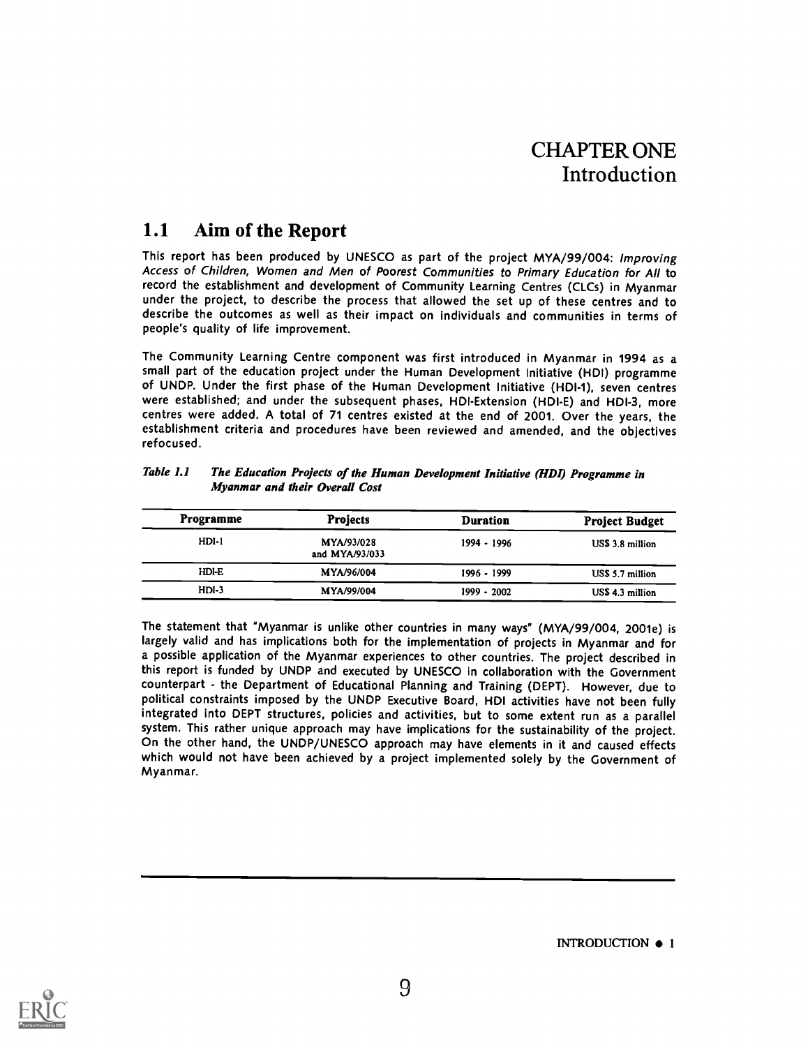# CHAPTER ONE
# Introduction

## 1.1 Aim of the Report

This report has been produced by UNESCO as part of the project MYA/99/004: *Improving Access of Children, Women and Men of Poorest Communities to Primary Education for All* to record the establishment and development of Community Learning Centres (CLCs) in Myanmar under the project, to describe the process that allowed the set up of these centres and to describe the outcomes as well as their impact on individuals and communities in terms of people's quality of life improvement.

The Community Learning Centre component was first introduced in Myanmar in 1994 as a small part of the education project under the Human Development Initiative (HDI) programme of UNDP. Under the first phase of the Human Development Initiative (HDI-1), seven centres were established; and under the subsequent phases, HDI-Extension (HDI-E) and HDI-3, more centres were added. A total of 71 centres existed at the end of 2001. Over the years, the establishment criteria and procedures have been reviewed and amended, and the objectives refocused.

*Table 1.1 The Education Projects of the Human Development Initiative (HDI) Programme in Myanmar and their Overall Cost*

| Programme | Projects | Duration | Project Budget |
|---|---|---|---|
| HDI-1 | MYA/93/028 and MYA/93/033 | 1994 - 1996 | US$ 3.8 million |
| HDI-E | MYA/96/004 | 1996 - 1999 | US$ 5.7 million |
| HDI-3 | MYA/99/004 | 1999 - 2002 | US$ 4.3 million |

The statement that "Myanmar is unlike other countries in many ways" (MYA/99/004, 2001e) is largely valid and has implications both for the implementation of projects in Myanmar and for a possible application of the Myanmar experiences to other countries. The project described in this report is funded by UNDP and executed by UNESCO in collaboration with the Government counterpart - the Department of Educational Planning and Training (DEPT). However, due to political constraints imposed by the UNDP Executive Board, HDI activities have not been fully integrated into DEPT structures, policies and activities, but to some extent run as a parallel system. This rather unique approach may have implications for the sustainability of the project. On the other hand, the UNDP/UNESCO approach may have elements in it and caused effects which would not have been achieved by a project implemented solely by the Government of Myanmar.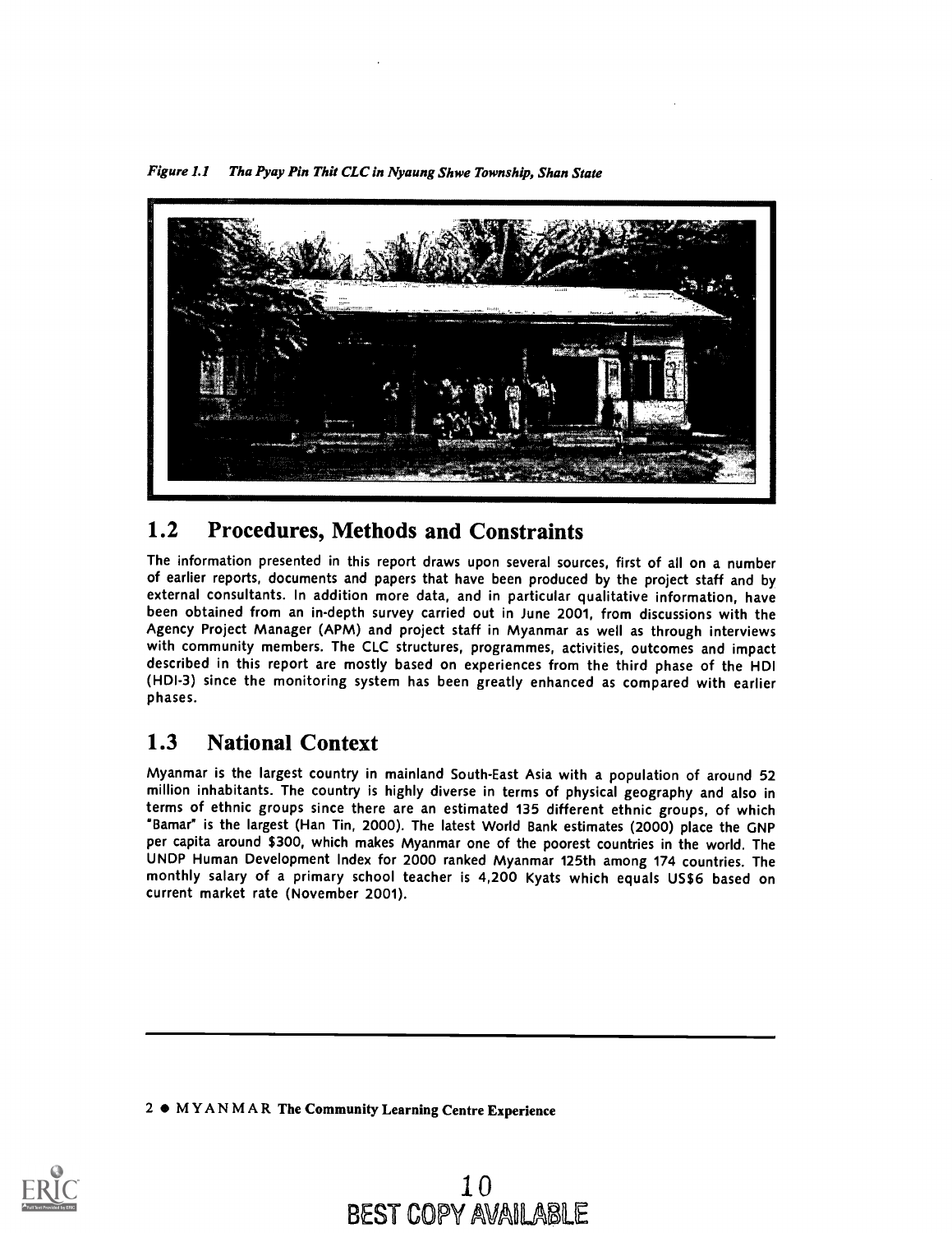*Figure 1.1 Tha Pyay Pin Thit CLC in Nyaung Shwe Township, Shan State*

## 1.2 Procedures, Methods and Constraints

The information presented in this report draws upon several sources, first of all on a number of earlier reports, documents and papers that have been produced by the project staff and by external consultants. In addition more data, and in particular qualitative information, have been obtained from an in-depth survey carried out in June 2001, from discussions with the Agency Project Manager (APM) and project staff in Myanmar as well as through interviews with community members. The CLC structures, programmes, activities, outcomes and impact described in this report are mostly based on experiences from the third phase of the HDI (HDI-3) since the monitoring system has been greatly enhanced as compared with earlier phases.

## 1.3 National Context

Myanmar is the largest country in mainland South-East Asia with a population of around 52 million inhabitants. The country is highly diverse in terms of physical geography and also in terms of ethnic groups since there are an estimated 135 different ethnic groups, of which "Bamar" is the largest (Han Tin, 2000). The latest World Bank estimates (2000) place the GNP per capita around $300, which makes Myanmar one of the poorest countries in the world. The UNDP Human Development Index for 2000 ranked Myanmar 125th among 174 countries. The monthly salary of a primary school teacher is 4,200 Kyats which equals US$6 based on current market rate (November 2001).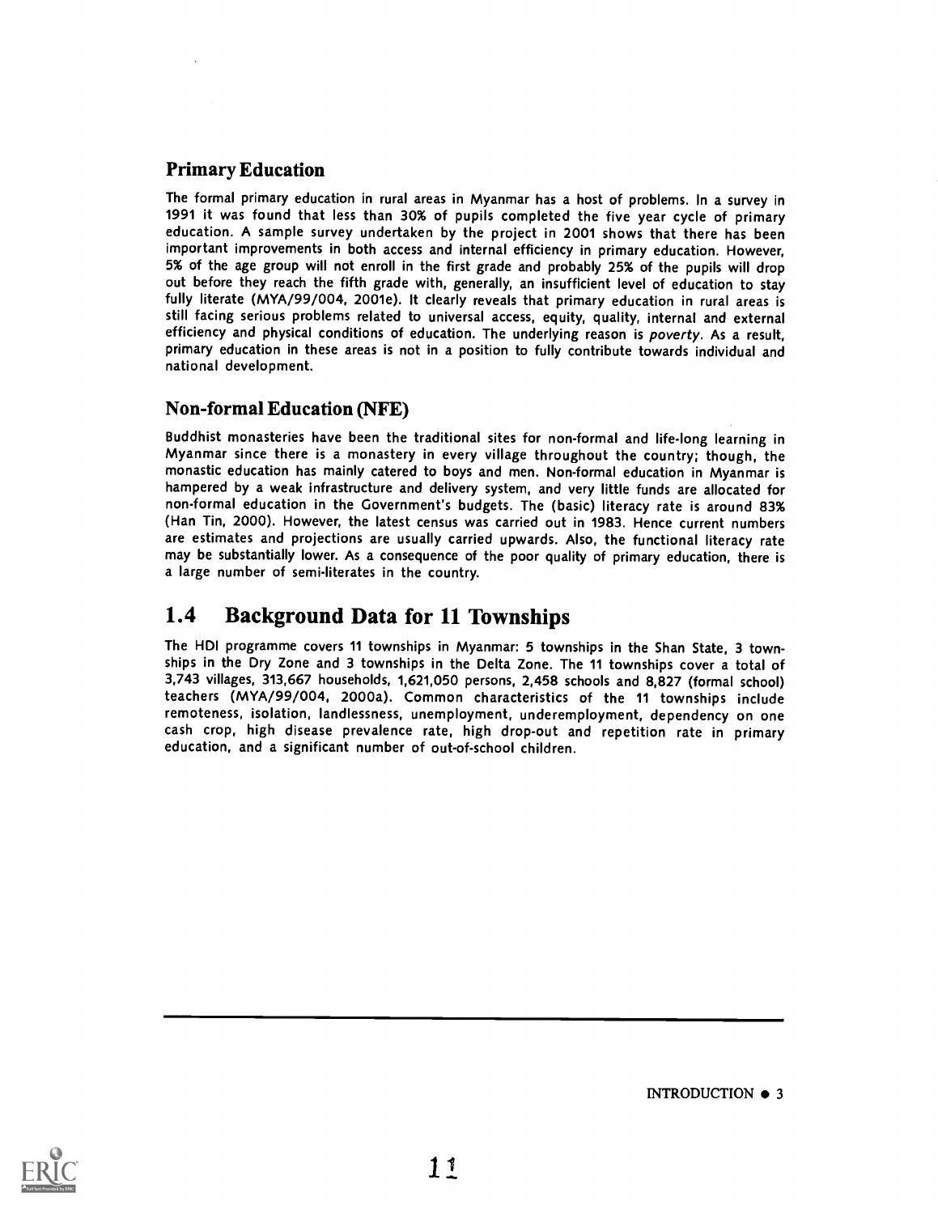### Primary Education

The formal primary education in rural areas in Myanmar has a host of problems. In a survey in 1991 it was found that less than 30% of pupils completed the five year cycle of primary education. A sample survey undertaken by the project in 2001 shows that there has been important improvements in both access and internal efficiency in primary education. However, 5% of the age group will not enroll in the first grade and probably 25% of the pupils will drop out before they reach the fifth grade with, generally, an insufficient level of education to stay fully literate (MYA/99/004, 2001e). It clearly reveals that primary education in rural areas is still facing serious problems related to universal access, equity, quality, internal and external efficiency and physical conditions of education. The underlying reason is *poverty*. As a result, primary education in these areas is not in a position to fully contribute towards individual and national development.

### Non-formal Education (NFE)

Buddhist monasteries have been the traditional sites for non-formal and life-long learning in Myanmar since there is a monastery in every village throughout the country; though, the monastic education has mainly catered to boys and men. Non-formal education in Myanmar is hampered by a weak infrastructure and delivery system, and very little funds are allocated for non-formal education in the Government's budgets. The (basic) literacy rate is around 83% (Han Tin, 2000). However, the latest census was carried out in 1983. Hence current numbers are estimates and projections are usually carried upwards. Also, the functional literacy rate may be substantially lower. As a consequence of the poor quality of primary education, there is a large number of semi-literates in the country.

## 1.4 Background Data for 11 Townships

The HDI programme covers 11 townships in Myanmar: 5 townships in the Shan State, 3 townships in the Dry Zone and 3 townships in the Delta Zone. The 11 townships cover a total of 3,743 villages, 313,667 households, 1,621,050 persons, 2,458 schools and 8,827 (formal school) teachers (MYA/99/004, 2000a). Common characteristics of the 11 townships include remoteness, isolation, landlessness, unemployment, underemployment, dependency on one cash crop, high disease prevalence rate, high drop-out and repetition rate in primary education, and a significant number of out-of-school children.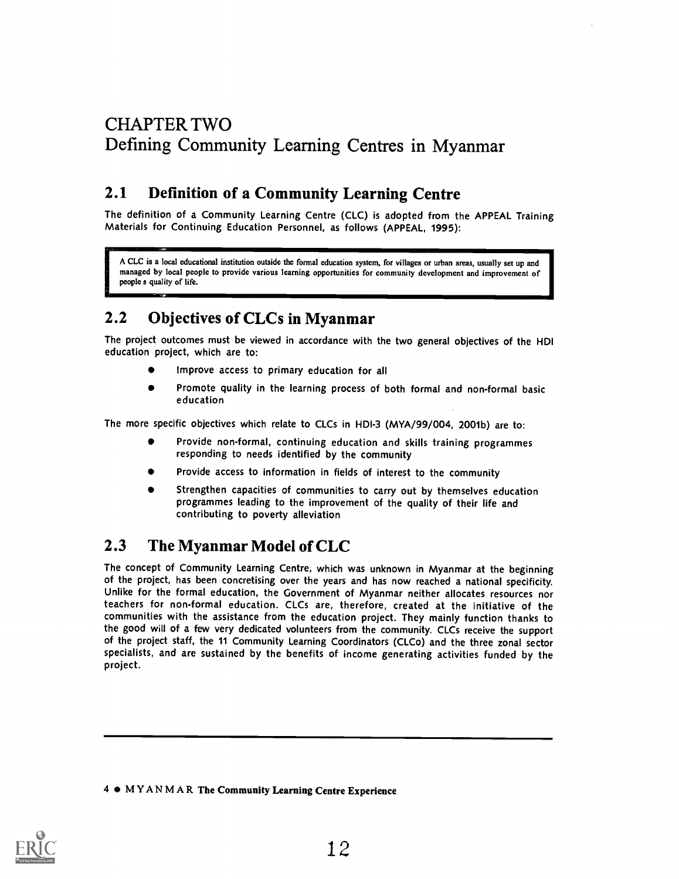# CHAPTER TWO
# Defining Community Learning Centres in Myanmar

## 2.1 Definition of a Community Learning Centre

The definition of a Community Learning Centre (CLC) is adopted from the APPEAL Training Materials for Continuing Education Personnel, as follows (APPEAL, 1995):

> A CLC is a local educational institution outside the formal education system, for villages or urban areas, usually set up and managed by local people to provide various learning opportunities for community development and improvement of people s quality of life.

## 2.2 Objectives of CLCs in Myanmar

The project outcomes must be viewed in accordance with the two general objectives of the HDI education project, which are to:

- Improve access to primary education for all
- Promote quality in the learning process of both formal and non-formal basic education

The more specific objectives which relate to CLCs in HDI-3 (MYA/99/004, 2001b) are to:

- Provide non-formal, continuing education and skills training programmes responding to needs identified by the community
- Provide access to information in fields of interest to the community
- Strengthen capacities of communities to carry out by themselves education programmes leading to the improvement of the quality of their life and contributing to poverty alleviation

## 2.3 The Myanmar Model of CLC

The concept of Community Learning Centre, which was unknown in Myanmar at the beginning of the project, has been concretising over the years and has now reached a national specificity. Unlike for the formal education, the Government of Myanmar neither allocates resources nor teachers for non-formal education. CLCs are, therefore, created at the initiative of the communities with the assistance from the education project. They mainly function thanks to the good will of a few very dedicated volunteers from the community. CLCs receive the support of the project staff, the 11 Community Learning Coordinators (CLCo) and the three zonal sector specialists, and are sustained by the benefits of income generating activities funded by the project.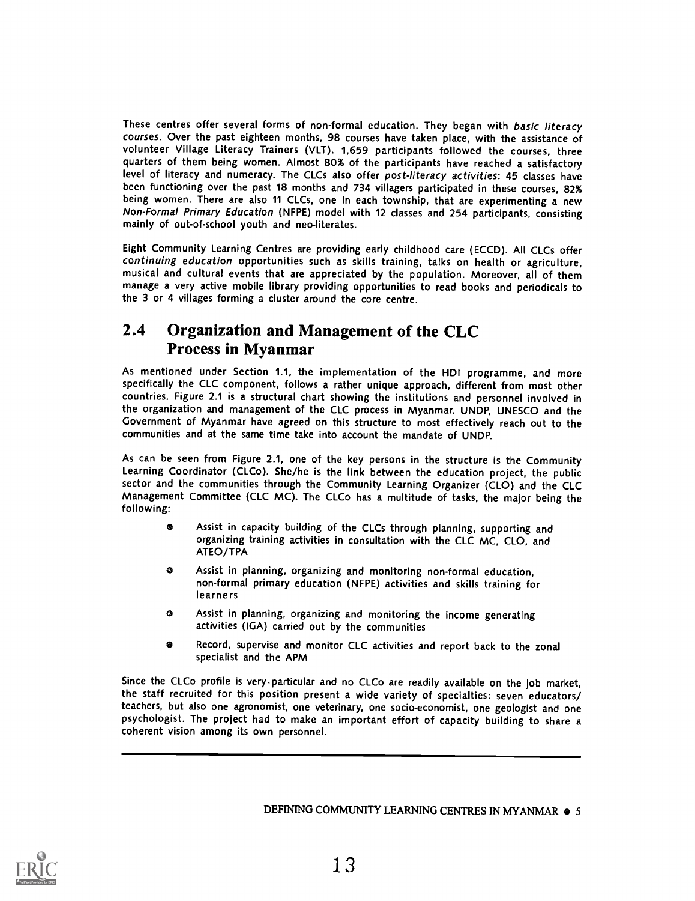These centres offer several forms of non-formal education. They began with *basic literacy courses*. Over the past eighteen months, 98 courses have taken place, with the assistance of volunteer Village Literacy Trainers (VLT). 1,659 participants followed the courses, three quarters of them being women. Almost 80% of the participants have reached a satisfactory level of literacy and numeracy. The CLCs also offer *post-literacy activities*: 45 classes have been functioning over the past 18 months and 734 villagers participated in these courses, 82% being women. There are also 11 CLCs, one in each township, that are experimenting a new *Non-Formal Primary Education* (NFPE) model with 12 classes and 254 participants, consisting mainly of out-of-school youth and neo-literates.

Eight Community Learning Centres are providing early childhood care (ECCD). All CLCs offer *continuing education* opportunities such as skills training, talks on health or agriculture, musical and cultural events that are appreciated by the population. Moreover, all of them manage a very active mobile library providing opportunities to read books and periodicals to the 3 or 4 villages forming a cluster around the core centre.

## 2.4 Organization and Management of the CLC Process in Myanmar

As mentioned under Section 1.1, the implementation of the HDI programme, and more specifically the CLC component, follows a rather unique approach, different from most other countries. Figure 2.1 is a structural chart showing the institutions and personnel involved in the organization and management of the CLC process in Myanmar. UNDP, UNESCO and the Government of Myanmar have agreed on this structure to most effectively reach out to the communities and at the same time take into account the mandate of UNDP.

As can be seen from Figure 2.1, one of the key persons in the structure is the Community Learning Coordinator (CLCo). She/he is the link between the education project, the public sector and the communities through the Community Learning Organizer (CLO) and the CLC Management Committee (CLC MC). The CLCo has a multitude of tasks, the major being the following:

- Assist in capacity building of the CLCs through planning, supporting and organizing training activities in consultation with the CLC MC, CLO, and ATEO/TPA
- Assist in planning, organizing and monitoring non-formal education, non-formal primary education (NFPE) activities and skills training for learners
- Assist in planning, organizing and monitoring the income generating activities (IGA) carried out by the communities
- Record, supervise and monitor CLC activities and report back to the zonal specialist and the APM

Since the CLCo profile is very particular and no CLCo are readily available on the job market, the staff recruited for this position present a wide variety of specialties: seven educators/teachers, but also one agronomist, one veterinary, one socio-economist, one geologist and one psychologist. The project had to make an important effort of capacity building to share a coherent vision among its own personnel.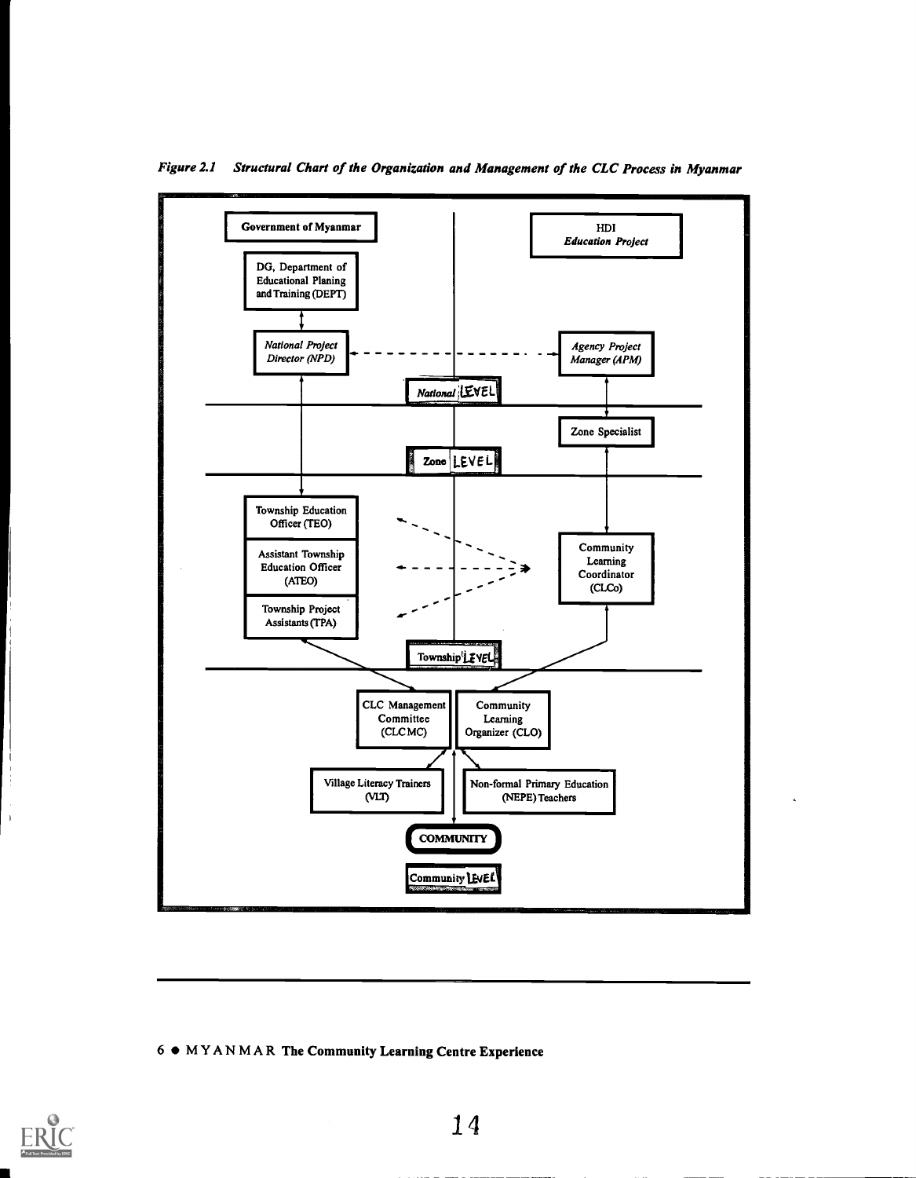*Figure 2.1 Structural Chart of the Organization and Management of the CLC Process in Myanmar*

**National LEVEL**

- Government of Myanmar
  - DG, Department of Educational Planing and Training (DEPT)
    - *National Project Director (NPD)*
- HDI *Education Project*
  - *Agency Project Manager (APM)*

**Zone LEVEL**

- Zone Specialist

**Township LEVEL**

- Township Education Officer (TEO)
- Assistant Township Education Officer (ATEO)
- Township Project Assistants (TPA)
- Community Learning Coordinator (CLCo)

**Community LEVEL**

- CLC Management Committee (CLCMC)
- Community Learning Organizer (CLO)
- Village Literacy Trainers (VLT)
- Non-formal Primary Education (NEPE) Teachers
- COMMUNITY

6 ● MYANMAR The Community Learning Centre Experience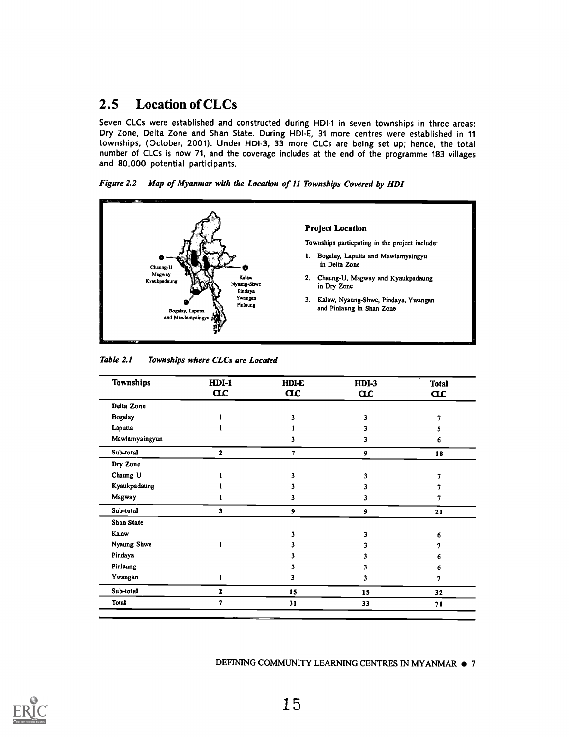## 2.5 Location of CLCs

Seven CLCs were established and constructed during HDI-1 in seven townships in three areas: Dry Zone, Delta Zone and Shan State. During HDI-E, 31 more centres were established in 11 townships, (October, 2001). Under HDI-3, 33 more CLCs are being set up; hence, the total number of CLCs is now 71, and the coverage includes at the end of the programme 183 villages and 80,000 potential participants.

*Figure 2.2 Map of Myanmar with the Location of 11 Townships Covered by HDI*

Chaung-U
Magway
Kyaukpadaung

Kalaw
Nyaung-Shwe
Pindaya
Ywangan
Pinlaung

Bogalay, Laputta
and Mawlamyaingyu

**Project Location**

Townships particpating in the project include:

1. Bogalay, Laputta and Mawlamyaingyu in Delta Zone
2. Chaung-U, Magway and Kyaukpadaung in Dry Zone
3. Kalaw, Nyaung-Shwe, Pindaya, Ywangan and Pinlaung in Shan Zone

*Table 2.1 Townships where CLCs are Located*

| Townships | HDI-1 CLC | HDI-E CLC | HDI-3 CLC | Total CLC |
|---|---|---|---|---|
| Delta Zone | | | | |
| Bogalay | 1 | 3 | 3 | 7 |
| Laputta | 1 | 1 | 3 | 5 |
| Mawlamyaingyun | | 3 | 3 | 6 |
| Sub-total | 2 | 7 | 9 | 18 |
| Dry Zone | | | | |
| Chaung U | 1 | 3 | 3 | 7 |
| Kyaukpadaung | 1 | 3 | 3 | 7 |
| Magway | 1 | 3 | 3 | 7 |
| Sub-total | 3 | 9 | 9 | 21 |
| Shan State | | | | |
| Kalaw | | 3 | 3 | 6 |
| Nyaung Shwe | 1 | 3 | 3 | 7 |
| Pindaya | | 3 | 3 | 6 |
| Pinlaung | | 3 | 3 | 6 |
| Ywangan | 1 | 3 | 3 | 7 |
| Sub-total | 2 | 15 | 15 | 32 |
| Total | 7 | 31 | 33 | 71 |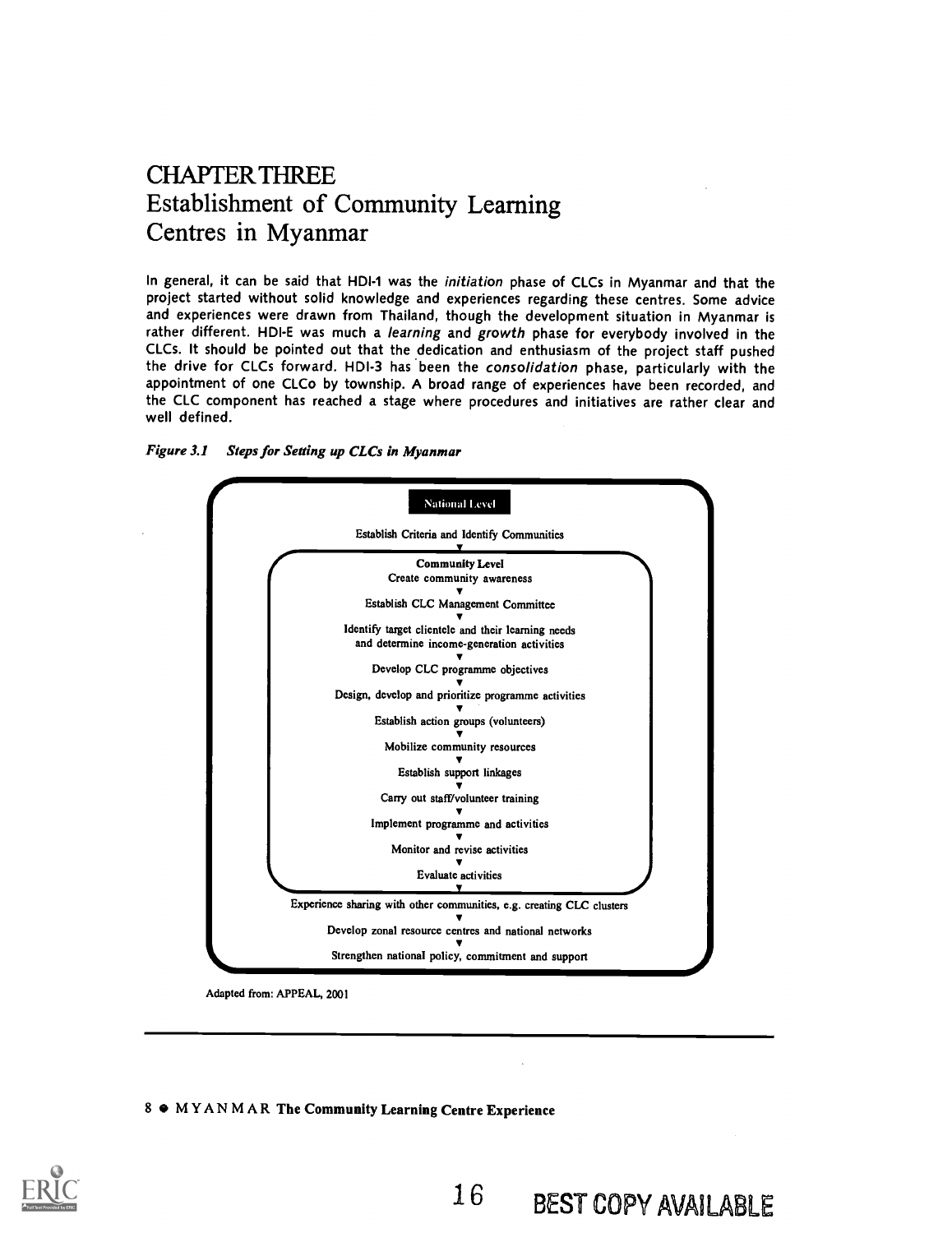# CHAPTER THREE
## Establishment of Community Learning Centres in Myanmar

In general, it can be said that HDI-1 was the *initiation* phase of CLCs in Myanmar and that the project started without solid knowledge and experiences regarding these centres. Some advice and experiences were drawn from Thailand, though the development situation in Myanmar is rather different. HDI-E was much a *learning* and *growth* phase for everybody involved in the CLCs. It should be pointed out that the dedication and enthusiasm of the project staff pushed the drive for CLCs forward. HDI-3 has been the *consolidation* phase, particularly with the appointment of one CLCo by township. A broad range of experiences have been recorded, and the CLC component has reached a stage where procedures and initiatives are rather clear and well defined.

***Figure 3.1 Steps for Setting up CLCs in Myanmar***

**National Level**

Establish Criteria and Identify Communities

▼

**Community Level**

Create community awareness

▼

Establish CLC Management Committee

▼

Identify target clientele and their learning needs and determine income-generation activities

▼

Develop CLC programme objectives

▼

Design, develop and prioritize programme activities

▼

Establish action groups (volunteers)

▼

Mobilize community resources

▼

Establish support linkages

▼

Carry out staff/volunteer training

▼

Implement programme and activities

▼

Monitor and revise activities

▼

Evaluate activities

▼

Experience sharing with other communities, e.g. creating CLC clusters

▼

Develop zonal resource centres and national networks

▼

Strengthen national policy, commitment and support

Adapted from: APPEAL, 2001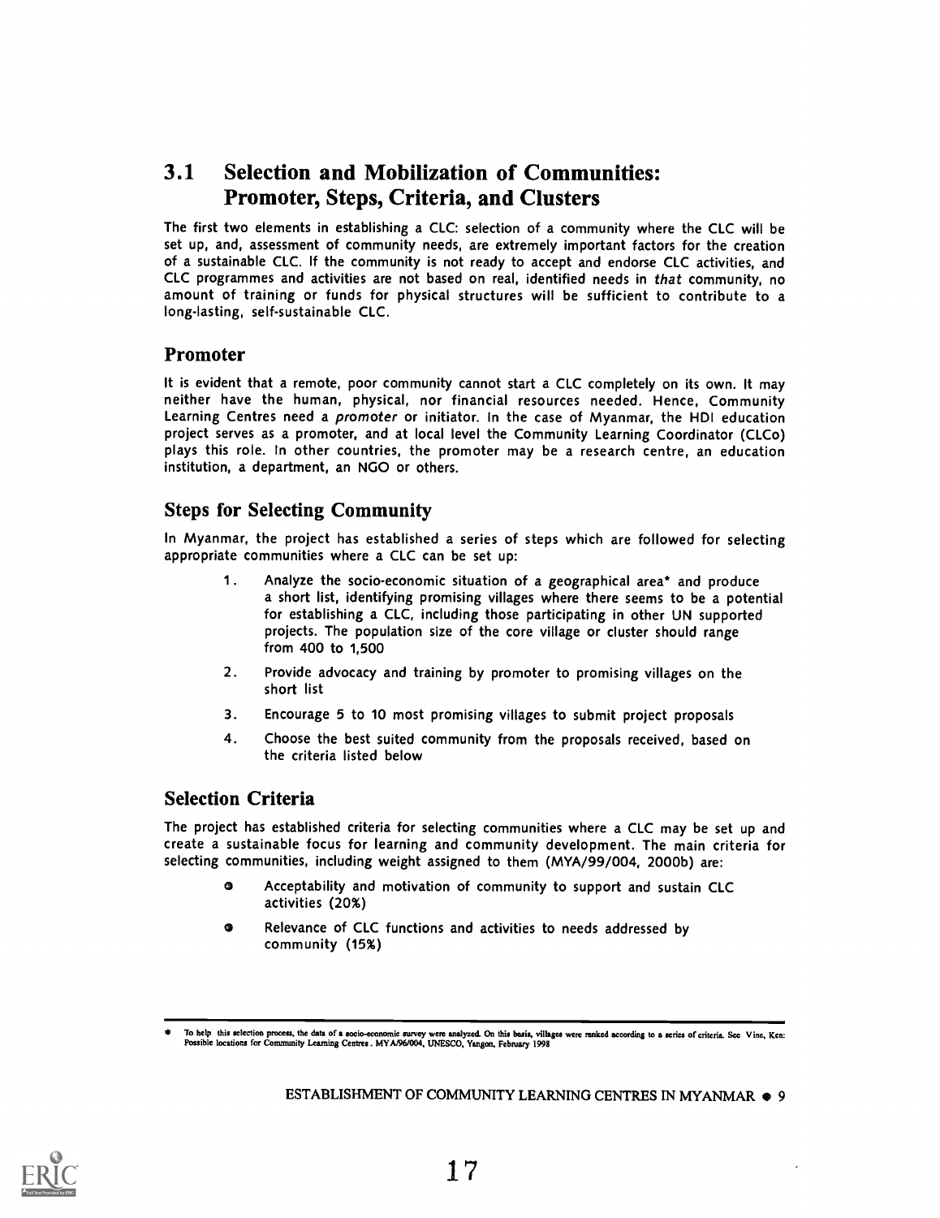## 3.1 Selection and Mobilization of Communities: Promoter, Steps, Criteria, and Clusters

The first two elements in establishing a CLC: selection of a community where the CLC will be set up, and, assessment of community needs, are extremely important factors for the creation of a sustainable CLC. If the community is not ready to accept and endorse CLC activities, and CLC programmes and activities are not based on real, identified needs in *that* community, no amount of training or funds for physical structures will be sufficient to contribute to a long-lasting, self-sustainable CLC.

### Promoter

It is evident that a remote, poor community cannot start a CLC completely on its own. It may neither have the human, physical, nor financial resources needed. Hence, Community Learning Centres need a *promoter* or initiator. In the case of Myanmar, the HDI education project serves as a promoter, and at local level the Community Learning Coordinator (CLCo) plays this role. In other countries, the promoter may be a research centre, an education institution, a department, an NGO or others.

### Steps for Selecting Community

In Myanmar, the project has established a series of steps which are followed for selecting appropriate communities where a CLC can be set up:

1. Analyze the socio-economic situation of a geographical area* and produce a short list, identifying promising villages where there seems to be a potential for establishing a CLC, including those participating in other UN supported projects. The population size of the core village or cluster should range from 400 to 1,500
2. Provide advocacy and training by promoter to promising villages on the short list
3. Encourage 5 to 10 most promising villages to submit project proposals
4. Choose the best suited community from the proposals received, based on the criteria listed below

### Selection Criteria

The project has established criteria for selecting communities where a CLC may be set up and create a sustainable focus for learning and community development. The main criteria for selecting communities, including weight assigned to them (MYA/99/004, 2000b) are:

- Acceptability and motivation of community to support and sustain CLC activities (20%)
- Relevance of CLC functions and activities to needs addressed by community (15%)

---

\* To help this selection process, the data of a socio-economic survey were analyzed. On this basis, villages were ranked according to a series of criteria. See Vine, Ken: Possible locations for Community Learning Centres. MYA/96/004, UNESCO, Yangon, February 1998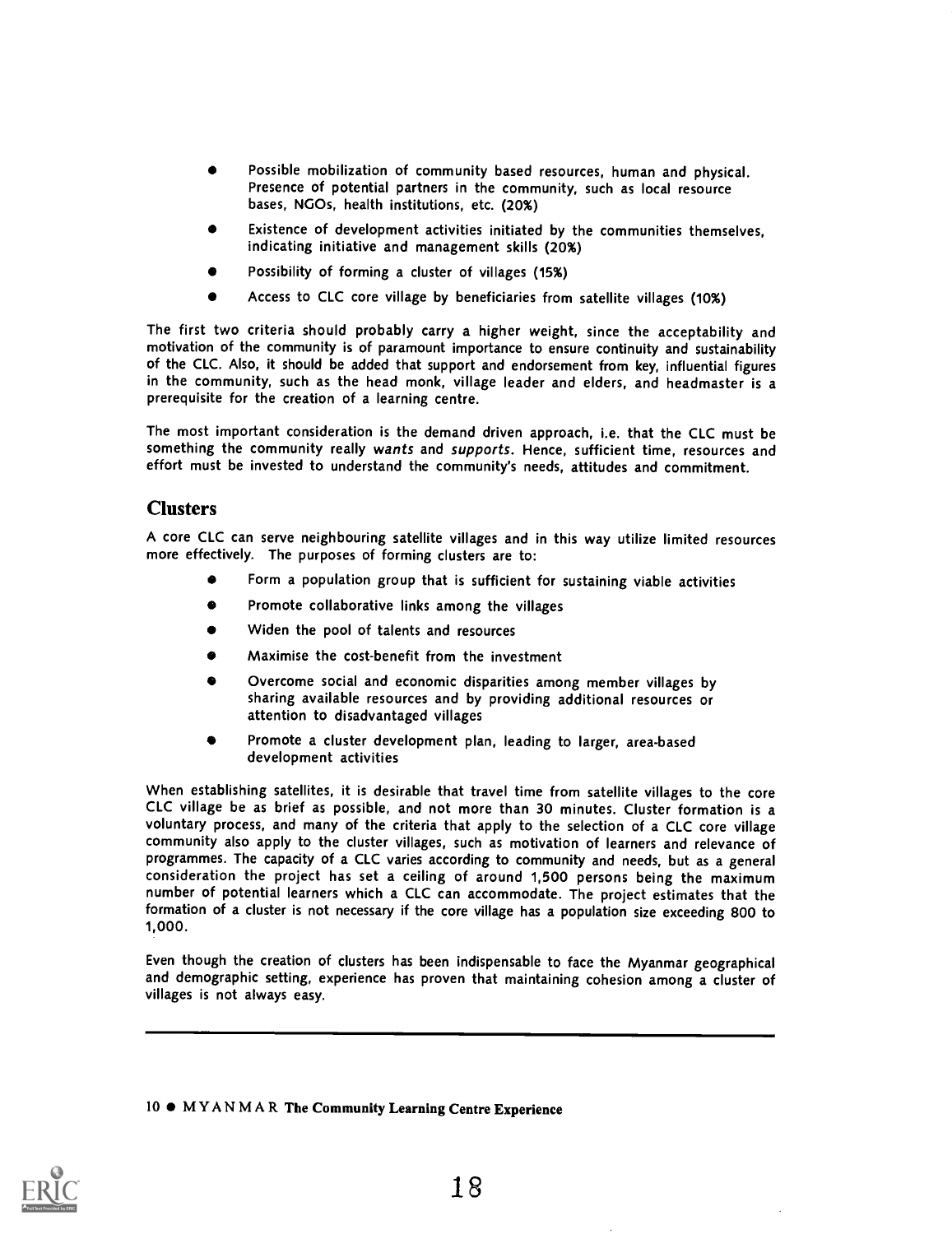- Possible mobilization of community based resources, human and physical. Presence of potential partners in the community, such as local resource bases, NGOs, health institutions, etc. (20%)
- Existence of development activities initiated by the communities themselves, indicating initiative and management skills (20%)
- Possibility of forming a cluster of villages (15%)
- Access to CLC core village by beneficiaries from satellite villages (10%)

The first two criteria should probably carry a higher weight, since the acceptability and motivation of the community is of paramount importance to ensure continuity and sustainability of the CLC. Also, it should be added that support and endorsement from key, influential figures in the community, such as the head monk, village leader and elders, and headmaster is a prerequisite for the creation of a learning centre.

The most important consideration is the demand driven approach, i.e. that the CLC must be something the community really *wants* and *supports*. Hence, sufficient time, resources and effort must be invested to understand the community's needs, attitudes and commitment.

## Clusters

A core CLC can serve neighbouring satellite villages and in this way utilize limited resources more effectively. The purposes of forming clusters are to:

- Form a population group that is sufficient for sustaining viable activities
- Promote collaborative links among the villages
- Widen the pool of talents and resources
- Maximise the cost-benefit from the investment
- Overcome social and economic disparities among member villages by sharing available resources and by providing additional resources or attention to disadvantaged villages
- Promote a cluster development plan, leading to larger, area-based development activities

When establishing satellites, it is desirable that travel time from satellite villages to the core CLC village be as brief as possible, and not more than 30 minutes. Cluster formation is a voluntary process, and many of the criteria that apply to the selection of a CLC core village community also apply to the cluster villages, such as motivation of learners and relevance of programmes. The capacity of a CLC varies according to community and needs, but as a general consideration the project has set a ceiling of around 1,500 persons being the maximum number of potential learners which a CLC can accommodate. The project estimates that the formation of a cluster is not necessary if the core village has a population size exceeding 800 to 1,000.

Even though the creation of clusters has been indispensable to face the Myanmar geographical and demographic setting, experience has proven that maintaining cohesion among a cluster of villages is not always easy.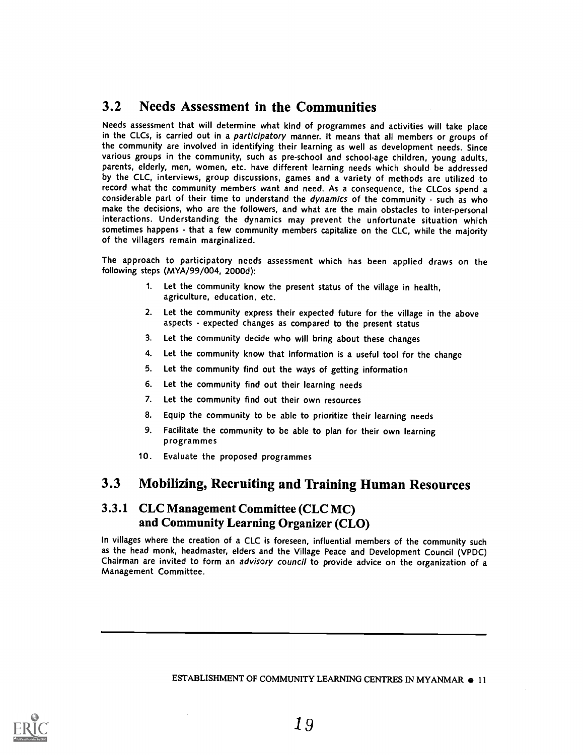## 3.2 Needs Assessment in the Communities

Needs assessment that will determine what kind of programmes and activities will take place in the CLCs, is carried out in a *participatory* manner. It means that all members or groups of the community are involved in identifying their learning as well as development needs. Since various groups in the community, such as pre-school and school-age children, young adults, parents, elderly, men, women, etc. have different learning needs which should be addressed by the CLC, interviews, group discussions, games and a variety of methods are utilized to record what the community members want and need. As a consequence, the CLCos spend a considerable part of their time to understand the *dynamics* of the community - such as who make the decisions, who are the followers, and what are the main obstacles to inter-personal interactions. Understanding the dynamics may prevent the unfortunate situation which sometimes happens - that a few community members capitalize on the CLC, while the majority of the villagers remain marginalized.

The approach to participatory needs assessment which has been applied draws on the following steps (MYA/99/004, 2000d):

1. Let the community know the present status of the village in health, agriculture, education, etc.
2. Let the community express their expected future for the village in the above aspects - expected changes as compared to the present status
3. Let the community decide who will bring about these changes
4. Let the community know that information is a useful tool for the change
5. Let the community find out the ways of getting information
6. Let the community find out their learning needs
7. Let the community find out their own resources
8. Equip the community to be able to prioritize their learning needs
9. Facilitate the community to be able to plan for their own learning programmes
10. Evaluate the proposed programmes

## 3.3 Mobilizing, Recruiting and Training Human Resources

### 3.3.1 CLC Management Committee (CLC MC) and Community Learning Organizer (CLO)

In villages where the creation of a CLC is foreseen, influential members of the community such as the head monk, headmaster, elders and the Village Peace and Development Council (VPDC) Chairman are invited to form an *advisory council* to provide advice on the organization of a Management Committee.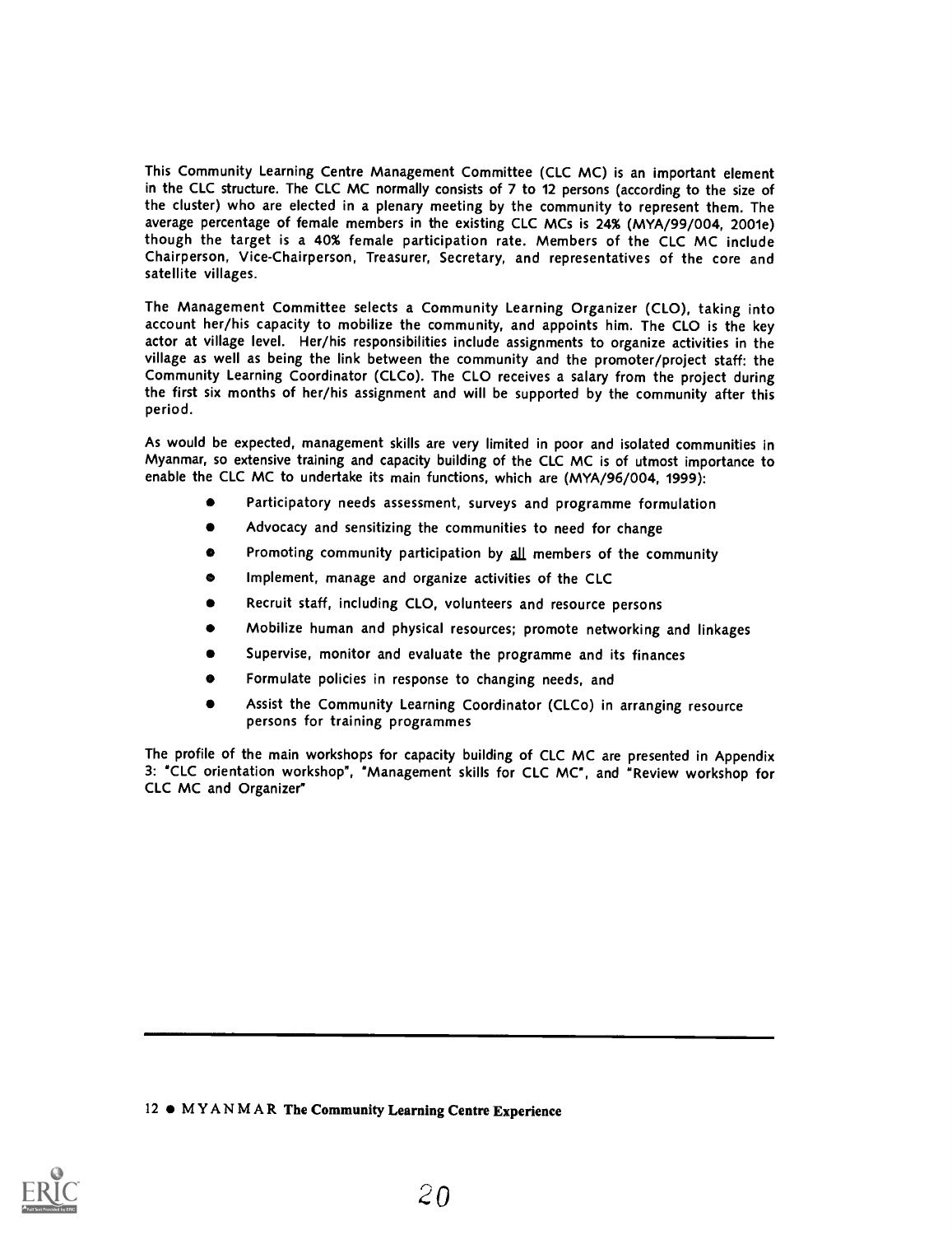This Community Learning Centre Management Committee (CLC MC) is an important element in the CLC structure. The CLC MC normally consists of 7 to 12 persons (according to the size of the cluster) who are elected in a plenary meeting by the community to represent them. The average percentage of female members in the existing CLC MCs is 24% (MYA/99/004, 2001e) though the target is a 40% female participation rate. Members of the CLC MC include Chairperson, Vice-Chairperson, Treasurer, Secretary, and representatives of the core and satellite villages.

The Management Committee selects a Community Learning Organizer (CLO), taking into account her/his capacity to mobilize the community, and appoints him. The CLO is the key actor at village level. Her/his responsibilities include assignments to organize activities in the village as well as being the link between the community and the promoter/project staff: the Community Learning Coordinator (CLCo). The CLO receives a salary from the project during the first six months of her/his assignment and will be supported by the community after this period.

As would be expected, management skills are very limited in poor and isolated communities in Myanmar, so extensive training and capacity building of the CLC MC is of utmost importance to enable the CLC MC to undertake its main functions, which are (MYA/96/004, 1999):

- Participatory needs assessment, surveys and programme formulation
- Advocacy and sensitizing the communities to need for change
- Promoting community participation by <u>all</u> members of the community
- Implement, manage and organize activities of the CLC
- Recruit staff, including CLO, volunteers and resource persons
- Mobilize human and physical resources; promote networking and linkages
- Supervise, monitor and evaluate the programme and its finances
- Formulate policies in response to changing needs, and
- Assist the Community Learning Coordinator (CLCo) in arranging resource persons for training programmes

The profile of the main workshops for capacity building of CLC MC are presented in Appendix 3: "CLC orientation workshop", "Management skills for CLC MC", and "Review workshop for CLC MC and Organizer"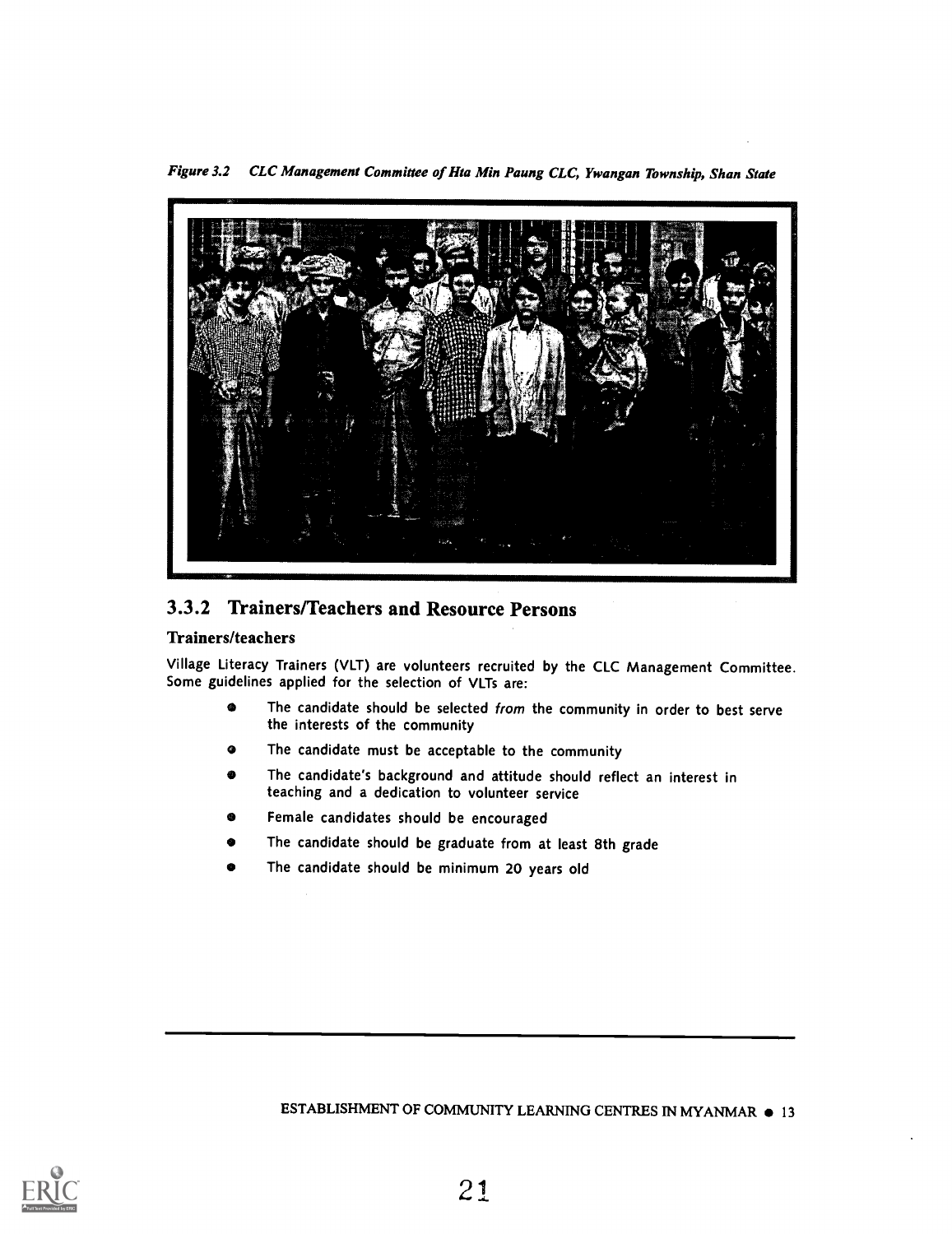*Figure 3.2 CLC Management Committee of Hta Min Paung CLC, Ywangan Township, Shan State*

### 3.3.2 Trainers/Teachers and Resource Persons

#### Trainers/teachers

Village Literacy Trainers (VLT) are volunteers recruited by the CLC Management Committee. Some guidelines applied for the selection of VLTs are:

- The candidate should be selected *from* the community in order to best serve the interests of the community
- The candidate must be acceptable to the community
- The candidate's background and attitude should reflect an interest in teaching and a dedication to volunteer service
- Female candidates should be encouraged
- The candidate should be graduate from at least 8th grade
- The candidate should be minimum 20 years old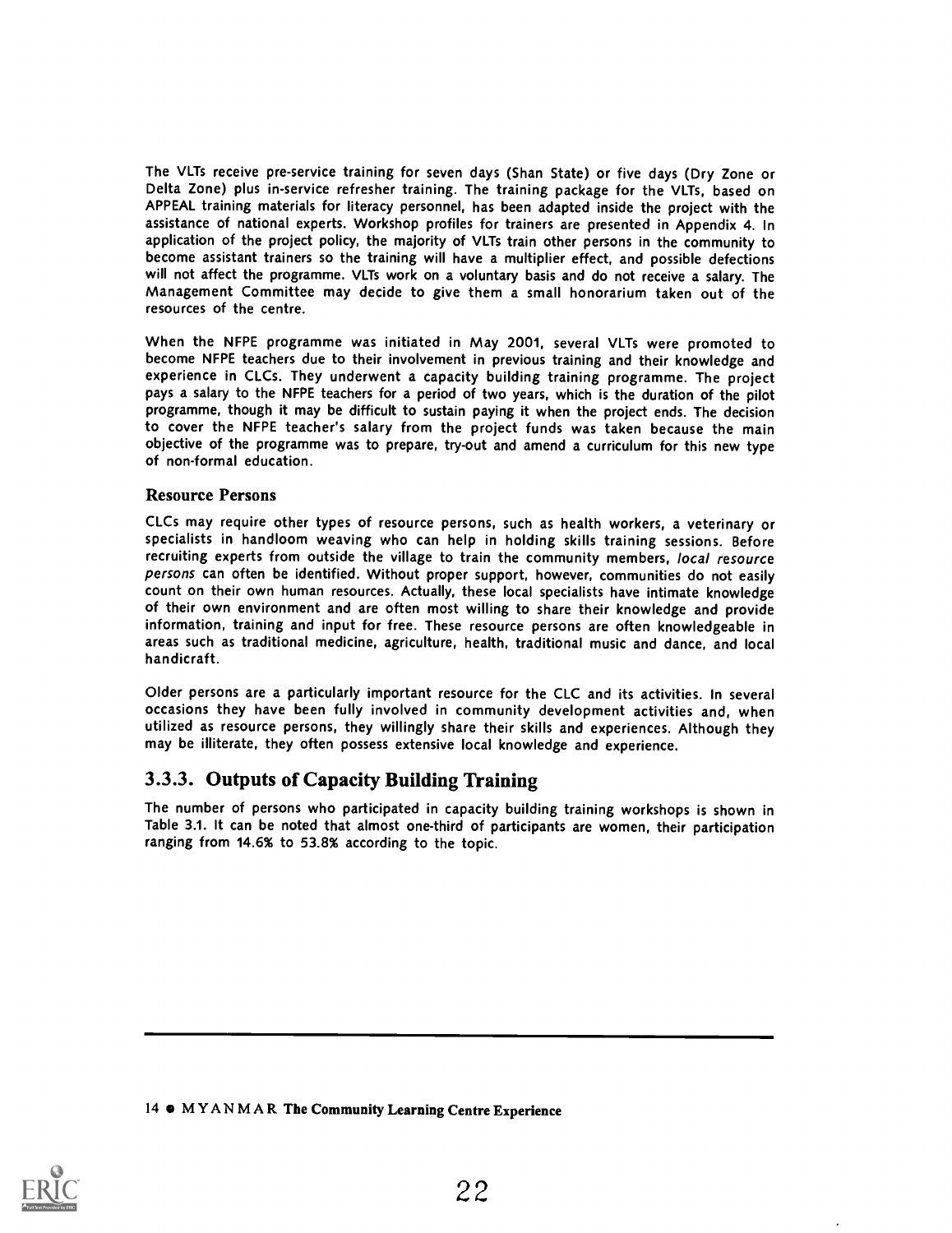The VLTs receive pre-service training for seven days (Shan State) or five days (Dry Zone or Delta Zone) plus in-service refresher training. The training package for the VLTs, based on APPEAL training materials for literacy personnel, has been adapted inside the project with the assistance of national experts. Workshop profiles for trainers are presented in Appendix 4. In application of the project policy, the majority of VLTs train other persons in the community to become assistant trainers so the training will have a multiplier effect, and possible defections will not affect the programme. VLTs work on a voluntary basis and do not receive a salary. The Management Committee may decide to give them a small honorarium taken out of the resources of the centre.

When the NFPE programme was initiated in May 2001, several VLTs were promoted to become NFPE teachers due to their involvement in previous training and their knowledge and experience in CLCs. They underwent a capacity building training programme. The project pays a salary to the NFPE teachers for a period of two years, which is the duration of the pilot programme, though it may be difficult to sustain paying it when the project ends. The decision to cover the NFPE teacher's salary from the project funds was taken because the main objective of the programme was to prepare, try-out and amend a curriculum for this new type of non-formal education.

#### Resource Persons

CLCs may require other types of resource persons, such as health workers, a veterinary or specialists in handloom weaving who can help in holding skills training sessions. Before recruiting experts from outside the village to train the community members, *local resource persons* can often be identified. Without proper support, however, communities do not easily count on their own human resources. Actually, these local specialists have intimate knowledge of their own environment and are often most willing to share their knowledge and provide information, training and input for free. These resource persons are often knowledgeable in areas such as traditional medicine, agriculture, health, traditional music and dance, and local handicraft.

Older persons are a particularly important resource for the CLC and its activities. In several occasions they have been fully involved in community development activities and, when utilized as resource persons, they willingly share their skills and experiences. Although they may be illiterate, they often possess extensive local knowledge and experience.

### 3.3.3. Outputs of Capacity Building Training

The number of persons who participated in capacity building training workshops is shown in Table 3.1. It can be noted that almost one-third of participants are women, their participation ranging from 14.6% to 53.8% according to the topic.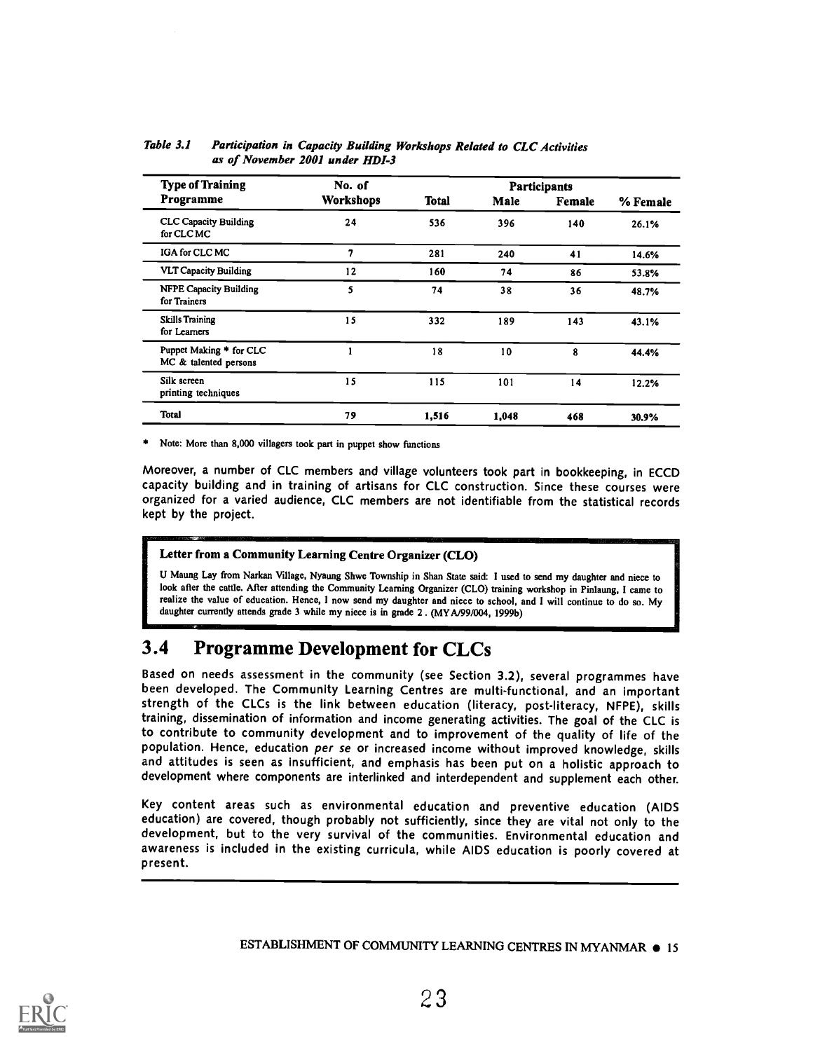*Table 3.1 Participation in Capacity Building Workshops Related to CLC Activities as of November 2001 under HDI-3*

| Type of Training Programme | No. of Workshops | Participants | | | |
|---|---|---|---|---|---|
| | | Total | Male | Female | % Female |
| CLC Capacity Building for CLC MC | 24 | 536 | 396 | 140 | 26.1% |
| IGA for CLC MC | 7 | 281 | 240 | 41 | 14.6% |
| VLT Capacity Building | 12 | 160 | 74 | 86 | 53.8% |
| NFPE Capacity Building for Trainers | 5 | 74 | 38 | 36 | 48.7% |
| Skills Training for Learners | 15 | 332 | 189 | 143 | 43.1% |
| Puppet Making * for CLC MC & talented persons | 1 | 18 | 10 | 8 | 44.4% |
| Silk screen printing techniques | 15 | 115 | 101 | 14 | 12.2% |
| Total | 79 | 1,516 | 1,048 | 468 | 30.9% |

\* Note: More than 8,000 villagers took part in puppet show functions

Moreover, a number of CLC members and village volunteers took part in bookkeeping, in ECCD capacity building and in training of artisans for CLC construction. Since these courses were organized for a varied audience, CLC members are not identifiable from the statistical records kept by the project.

**Letter from a Community Learning Centre Organizer (CLO)**

U Maung Lay from Narkan Village, Nyaung Shwe Township in Shan State said: I used to send my daughter and niece to look after the cattle. After attending the Community Learning Organizer (CLO) training workshop in Pinlaung, I came to realize the value of education. Hence, I now send my daughter and niece to school, and I will continue to do so. My daughter currently attends grade 3 while my niece is in grade 2. (MYA/99/004, 1999b)

## 3.4 Programme Development for CLCs

Based on needs assessment in the community (see Section 3.2), several programmes have been developed. The Community Learning Centres are multi-functional, and an important strength of the CLCs is the link between education (literacy, post-literacy, NFPE), skills training, dissemination of information and income generating activities. The goal of the CLC is to contribute to community development and to improvement of the quality of life of the population. Hence, education *per se* or increased income without improved knowledge, skills and attitudes is seen as insufficient, and emphasis has been put on a holistic approach to development where components are interlinked and interdependent and supplement each other.

Key content areas such as environmental education and preventive education (AIDS education) are covered, though probably not sufficiently, since they are vital not only to the development, but to the very survival of the communities. Environmental education and awareness is included in the existing curricula, while AIDS education is poorly covered at present.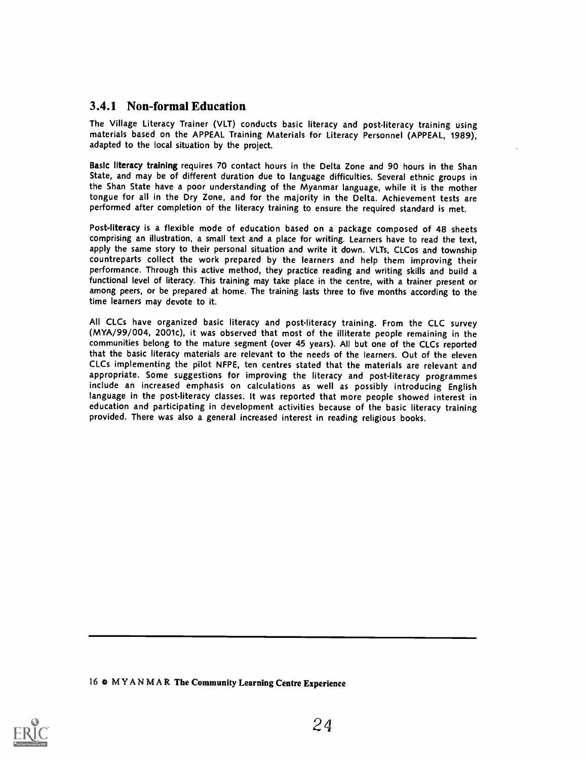### 3.4.1 Non-formal Education

The Village Literacy Trainer (VLT) conducts basic literacy and post-literacy training using materials based on the APPEAL Training Materials for Literacy Personnel (APPEAL, 1989), adapted to the local situation by the project.

**Basic literacy training** requires 70 contact hours in the Delta Zone and 90 hours in the Shan State, and may be of different duration due to language difficulties. Several ethnic groups in the Shan State have a poor understanding of the Myanmar language, while it is the mother tongue for all in the Dry Zone, and for the majority in the Delta. Achievement tests are performed after completion of the literacy training to ensure the required standard is met.

**Post-literacy** is a flexible mode of education based on a package composed of 48 sheets comprising an illustration, a small text and a place for writing. Learners have to read the text, apply the same story to their personal situation and write it down. VLTs, CLCos and township countreparts collect the work prepared by the learners and help them improving their performance. Through this active method, they practice reading and writing skills and build a functional level of literacy. This training may take place in the centre, with a trainer present or among peers, or be prepared at home. The training lasts three to five months according to the time learners may devote to it.

All CLCs have organized basic literacy and post-literacy training. From the CLC survey (MYA/99/004, 2001c), it was observed that most of the illiterate people remaining in the communities belong to the mature segment (over 45 years). All but one of the CLCs reported that the basic literacy materials are relevant to the needs of the learners. Out of the eleven CLCs implementing the pilot NFPE, ten centres stated that the materials are relevant and appropriate. Some suggestions for improving the literacy and post-literacy programmes include an increased emphasis on calculations as well as possibly introducing English language in the post-literacy classes. It was reported that more people showed interest in education and participating in development activities because of the basic literacy training provided. There was also a general increased interest in reading religious books.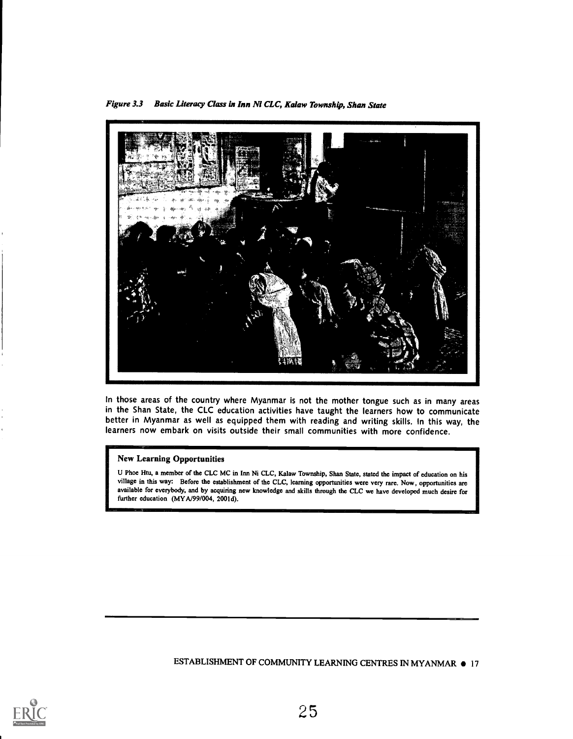*Figure 3.3 Basic Literacy Class in Inn Ni CLC, Kalaw Township, Shan State*

In those areas of the country where Myanmar is not the mother tongue such as in many areas in the Shan State, the CLC education activities have taught the learners how to communicate better in Myanmar as well as equipped them with reading and writing skills. In this way, the learners now embark on visits outside their small communities with more confidence.

**New Learning Opportunities**

U Phoe Htu, a member of the CLC MC in Inn Ni CLC, Kalaw Township, Shan State, stated the impact of education on his village in this way: Before the establishment of the CLC, learning opportunities were very rare. Now, opportunities are available for everybody, and by acquiring new knowledge and skills through the CLC we have developed much desire for further education (MYA/99/004, 2001d).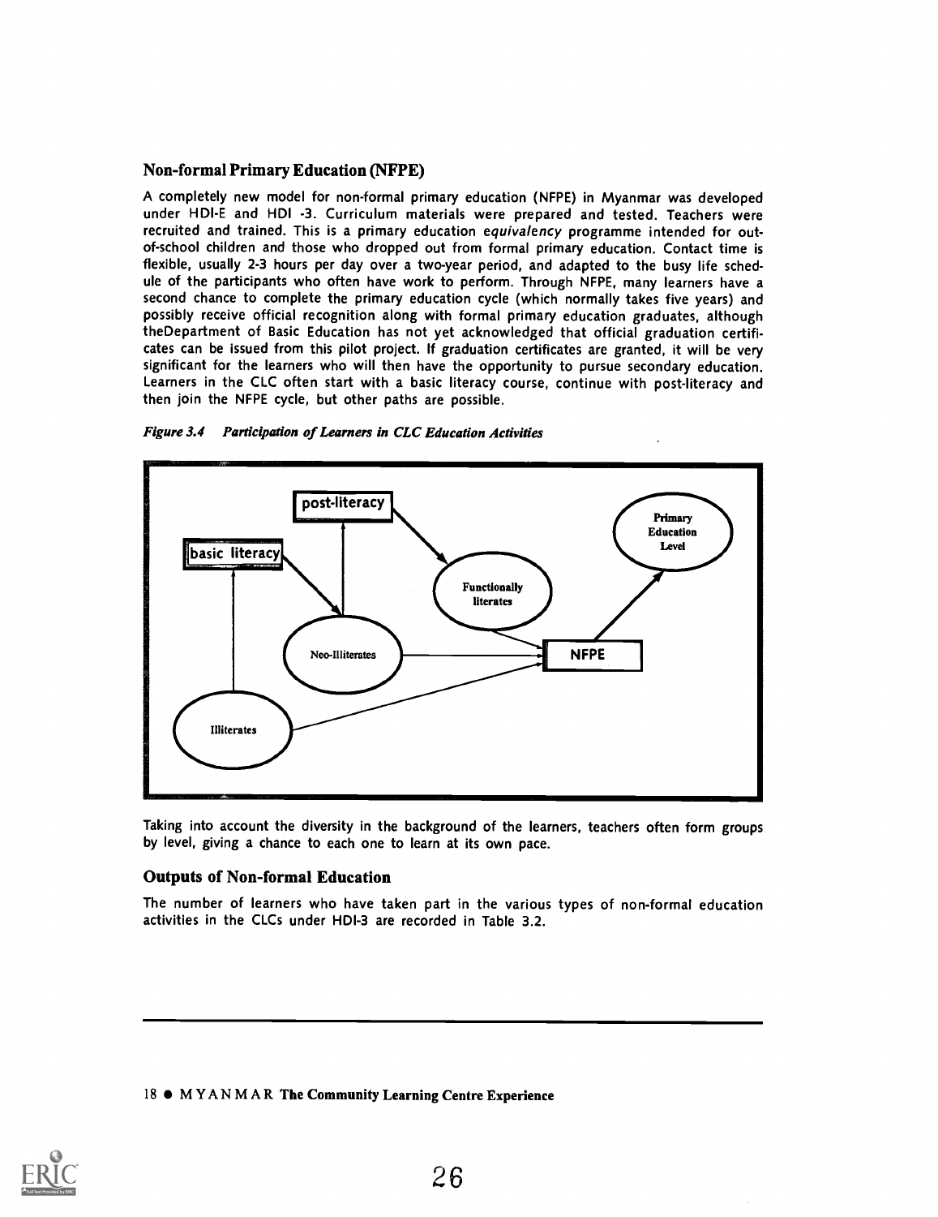### Non-formal Primary Education (NFPE)

A completely new model for non-formal primary education (NFPE) in Myanmar was developed under HDI-E and HDI -3. Curriculum materials were prepared and tested. Teachers were recruited and trained. This is a primary education *equivalency* programme intended for out-of-school children and those who dropped out from formal primary education. Contact time is flexible, usually 2-3 hours per day over a two-year period, and adapted to the busy life schedule of the participants who often have work to perform. Through NFPE, many learners have a second chance to complete the primary education cycle (which normally takes five years) and possibly receive official recognition along with formal primary education graduates, although theDepartment of Basic Education has not yet acknowledged that official graduation certificates can be issued from this pilot project. If graduation certificates are granted, it will be very significant for the learners who will then have the opportunity to pursue secondary education. Learners in the CLC often start with a basic literacy course, continue with post-literacy and then join the NFPE cycle, but other paths are possible.

*Figure 3.4 Participation of Learners in CLC Education Activities*

post-literacy

basic literacy

Primary Education Level

Functionally literates

Neo-Illiterates

NFPE

Illiterates

Taking into account the diversity in the background of the learners, teachers often form groups by level, giving a chance to each one to learn at its own pace.

### Outputs of Non-formal Education

The number of learners who have taken part in the various types of non-formal education activities in the CLCs under HDI-3 are recorded in Table 3.2.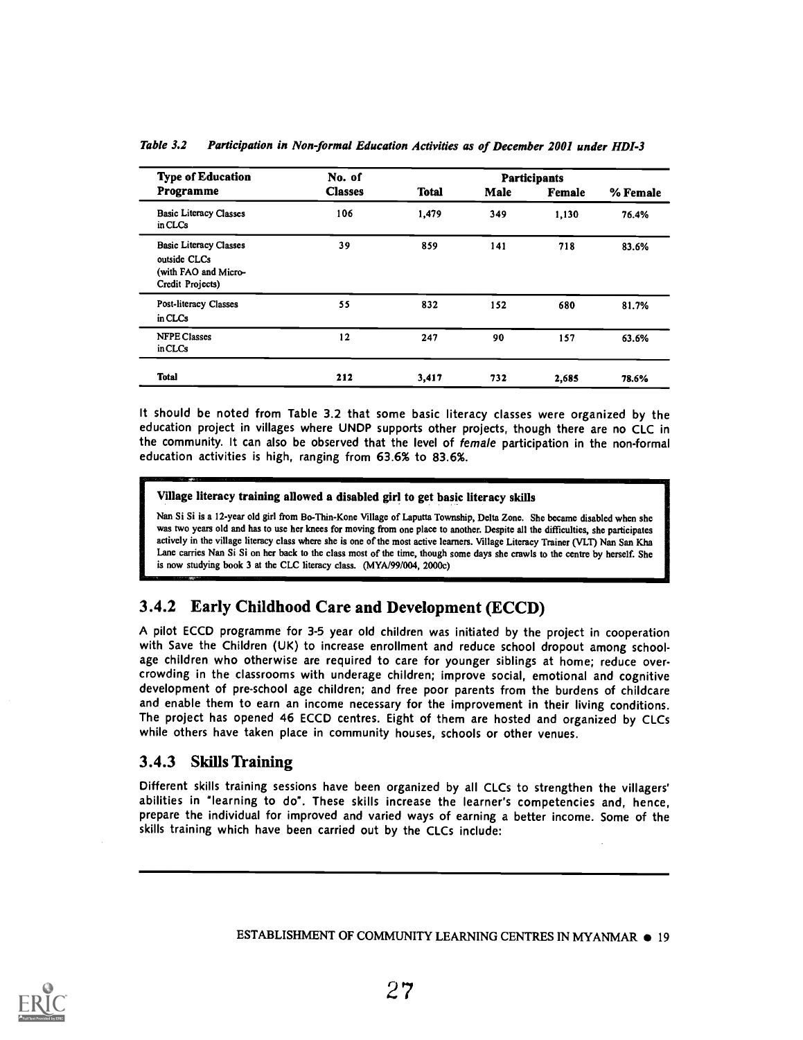*Table 3.2 Participation in Non-formal Education Activities as of December 2001 under HDI-3*

| Type of Education Programme | No. of Classes | Participants | | | |
|---|---|---|---|---|---|
| | | Total | Male | Female | % Female |
| Basic Literacy Classes in CLCs | 106 | 1,479 | 349 | 1,130 | 76.4% |
| Basic Literacy Classes outside CLCs (with FAO and Micro-Credit Projects) | 39 | 859 | 141 | 718 | 83.6% |
| Post-literacy Classes in CLCs | 55 | 832 | 152 | 680 | 81.7% |
| NFPE Classes in CLCs | 12 | 247 | 90 | 157 | 63.6% |
| **Total** | **212** | **3,417** | **732** | **2,685** | **78.6%** |

It should be noted from Table 3.2 that some basic literacy classes were organized by the education project in villages where UNDP supports other projects, though there are no CLC in the community. It can also be observed that the level of *female* participation in the non-formal education activities is high, ranging from 63.6% to 83.6%.

**Village literacy training allowed a disabled girl to get basic literacy skills**

Nan Si Si is a 12-year old girl from Bo-Thin-Kone Village of Laputta Township, Delta Zone. She became disabled when she was two years old and has to use her knees for moving from one place to another. Despite all the difficulties, she participates actively in the village literacy class where she is one of the most active learners. Village Literacy Trainer (VLT) Nan San Kha Lane carries Nan Si Si on her back to the class most of the time, though some days she crawls to the centre by herself. She is now studying book 3 at the CLC literacy class. (MYA/99/004, 2000c)

## 3.4.2 Early Childhood Care and Development (ECCD)

A pilot ECCD programme for 3-5 year old children was initiated by the project in cooperation with Save the Children (UK) to increase enrollment and reduce school dropout among school-age children who otherwise are required to care for younger siblings at home; reduce over-crowding in the classrooms with underage children; improve social, emotional and cognitive development of pre-school age children; and free poor parents from the burdens of childcare and enable them to earn an income necessary for the improvement in their living conditions. The project has opened 46 ECCD centres. Eight of them are hosted and organized by CLCs while others have taken place in community houses, schools or other venues.

## 3.4.3 Skills Training

Different skills training sessions have been organized by all CLCs to strengthen the villagers' abilities in "learning to do". These skills increase the learner's competencies and, hence, prepare the individual for improved and varied ways of earning a better income. Some of the skills training which have been carried out by the CLCs include: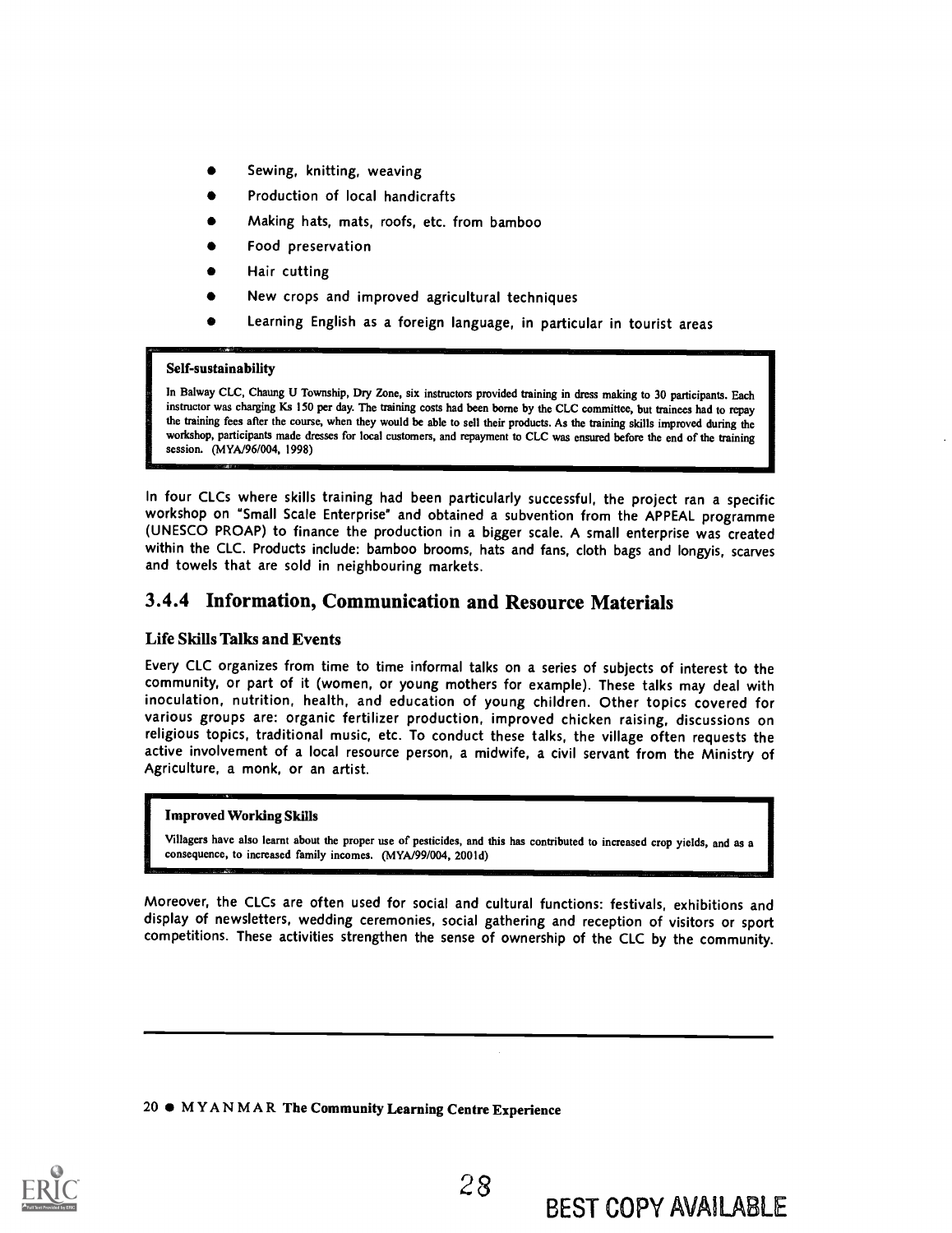- Sewing, knitting, weaving
- Production of local handicrafts
- Making hats, mats, roofs, etc. from bamboo
- Food preservation
- Hair cutting
- New crops and improved agricultural techniques
- Learning English as a foreign language, in particular in tourist areas

> **Self-sustainability**
>
> In Balway CLC, Chaung U Township, Dry Zone, six instructors provided training in dress making to 30 participants. Each instructor was charging Ks 150 per day. The training costs had been borne by the CLC committee, but trainees had to repay the training fees after the course, when they would be able to sell their products. As the training skills improved during the workshop, participants made dresses for local customers, and repayment to CLC was ensured before the end of the training session. (MYA/96/004, 1998)

In four CLCs where skills training had been particularly successful, the project ran a specific workshop on "Small Scale Enterprise" and obtained a subvention from the APPEAL programme (UNESCO PROAP) to finance the production in a bigger scale. A small enterprise was created within the CLC. Products include: bamboo brooms, hats and fans, cloth bags and longyis, scarves and towels that are sold in neighbouring markets.

### 3.4.4 Information, Communication and Resource Materials

#### Life Skills Talks and Events

Every CLC organizes from time to time informal talks on a series of subjects of interest to the community, or part of it (women, or young mothers for example). These talks may deal with inoculation, nutrition, health, and education of young children. Other topics covered for various groups are: organic fertilizer production, improved chicken raising, discussions on religious topics, traditional music, etc. To conduct these talks, the village often requests the active involvement of a local resource person, a midwife, a civil servant from the Ministry of Agriculture, a monk, or an artist.

> **Improved Working Skills**
>
> Villagers have also learnt about the proper use of pesticides, and this has contributed to increased crop yields, and as a consequence, to increased family incomes. (MYA/99/004, 2001d)

Moreover, the CLCs are often used for social and cultural functions: festivals, exhibitions and display of newsletters, wedding ceremonies, social gathering and reception of visitors or sport competitions. These activities strengthen the sense of ownership of the CLC by the community.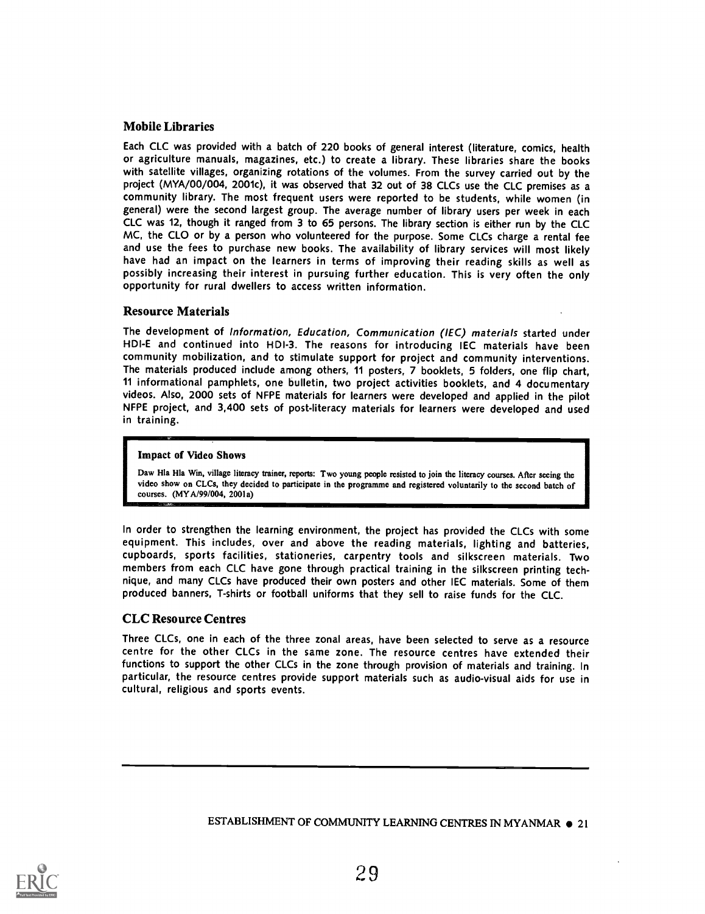## Mobile Libraries

Each CLC was provided with a batch of 220 books of general interest (literature, comics, health or agriculture manuals, magazines, etc.) to create a library. These libraries share the books with satellite villages, organizing rotations of the volumes. From the survey carried out by the project (MYA/00/004, 2001c), it was observed that 32 out of 38 CLCs use the CLC premises as a community library. The most frequent users were reported to be students, while women (in general) were the second largest group. The average number of library users per week in each CLC was 12, though it ranged from 3 to 65 persons. The library section is either run by the CLC MC, the CLO or by a person who volunteered for the purpose. Some CLCs charge a rental fee and use the fees to purchase new books. The availability of library services will most likely have had an impact on the learners in terms of improving their reading skills as well as possibly increasing their interest in pursuing further education. This is very often the only opportunity for rural dwellers to access written information.

## Resource Materials

The development of *Information, Education, Communication (IEC) materials* started under HDI-E and continued into HDI-3. The reasons for introducing IEC materials have been community mobilization, and to stimulate support for project and community interventions. The materials produced include among others, 11 posters, 7 booklets, 5 folders, one flip chart, 11 informational pamphlets, one bulletin, two project activities booklets, and 4 documentary videos. Also, 2000 sets of NFPE materials for learners were developed and applied in the pilot NFPE project, and 3,400 sets of post-literacy materials for learners were developed and used in training.

> **Impact of Video Shows**
>
> Daw Hla Hla Win, village literacy trainer, reports: Two young people resisted to join the literacy courses. After seeing the video show on CLCs, they decided to participate in the programme and registered voluntarily to the second batch of courses. (MYA/99/004, 2001a)

In order to strengthen the learning environment, the project has provided the CLCs with some equipment. This includes, over and above the reading materials, lighting and batteries, cupboards, sports facilities, stationeries, carpentry tools and silkscreen materials. Two members from each CLC have gone through practical training in the silkscreen printing technique, and many CLCs have produced their own posters and other IEC materials. Some of them produced banners, T-shirts or football uniforms that they sell to raise funds for the CLC.

## CLC Resource Centres

Three CLCs, one in each of the three zonal areas, have been selected to serve as a resource centre for the other CLCs in the same zone. The resource centres have extended their functions to support the other CLCs in the zone through provision of materials and training. In particular, the resource centres provide support materials such as audio-visual aids for use in cultural, religious and sports events.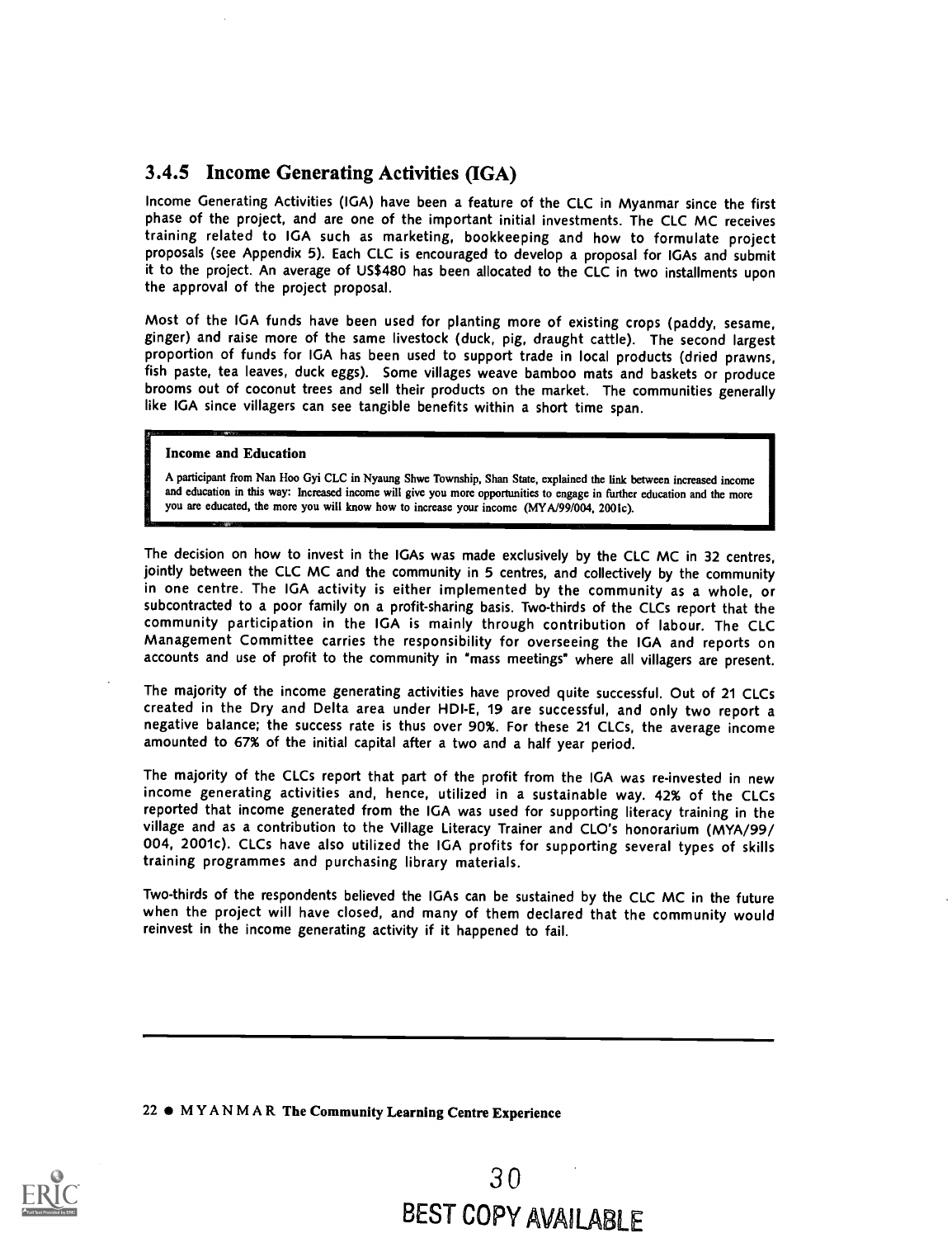### 3.4.5 Income Generating Activities (IGA)

Income Generating Activities (IGA) have been a feature of the CLC in Myanmar since the first phase of the project, and are one of the important initial investments. The CLC MC receives training related to IGA such as marketing, bookkeeping and how to formulate project proposals (see Appendix 5). Each CLC is encouraged to develop a proposal for IGAs and submit it to the project. An average of US$480 has been allocated to the CLC in two installments upon the approval of the project proposal.

Most of the IGA funds have been used for planting more of existing crops (paddy, sesame, ginger) and raise more of the same livestock (duck, pig, draught cattle). The second largest proportion of funds for IGA has been used to support trade in local products (dried prawns, fish paste, tea leaves, duck eggs). Some villages weave bamboo mats and baskets or produce brooms out of coconut trees and sell their products on the market. The communities generally like IGA since villagers can see tangible benefits within a short time span.

> **Income and Education**
>
> A participant from Nan Hoo Gyi CLC in Nyaung Shwe Township, Shan State, explained the link between increased income and education in this way: Increased income will give you more opportunities to engage in further education and the more you are educated, the more you will know how to increase your income (MYA/99/004, 2001c).

The decision on how to invest in the IGAs was made exclusively by the CLC MC in 32 centres, jointly between the CLC MC and the community in 5 centres, and collectively by the community in one centre. The IGA activity is either implemented by the community as a whole, or subcontracted to a poor family on a profit-sharing basis. Two-thirds of the CLCs report that the community participation in the IGA is mainly through contribution of labour. The CLC Management Committee carries the responsibility for overseeing the IGA and reports on accounts and use of profit to the community in "mass meetings" where all villagers are present.

The majority of the income generating activities have proved quite successful. Out of 21 CLCs created in the Dry and Delta area under HDI-E, 19 are successful, and only two report a negative balance; the success rate is thus over 90%. For these 21 CLCs, the average income amounted to 67% of the initial capital after a two and a half year period.

The majority of the CLCs report that part of the profit from the IGA was re-invested in new income generating activities and, hence, utilized in a sustainable way. 42% of the CLCs reported that income generated from the IGA was used for supporting literacy training in the village and as a contribution to the Village Literacy Trainer and CLO's honorarium (MYA/99/004, 2001c). CLCs have also utilized the IGA profits for supporting several types of skills training programmes and purchasing library materials.

Two-thirds of the respondents believed the IGAs can be sustained by the CLC MC in the future when the project will have closed, and many of them declared that the community would reinvest in the income generating activity if it happened to fail.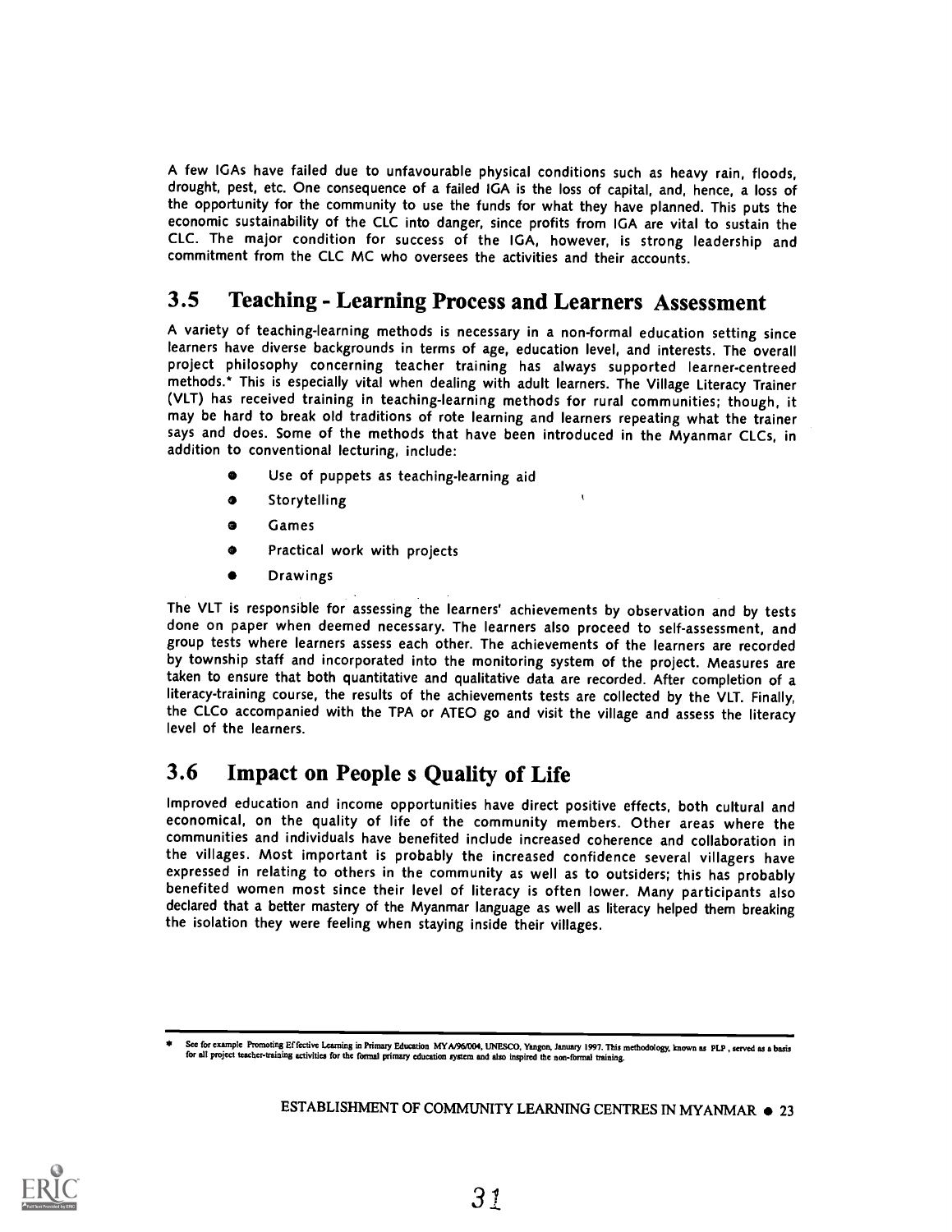A few IGAs have failed due to unfavourable physical conditions such as heavy rain, floods, drought, pest, etc. One consequence of a failed IGA is the loss of capital, and, hence, a loss of the opportunity for the community to use the funds for what they have planned. This puts the economic sustainability of the CLC into danger, since profits from IGA are vital to sustain the CLC. The major condition for success of the IGA, however, is strong leadership and commitment from the CLC MC who oversees the activities and their accounts.

## 3.5 Teaching - Learning Process and Learners Assessment

A variety of teaching-learning methods is necessary in a non-formal education setting since learners have diverse backgrounds in terms of age, education level, and interests. The overall project philosophy concerning teacher training has always supported learner-centreed methods.* This is especially vital when dealing with adult learners. The Village Literacy Trainer (VLT) has received training in teaching-learning methods for rural communities; though, it may be hard to break old traditions of rote learning and learners repeating what the trainer says and does. Some of the methods that have been introduced in the Myanmar CLCs, in addition to conventional lecturing, include:

- Use of puppets as teaching-learning aid
- Storytelling
- Games
- Practical work with projects
- Drawings

The VLT is responsible for assessing the learners' achievements by observation and by tests done on paper when deemed necessary. The learners also proceed to self-assessment, and group tests where learners assess each other. The achievements of the learners are recorded by township staff and incorporated into the monitoring system of the project. Measures are taken to ensure that both quantitative and qualitative data are recorded. After completion of a literacy-training course, the results of the achievements tests are collected by the VLT. Finally, the CLCo accompanied with the TPA or ATEO go and visit the village and assess the literacy level of the learners.

## 3.6 Impact on People s Quality of Life

Improved education and income opportunities have direct positive effects, both cultural and economical, on the quality of life of the community members. Other areas where the communities and individuals have benefited include increased coherence and collaboration in the villages. Most important is probably the increased confidence several villagers have expressed in relating to others in the community as well as to outsiders; this has probably benefited women most since their level of literacy is often lower. Many participants also declared that a better mastery of the Myanmar language as well as literacy helped them breaking the isolation they were feeling when staying inside their villages.

---

\* See for example Promoting Effective Learning in Primary Education MYA/96/004, UNESCO, Yangon, January 1997. This methodology, known as PLP , served as a basis for all project teacher-training activities for the formal primary education system and also inspired the non-formal training.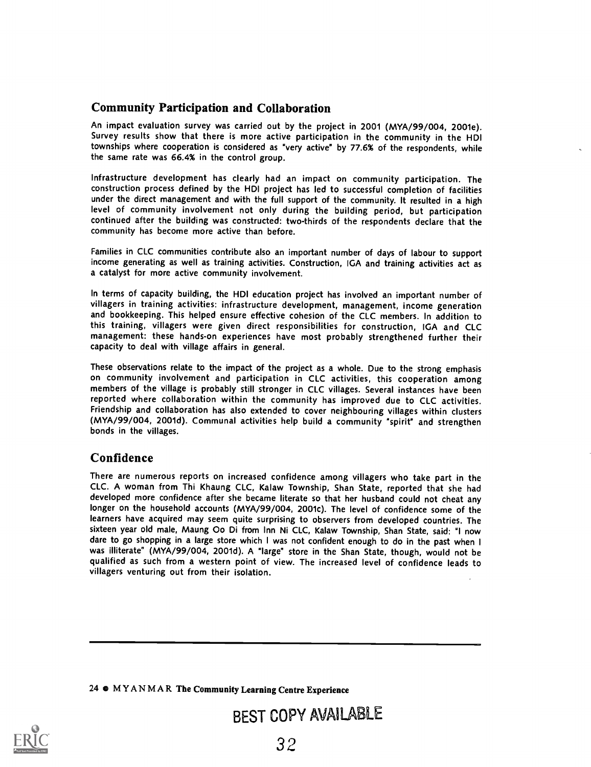## Community Participation and Collaboration

An impact evaluation survey was carried out by the project in 2001 (MYA/99/004, 2001e). Survey results show that there is more active participation in the community in the HDI townships where cooperation is considered as "very active" by 77.6% of the respondents, while the same rate was 66.4% in the control group.

Infrastructure development has clearly had an impact on community participation. The construction process defined by the HDI project has led to successful completion of facilities under the direct management and with the full support of the community. It resulted in a high level of community involvement not only during the building period, but participation continued after the building was constructed: two-thirds of the respondents declare that the community has become more active than before.

Families in CLC communities contribute also an important number of days of labour to support income generating as well as training activities. Construction, IGA and training activities act as a catalyst for more active community involvement.

In terms of capacity building, the HDI education project has involved an important number of villagers in training activities: infrastructure development, management, income generation and bookkeeping. This helped ensure effective cohesion of the CLC members. In addition to this training, villagers were given direct responsibilities for construction, IGA and CLC management: these hands-on experiences have most probably strengthened further their capacity to deal with village affairs in general.

These observations relate to the impact of the project as a whole. Due to the strong emphasis on community involvement and participation in CLC activities, this cooperation among members of the village is probably still stronger in CLC villages. Several instances have been reported where collaboration within the community has improved due to CLC activities. Friendship and collaboration has also extended to cover neighbouring villages within clusters (MYA/99/004, 2001d). Communal activities help build a community "spirit" and strengthen bonds in the villages.

## Confidence

There are numerous reports on increased confidence among villagers who take part in the CLC. A woman from Thi Khaung CLC, Kalaw Township, Shan State, reported that she had developed more confidence after she became literate so that her husband could not cheat any longer on the household accounts (MYA/99/004, 2001c). The level of confidence some of the learners have acquired may seem quite surprising to observers from developed countries. The sixteen year old male, Maung Oo Di from Inn Ni CLC, Kalaw Township, Shan State, said: "I now dare to go shopping in a large store which I was not confident enough to do in the past when I was illiterate" (MYA/99/004, 2001d). A "large" store in the Shan State, though, would not be qualified as such from a western point of view. The increased level of confidence leads to villagers venturing out from their isolation.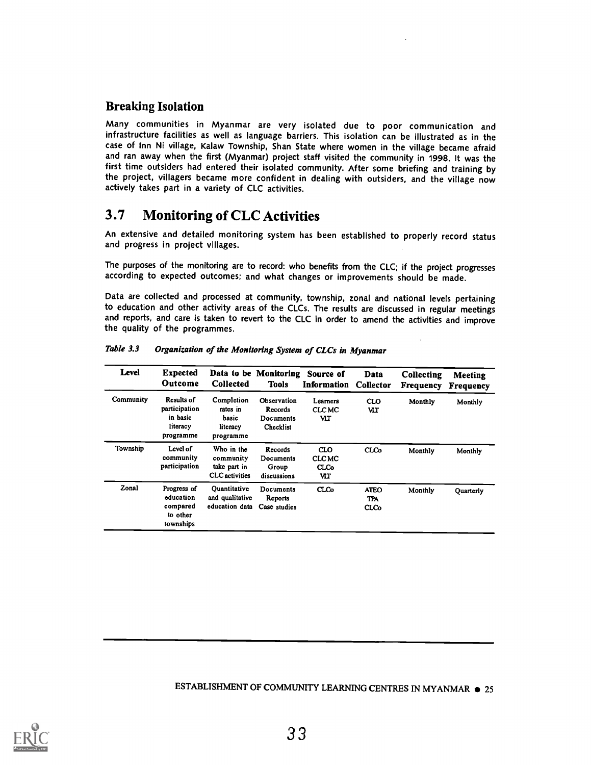### Breaking Isolation

Many communities in Myanmar are very isolated due to poor communication and infrastructure facilities as well as language barriers. This isolation can be illustrated as in the case of Inn Ni village, Kalaw Township, Shan State where women in the village became afraid and ran away when the first (Myanmar) project staff visited the community in 1998. It was the first time outsiders had entered their isolated community. After some briefing and training by the project, villagers became more confident in dealing with outsiders, and the village now actively takes part in a variety of CLC activities.

## 3.7 Monitoring of CLC Activities

An extensive and detailed monitoring system has been established to properly record status and progress in project villages.

The purposes of the monitoring are to record: who benefits from the CLC; if the project progresses according to expected outcomes; and what changes or improvements should be made.

Data are collected and processed at community, township, zonal and national levels pertaining to education and other activity areas of the CLCs. The results are discussed in regular meetings and reports, and care is taken to revert to the CLC in order to amend the activities and improve the quality of the programmes.

*Table 3.3 Organization of the Monitoring System of CLCs in Myanmar*

| Level | Expected Outcome | Data to be Collected | Monitoring Tools | Source of Information | Data Collector | Collecting Frequency | Meeting Frequency |
|---|---|---|---|---|---|---|---|
| Community | Results of participation in basic literacy programme | Completion rates in basic literacy programme | Observation Records Documents Checklist | Learners CLC MC VLT | CLO VLT | Monthly | Monthly |
| Township | Level of community participation | Who in the community take part in CLC activities | Records Documents Group discussions | CLO CLC MC CLCo VLT | CLCo | Monthly | Monthly |
| Zonal | Progress of education compared to other townships | Quantitative and qualitative education data | Documents Reports Case studies | CLCo | ATEO TPA CLCo | Monthly | Quarterly |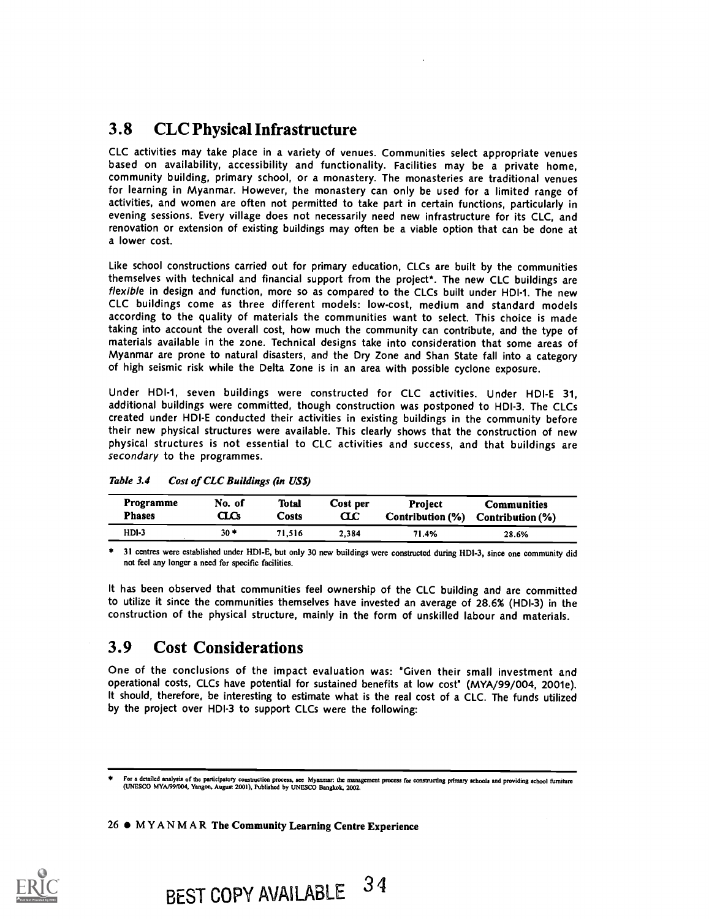## 3.8 CLC Physical Infrastructure

CLC activities may take place in a variety of venues. Communities select appropriate venues based on availability, accessibility and functionality. Facilities may be a private home, community building, primary school, or a monastery. The monasteries are traditional venues for learning in Myanmar. However, the monastery can only be used for a limited range of activities, and women are often not permitted to take part in certain functions, particularly in evening sessions. Every village does not necessarily need new infrastructure for its CLC, and renovation or extension of existing buildings may often be a viable option that can be done at a lower cost.

Like school constructions carried out for primary education, CLCs are built by the communities themselves with technical and financial support from the project*. The new CLC buildings are *flexible* in design and function, more so as compared to the CLCs built under HDI-1. The new CLC buildings come as three different models: low-cost, medium and standard models according to the quality of materials the communities want to select. This choice is made taking into account the overall cost, how much the community can contribute, and the type of materials available in the zone. Technical designs take into consideration that some areas of Myanmar are prone to natural disasters, and the Dry Zone and Shan State fall into a category of high seismic risk while the Delta Zone is in an area with possible cyclone exposure.

Under HDI-1, seven buildings were constructed for CLC activities. Under HDI-E 31, additional buildings were committed, though construction was postponed to HDI-3. The CLCs created under HDI-E conducted their activities in existing buildings in the community before their new physical structures were available. This clearly shows that the construction of new physical structures is not essential to CLC activities and success, and that buildings are *secondary* to the programmes.

*Table 3.4 Cost of CLC Buildings (in US$)*

| Programme Phases | No. of CLCs | Total Costs | Cost per CLC | Project Contribution (%) | Communities Contribution (%) |
|---|---|---|---|---|---|
| HDI-3 | 30 * | 71,516 | 2,384 | 71.4% | 28.6% |

\* 31 centres were established under HDI-E, but only 30 new buildings were constructed during HDI-3, since one community did not feel any longer a need for specific facilities.

It has been observed that communities feel ownership of the CLC building and are committed to utilize it since the communities themselves have invested an average of 28.6% (HDI-3) in the construction of the physical structure, mainly in the form of unskilled labour and materials.

## 3.9 Cost Considerations

One of the conclusions of the impact evaluation was: "Given their small investment and operational costs, CLCs have potential for sustained benefits at low cost" (MYA/99/004, 2001e). It should, therefore, be interesting to estimate what is the real cost of a CLC. The funds utilized by the project over HDI-3 to support CLCs were the following:

\* For a detailed analysis of the participatory construction process, see Myanmar: the management process for constructing primary schools and providing school furniture (UNESCO MYA/99/004, Yangon, August 2001), Published by UNESCO Bangkok, 2002.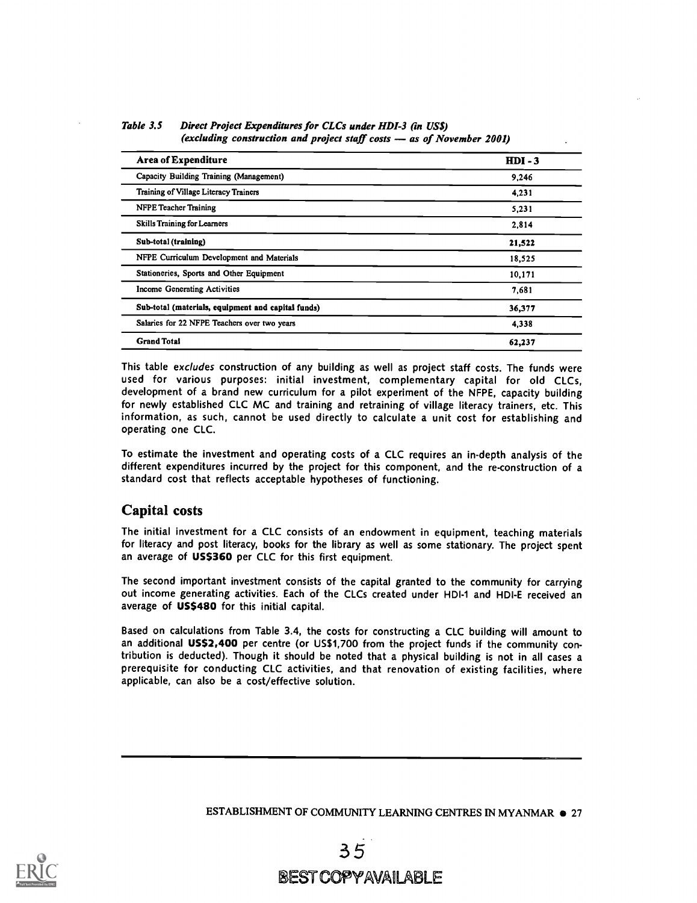*Table 3.5 Direct Project Expenditures for CLCs under HDI-3 (in US$) (excluding construction and project staff costs — as of November 2001)*

| Area of Expenditure | HDI - 3 |
|---|---|
| Capacity Building Training (Management) | 9,246 |
| Training of Village Literacy Trainers | 4,231 |
| NFPE Teacher Training | 5,231 |
| Skills Training for Learners | 2,814 |
| **Sub-total (training)** | **21,522** |
| NFPE Curriculum Development and Materials | 18,525 |
| Stationeries, Sports and Other Equipment | 10,171 |
| Income Generating Activities | 7,681 |
| **Sub-total (materials, equipment and capital funds)** | **36,377** |
| Salaries for 22 NFPE Teachers over two years | 4,338 |
| **Grand Total** | **62,237** |

This table *excludes* construction of any building as well as project staff costs. The funds were used for various purposes: initial investment, complementary capital for old CLCs, development of a brand new curriculum for a pilot experiment of the NFPE, capacity building for newly established CLC MC and training and retraining of village literacy trainers, etc. This information, as such, cannot be used directly to calculate a unit cost for establishing and operating one CLC.

To estimate the investment and operating costs of a CLC requires an in-depth analysis of the different expenditures incurred by the project for this component, and the re-construction of a standard cost that reflects acceptable hypotheses of functioning.

## Capital costs

The initial investment for a CLC consists of an endowment in equipment, teaching materials for literacy and post literacy, books for the library as well as some stationary. The project spent an average of **US$360** per CLC for this first equipment.

The second important investment consists of the capital granted to the community for carrying out income generating activities. Each of the CLCs created under HDI-1 and HDI-E received an average of **US$480** for this initial capital.

Based on calculations from Table 3.4, the costs for constructing a CLC building will amount to an additional **US$2,400** per centre (or US$1,700 from the project funds if the community contribution is deducted). Though it should be noted that a physical building is not in all cases a prerequisite for conducting CLC activities, and that renovation of existing facilities, where applicable, can also be a cost/effective solution.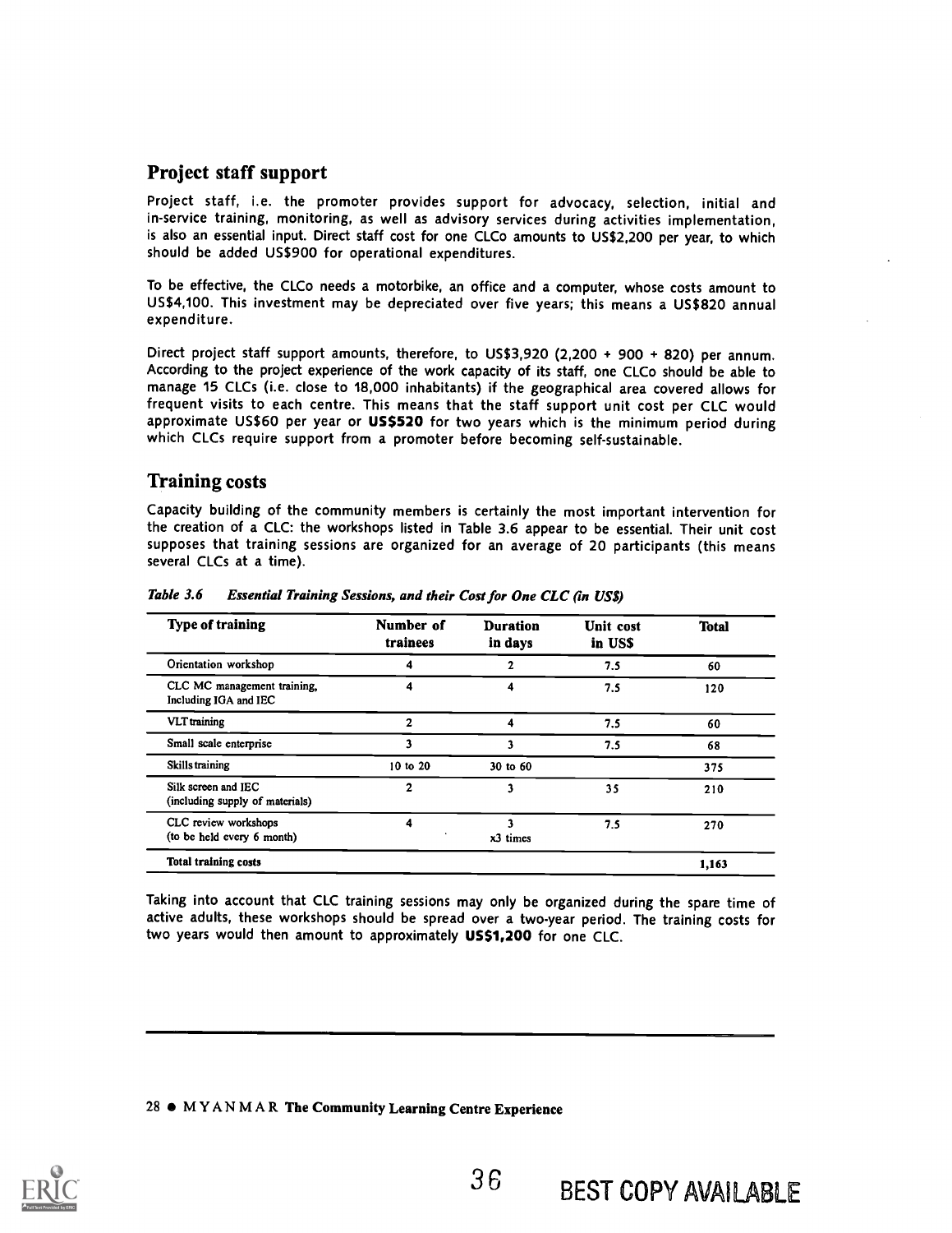## Project staff support

Project staff, i.e. the promoter provides support for advocacy, selection, initial and in-service training, monitoring, as well as advisory services during activities implementation, is also an essential input. Direct staff cost for one CLCo amounts to US$2,200 per year, to which should be added US$900 for operational expenditures.

To be effective, the CLCo needs a motorbike, an office and a computer, whose costs amount to US$4,100. This investment may be depreciated over five years; this means a US$820 annual expenditure.

Direct project staff support amounts, therefore, to US$3,920 (2,200 + 900 + 820) per annum. According to the project experience of the work capacity of its staff, one CLCo should be able to manage 15 CLCs (i.e. close to 18,000 inhabitants) if the geographical area covered allows for frequent visits to each centre. This means that the staff support unit cost per CLC would approximate US$60 per year or **US$520** for two years which is the minimum period during which CLCs require support from a promoter before becoming self-sustainable.

## Training costs

Capacity building of the community members is certainly the most important intervention for the creation of a CLC: the workshops listed in Table 3.6 appear to be essential. Their unit cost supposes that training sessions are organized for an average of 20 participants (this means several CLCs at a time).

*Table 3.6 Essential Training Sessions, and their Cost for One CLC (in US$)*

| Type of training | Number of trainees | Duration in days | Unit cost in US$ | Total |
|---|---|---|---|---|
| Orientation workshop | 4 | 2 | 7.5 | 60 |
| CLC MC management training, Including IGA and IEC | 4 | 4 | 7.5 | 120 |
| VLT training | 2 | 4 | 7.5 | 60 |
| Small scale enterprise | 3 | 3 | 7.5 | 68 |
| Skills training | 10 to 20 | 30 to 60 | | 375 |
| Silk screen and IEC (including supply of materials) | 2 | 3 | 35 | 210 |
| CLC review workshops (to be held every 6 month) | 4 | 3 x3 times | 7.5 | 270 |
| **Total training costs** | | | | **1,163** |

Taking into account that CLC training sessions may only be organized during the spare time of active adults, these workshops should be spread over a two-year period. The training costs for two years would then amount to approximately **US$1,200** for one CLC.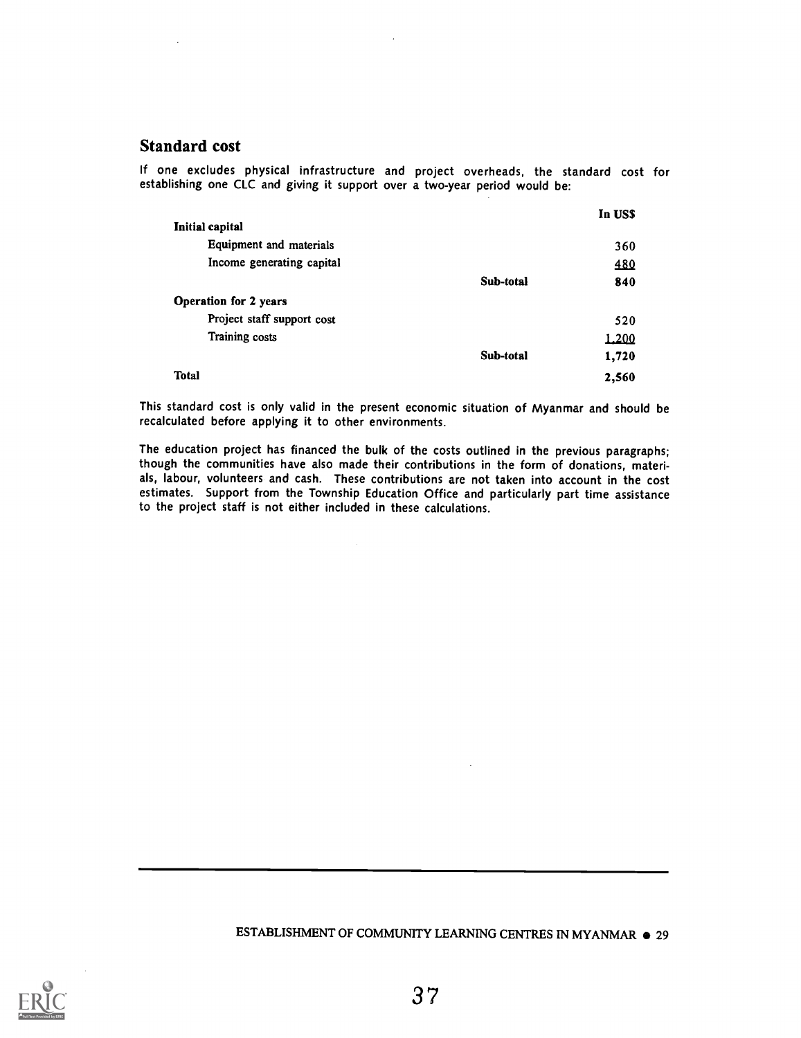## Standard cost

If one excludes physical infrastructure and project overheads, the standard cost for establishing one CLC and giving it support over a two-year period would be:

| | | In US$ |
|---|---|---|
| **Initial capital** | | |
| Equipment and materials | | 360 |
| Income generating capital | | 480 |
| | **Sub-total** | **840** |
| **Operation for 2 years** | | |
| Project staff support cost | | 520 |
| Training costs | | 1,200 |
| | **Sub-total** | **1,720** |
| **Total** | | **2,560** |

This standard cost is only valid in the present economic situation of Myanmar and should be recalculated before applying it to other environments.

The education project has financed the bulk of the costs outlined in the previous paragraphs; though the communities have also made their contributions in the form of donations, materials, labour, volunteers and cash. These contributions are not taken into account in the cost estimates. Support from the Township Education Office and particularly part time assistance to the project staff is not either included in these calculations.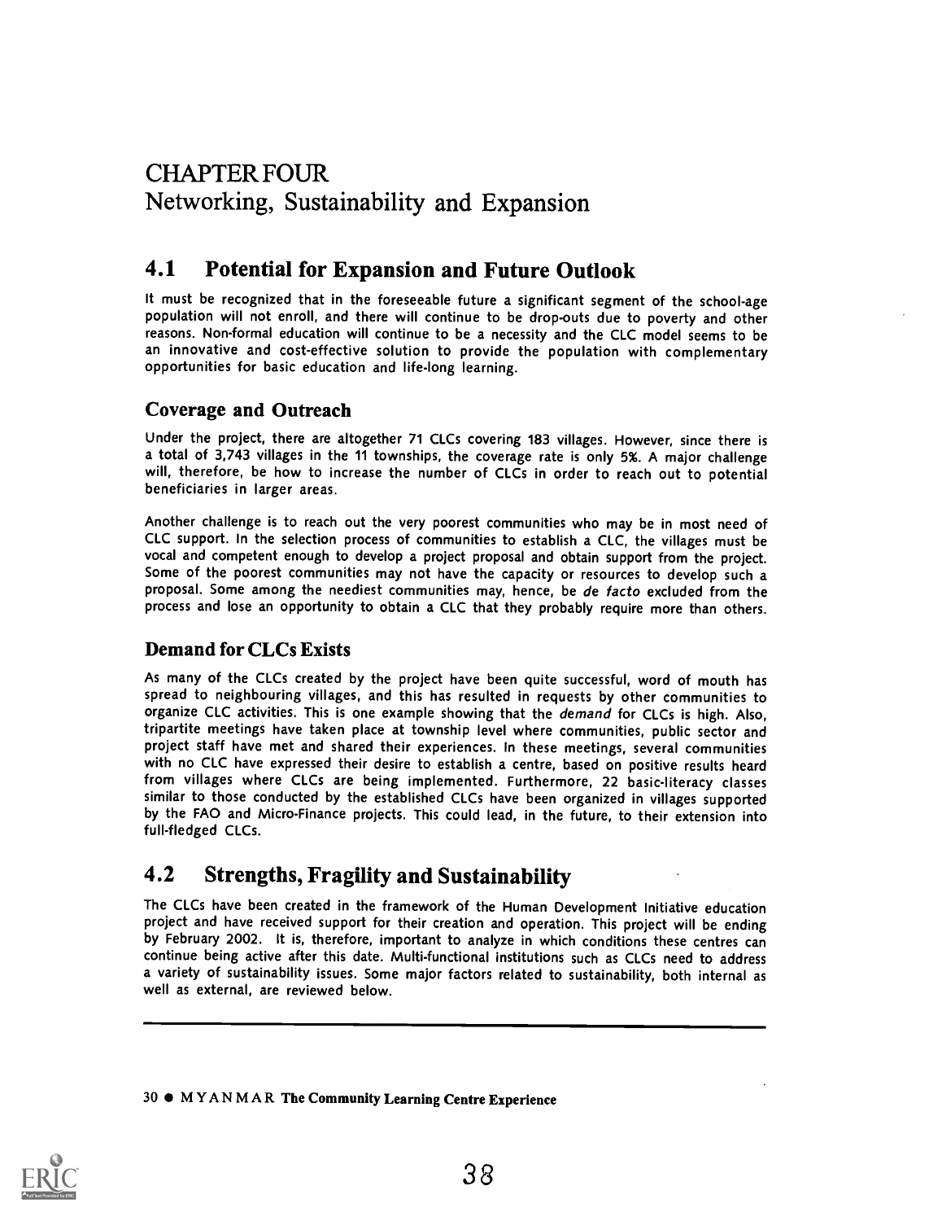# CHAPTER FOUR
# Networking, Sustainability and Expansion

## 4.1 Potential for Expansion and Future Outlook

It must be recognized that in the foreseeable future a significant segment of the school-age population will not enroll, and there will continue to be drop-outs due to poverty and other reasons. Non-formal education will continue to be a necessity and the CLC model seems to be an innovative and cost-effective solution to provide the population with complementary opportunities for basic education and life-long learning.

### Coverage and Outreach

Under the project, there are altogether 71 CLCs covering 183 villages. However, since there is a total of 3,743 villages in the 11 townships, the coverage rate is only 5%. A major challenge will, therefore, be how to increase the number of CLCs in order to reach out to potential beneficiaries in larger areas.

Another challenge is to reach out the very poorest communities who may be in most need of CLC support. In the selection process of communities to establish a CLC, the villages must be vocal and competent enough to develop a project proposal and obtain support from the project. Some of the poorest communities may not have the capacity or resources to develop such a proposal. Some among the neediest communities may, hence, be *de facto* excluded from the process and lose an opportunity to obtain a CLC that they probably require more than others.

### Demand for CLCs Exists

As many of the CLCs created by the project have been quite successful, word of mouth has spread to neighbouring villages, and this has resulted in requests by other communities to organize CLC activities. This is one example showing that the *demand* for CLCs is high. Also, tripartite meetings have taken place at township level where communities, public sector and project staff have met and shared their experiences. In these meetings, several communities with no CLC have expressed their desire to establish a centre, based on positive results heard from villages where CLCs are being implemented. Furthermore, 22 basic-literacy classes similar to those conducted by the established CLCs have been organized in villages supported by the FAO and Micro-Finance projects. This could lead, in the future, to their extension into full-fledged CLCs.

## 4.2 Strengths, Fragility and Sustainability

The CLCs have been created in the framework of the Human Development Initiative education project and have received support for their creation and operation. This project will be ending by February 2002. It is, therefore, important to analyze in which conditions these centres can continue being active after this date. Multi-functional institutions such as CLCs need to address a variety of sustainability issues. Some major factors related to sustainability, both internal as well as external, are reviewed below.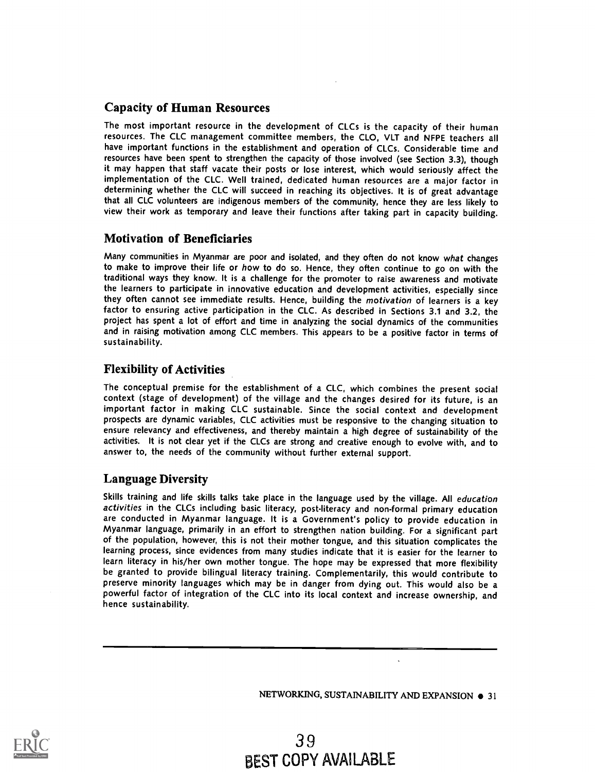## Capacity of Human Resources

The most important resource in the development of CLCs is the capacity of their human resources. The CLC management committee members, the CLO, VLT and NFPE teachers all have important functions in the establishment and operation of CLCs. Considerable time and resources have been spent to strengthen the capacity of those involved (see Section 3.3), though it may happen that staff vacate their posts or lose interest, which would seriously affect the implementation of the CLC. Well trained, dedicated human resources are a major factor in determining whether the CLC will succeed in reaching its objectives. It is of great advantage that all CLC volunteers are indigenous members of the community, hence they are less likely to view their work as temporary and leave their functions after taking part in capacity building.

## Motivation of Beneficiaries

Many communities in Myanmar are poor and isolated, and they often do not know *what* changes to make to improve their life or *how* to do so. Hence, they often continue to go on with the traditional ways they know. It is a challenge for the promoter to raise awareness and motivate the learners to participate in innovative education and development activities, especially since they often cannot see immediate results. Hence, building the *motivation* of learners is a key factor to ensuring active participation in the CLC. As described in Sections 3.1 and 3.2, the project has spent a lot of effort and time in analyzing the social dynamics of the communities and in raising motivation among CLC members. This appears to be a positive factor in terms of sustainability.

## Flexibility of Activities

The conceptual premise for the establishment of a CLC, which combines the present social context (stage of development) of the village and the changes desired for its future, is an important factor in making CLC sustainable. Since the social context and development prospects are dynamic variables, CLC activities must be responsive to the changing situation to ensure relevancy and effectiveness, and thereby maintain a high degree of sustainability of the activities. It is not clear yet if the CLCs are strong and creative enough to evolve with, and to answer to, the needs of the community without further external support.

## Language Diversity

Skills training and life skills talks take place in the language used by the village. All *education activities* in the CLCs including basic literacy, post-literacy and non-formal primary education are conducted in Myanmar language. It is a Government's policy to provide education in Myanmar language, primarily in an effort to strengthen nation building. For a significant part of the population, however, this is not their mother tongue, and this situation complicates the learning process, since evidences from many studies indicate that it is easier for the learner to learn literacy in his/her own mother tongue. The hope may be expressed that more flexibility be granted to provide bilingual literacy training. Complementarily, this would contribute to preserve minority languages which may be in danger from dying out. This would also be a powerful factor of integration of the CLC into its local context and increase ownership, and hence sustainability.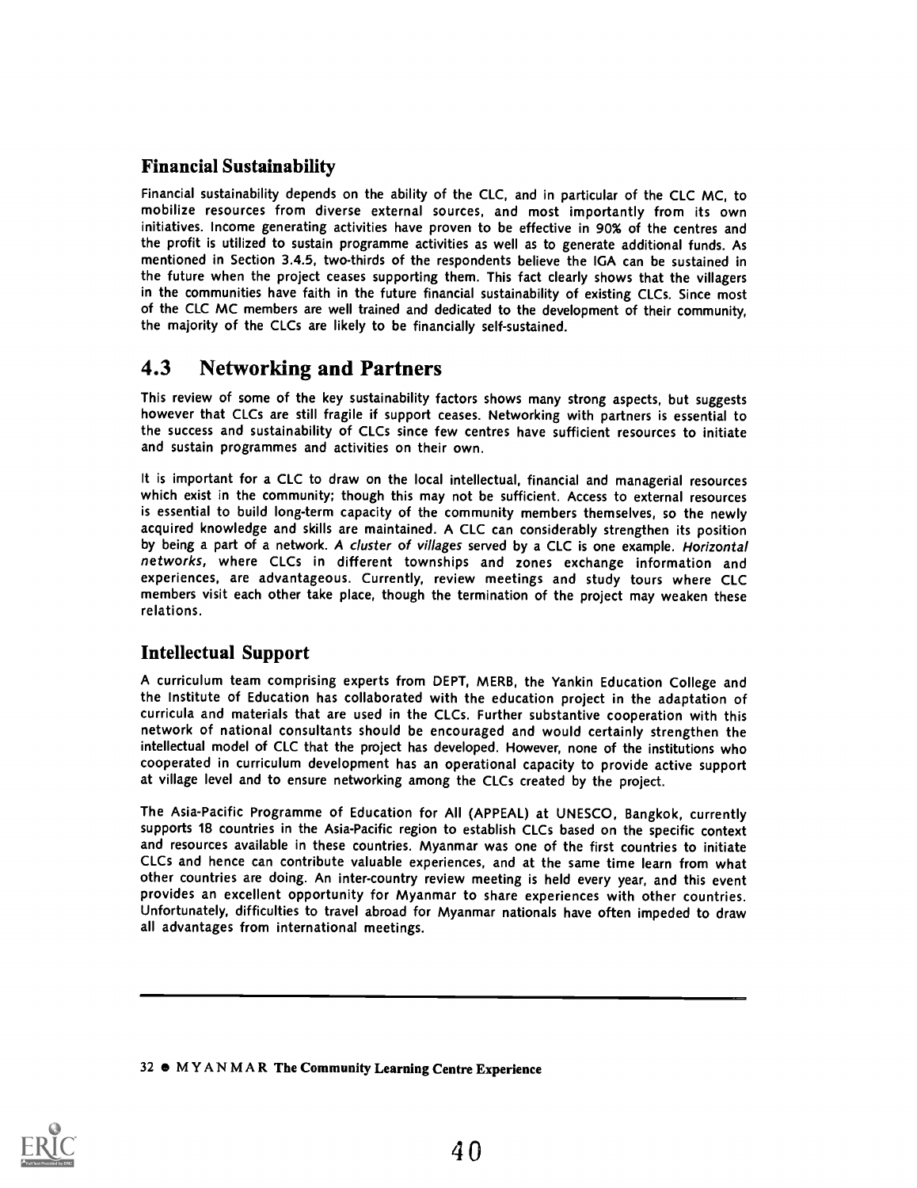### Financial Sustainability

Financial sustainability depends on the ability of the CLC, and in particular of the CLC MC, to mobilize resources from diverse external sources, and most importantly from its own initiatives. Income generating activities have proven to be effective in 90% of the centres and the profit is utilized to sustain programme activities as well as to generate additional funds. As mentioned in Section 3.4.5, two-thirds of the respondents believe the IGA can be sustained in the future when the project ceases supporting them. This fact clearly shows that the villagers in the communities have faith in the future financial sustainability of existing CLCs. Since most of the CLC MC members are well trained and dedicated to the development of their community, the majority of the CLCs are likely to be financially self-sustained.

## 4.3 Networking and Partners

This review of some of the key sustainability factors shows many strong aspects, but suggests however that CLCs are still fragile if support ceases. Networking with partners is essential to the success and sustainability of CLCs since few centres have sufficient resources to initiate and sustain programmes and activities on their own.

It is important for a CLC to draw on the local intellectual, financial and managerial resources which exist in the community; though this may not be sufficient. Access to external resources is essential to build long-term capacity of the community members themselves, so the newly acquired knowledge and skills are maintained. A CLC can considerably strengthen its position by being a part of a network. *A cluster of villages* served by a CLC is one example. *Horizontal networks*, where CLCs in different townships and zones exchange information and experiences, are advantageous. Currently, review meetings and study tours where CLC members visit each other take place, though the termination of the project may weaken these relations.

### Intellectual Support

A curriculum team comprising experts from DEPT, MERB, the Yankin Education College and the Institute of Education has collaborated with the education project in the adaptation of curricula and materials that are used in the CLCs. Further substantive cooperation with this network of national consultants should be encouraged and would certainly strengthen the intellectual model of CLC that the project has developed. However, none of the institutions who cooperated in curriculum development has an operational capacity to provide active support at village level and to ensure networking among the CLCs created by the project.

The Asia-Pacific Programme of Education for All (APPEAL) at UNESCO, Bangkok, currently supports 18 countries in the Asia-Pacific region to establish CLCs based on the specific context and resources available in these countries. Myanmar was one of the first countries to initiate CLCs and hence can contribute valuable experiences, and at the same time learn from what other countries are doing. An inter-country review meeting is held every year, and this event provides an excellent opportunity for Myanmar to share experiences with other countries. Unfortunately, difficulties to travel abroad for Myanmar nationals have often impeded to draw all advantages from international meetings.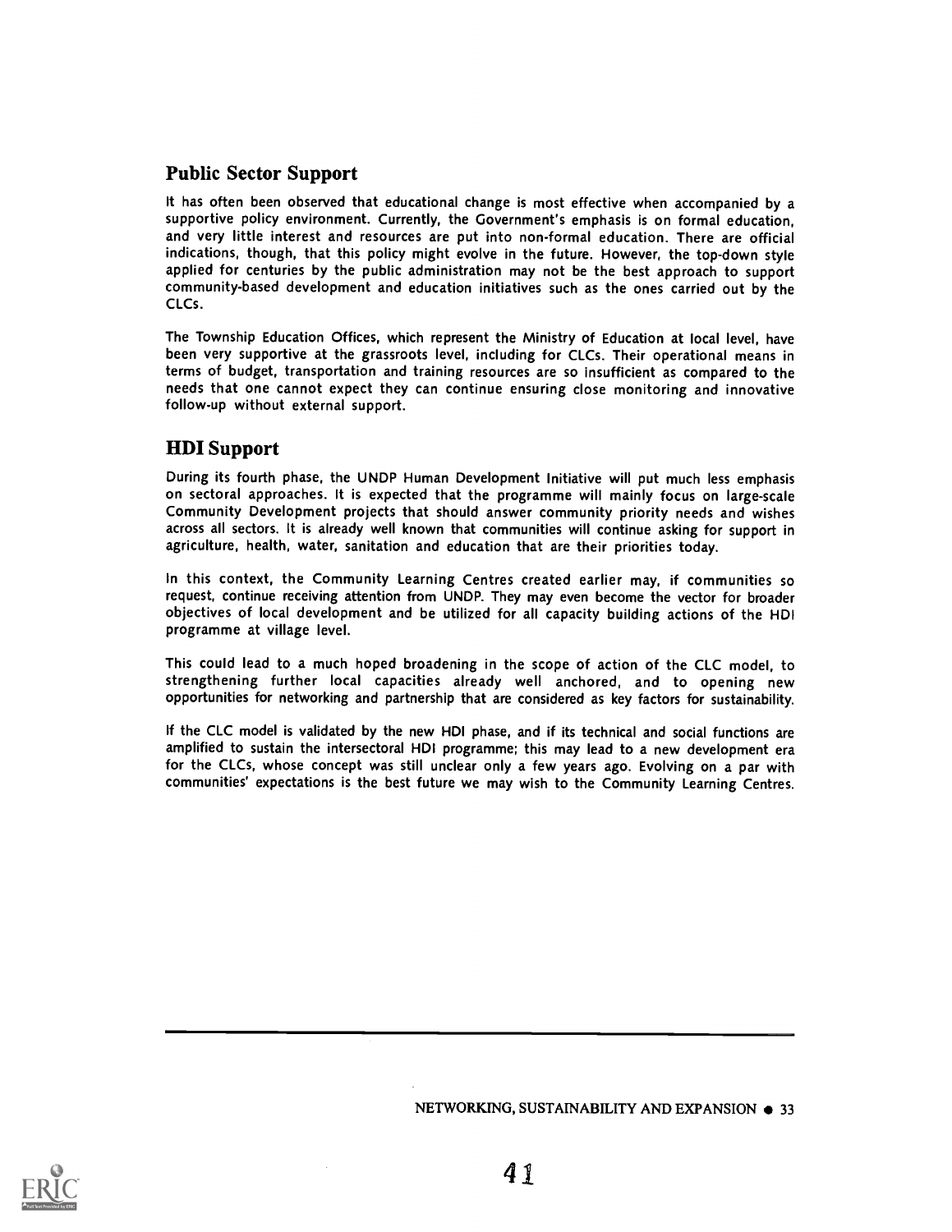## Public Sector Support

It has often been observed that educational change is most effective when accompanied by a supportive policy environment. Currently, the Government's emphasis is on formal education, and very little interest and resources are put into non-formal education. There are official indications, though, that this policy might evolve in the future. However, the top-down style applied for centuries by the public administration may not be the best approach to support community-based development and education initiatives such as the ones carried out by the CLCs.

The Township Education Offices, which represent the Ministry of Education at local level, have been very supportive at the grassroots level, including for CLCs. Their operational means in terms of budget, transportation and training resources are so insufficient as compared to the needs that one cannot expect they can continue ensuring close monitoring and innovative follow-up without external support.

## HDI Support

During its fourth phase, the UNDP Human Development Initiative will put much less emphasis on sectoral approaches. It is expected that the programme will mainly focus on large-scale Community Development projects that should answer community priority needs and wishes across all sectors. It is already well known that communities will continue asking for support in agriculture, health, water, sanitation and education that are their priorities today.

In this context, the Community Learning Centres created earlier may, if communities so request, continue receiving attention from UNDP. They may even become the vector for broader objectives of local development and be utilized for all capacity building actions of the HDI programme at village level.

This could lead to a much hoped broadening in the scope of action of the CLC model, to strengthening further local capacities already well anchored, and to opening new opportunities for networking and partnership that are considered as key factors for sustainability.

If the CLC model is validated by the new HDI phase, and if its technical and social functions are amplified to sustain the intersectoral HDI programme; this may lead to a new development era for the CLCs, whose concept was still unclear only a few years ago. Evolving on a par with communities' expectations is the best future we may wish to the Community Learning Centres.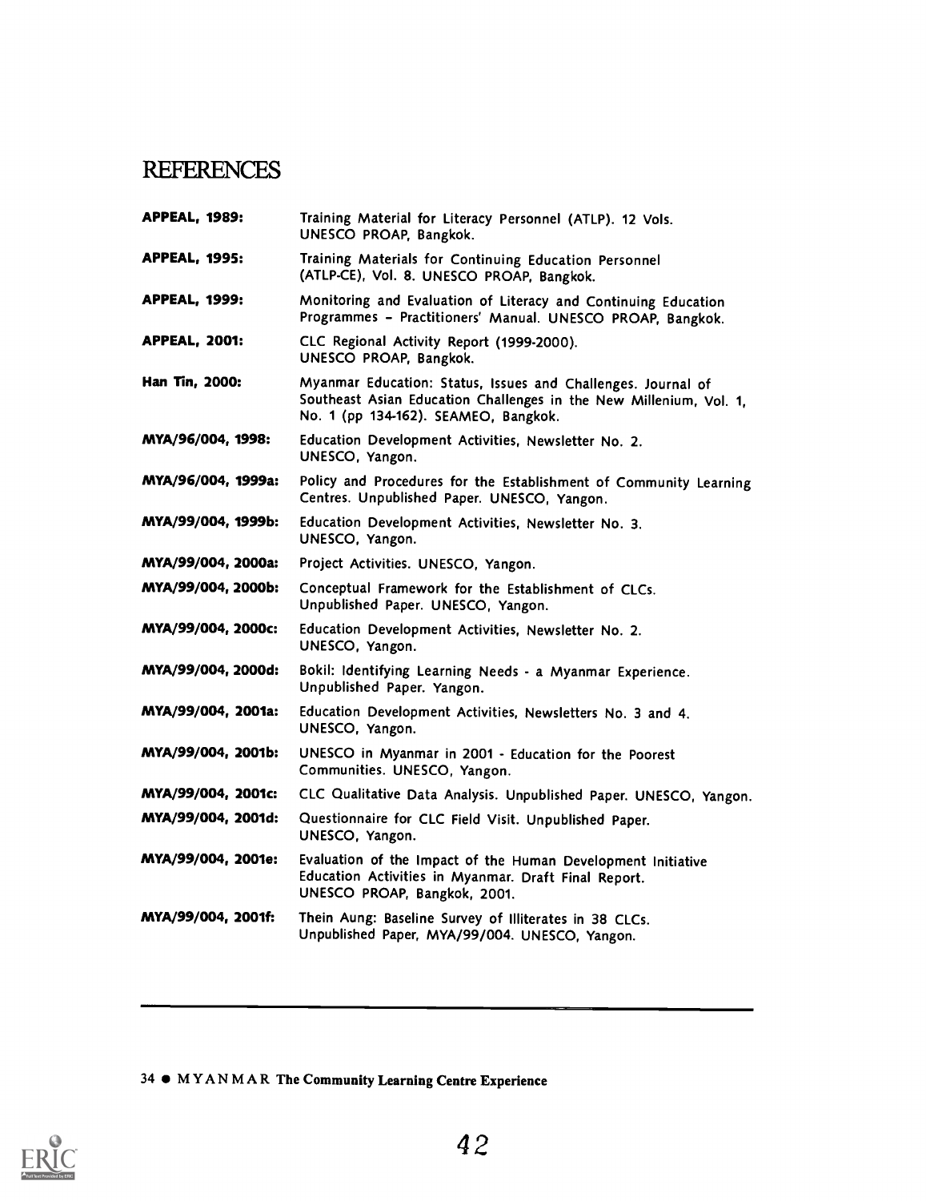# REFERENCES

**APPEAL, 1989:** Training Material for Literacy Personnel (ATLP). 12 Vols. UNESCO PROAP, Bangkok.

**APPEAL, 1995:** Training Materials for Continuing Education Personnel (ATLP-CE), Vol. 8. UNESCO PROAP, Bangkok.

**APPEAL, 1999:** Monitoring and Evaluation of Literacy and Continuing Education Programmes – Practitioners' Manual. UNESCO PROAP, Bangkok.

**APPEAL, 2001:** CLC Regional Activity Report (1999-2000). UNESCO PROAP, Bangkok.

**Han Tin, 2000:** Myanmar Education: Status, Issues and Challenges. Journal of Southeast Asian Education Challenges in the New Millenium, Vol. 1, No. 1 (pp 134-162). SEAMEO, Bangkok.

**MYA/96/004, 1998:** Education Development Activities, Newsletter No. 2. UNESCO, Yangon.

**MYA/96/004, 1999a:** Policy and Procedures for the Establishment of Community Learning Centres. Unpublished Paper. UNESCO, Yangon.

**MYA/99/004, 1999b:** Education Development Activities, Newsletter No. 3. UNESCO, Yangon.

**MYA/99/004, 2000a:** Project Activities. UNESCO, Yangon.

**MYA/99/004, 2000b:** Conceptual Framework for the Establishment of CLCs. Unpublished Paper. UNESCO, Yangon.

**MYA/99/004, 2000c:** Education Development Activities, Newsletter No. 2. UNESCO, Yangon.

**MYA/99/004, 2000d:** Bokil: Identifying Learning Needs - a Myanmar Experience. Unpublished Paper. Yangon.

**MYA/99/004, 2001a:** Education Development Activities, Newsletters No. 3 and 4. UNESCO, Yangon.

**MYA/99/004, 2001b:** UNESCO in Myanmar in 2001 - Education for the Poorest Communities. UNESCO, Yangon.

**MYA/99/004, 2001c:** CLC Qualitative Data Analysis. Unpublished Paper. UNESCO, Yangon.

**MYA/99/004, 2001d:** Questionnaire for CLC Field Visit. Unpublished Paper. UNESCO, Yangon.

**MYA/99/004, 2001e:** Evaluation of the Impact of the Human Development Initiative Education Activities in Myanmar. Draft Final Report. UNESCO PROAP, Bangkok, 2001.

**MYA/99/004, 2001f:** Thein Aung: Baseline Survey of Illiterates in 38 CLCs. Unpublished Paper, MYA/99/004. UNESCO, Yangon.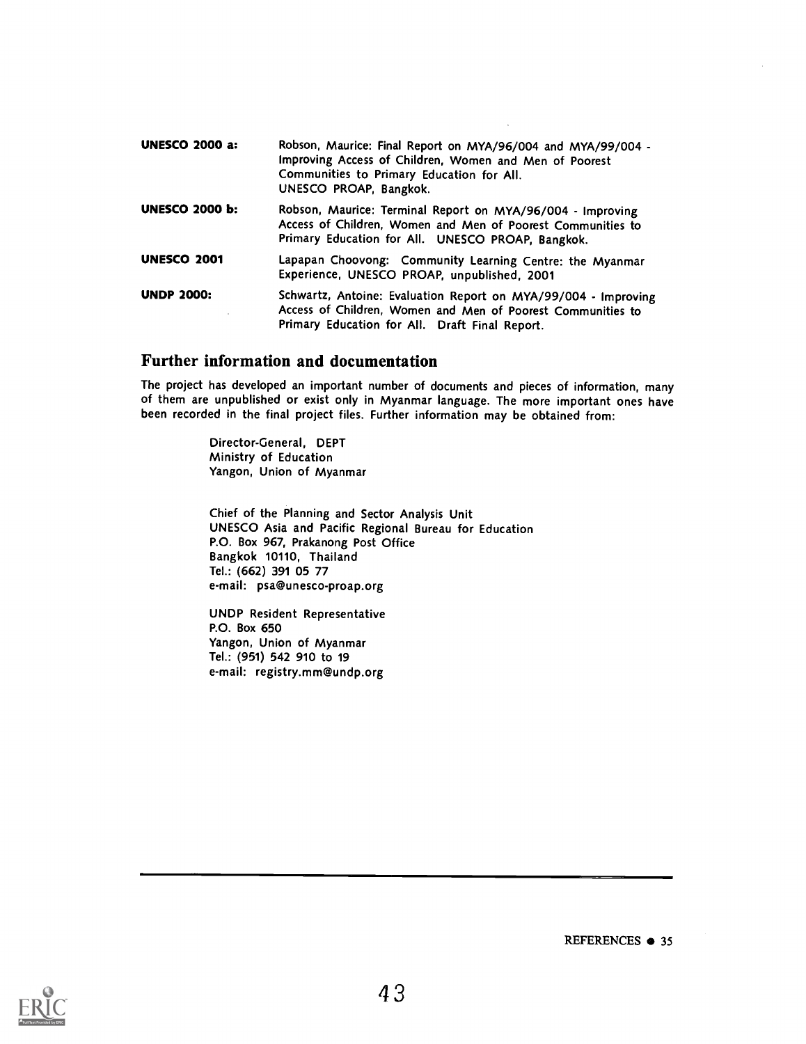**UNESCO 2000 a:** Robson, Maurice: Final Report on MYA/96/004 and MYA/99/004 - Improving Access of Children, Women and Men of Poorest Communities to Primary Education for All. UNESCO PROAP, Bangkok.

**UNESCO 2000 b:** Robson, Maurice: Terminal Report on MYA/96/004 - Improving Access of Children, Women and Men of Poorest Communities to Primary Education for All. UNESCO PROAP, Bangkok.

**UNESCO 2001** Lapapan Choovong: Community Learning Centre: the Myanmar Experience, UNESCO PROAP, unpublished, 2001

**UNDP 2000:** Schwartz, Antoine: Evaluation Report on MYA/99/004 - Improving Access of Children, Women and Men of Poorest Communities to Primary Education for All. Draft Final Report.

## Further information and documentation

The project has developed an important number of documents and pieces of information, many of them are unpublished or exist only in Myanmar language. The more important ones have been recorded in the final project files. Further information may be obtained from:

Director-General, DEPT
Ministry of Education
Yangon, Union of Myanmar

Chief of the Planning and Sector Analysis Unit
UNESCO Asia and Pacific Regional Bureau for Education
P.O. Box 967, Prakanong Post Office
Bangkok 10110, Thailand
Tel.: (662) 391 05 77
e-mail: psa@unesco-proap.org

UNDP Resident Representative
P.O. Box 650
Yangon, Union of Myanmar
Tel.: (951) 542 910 to 19
e-mail: registry.mm@undp.org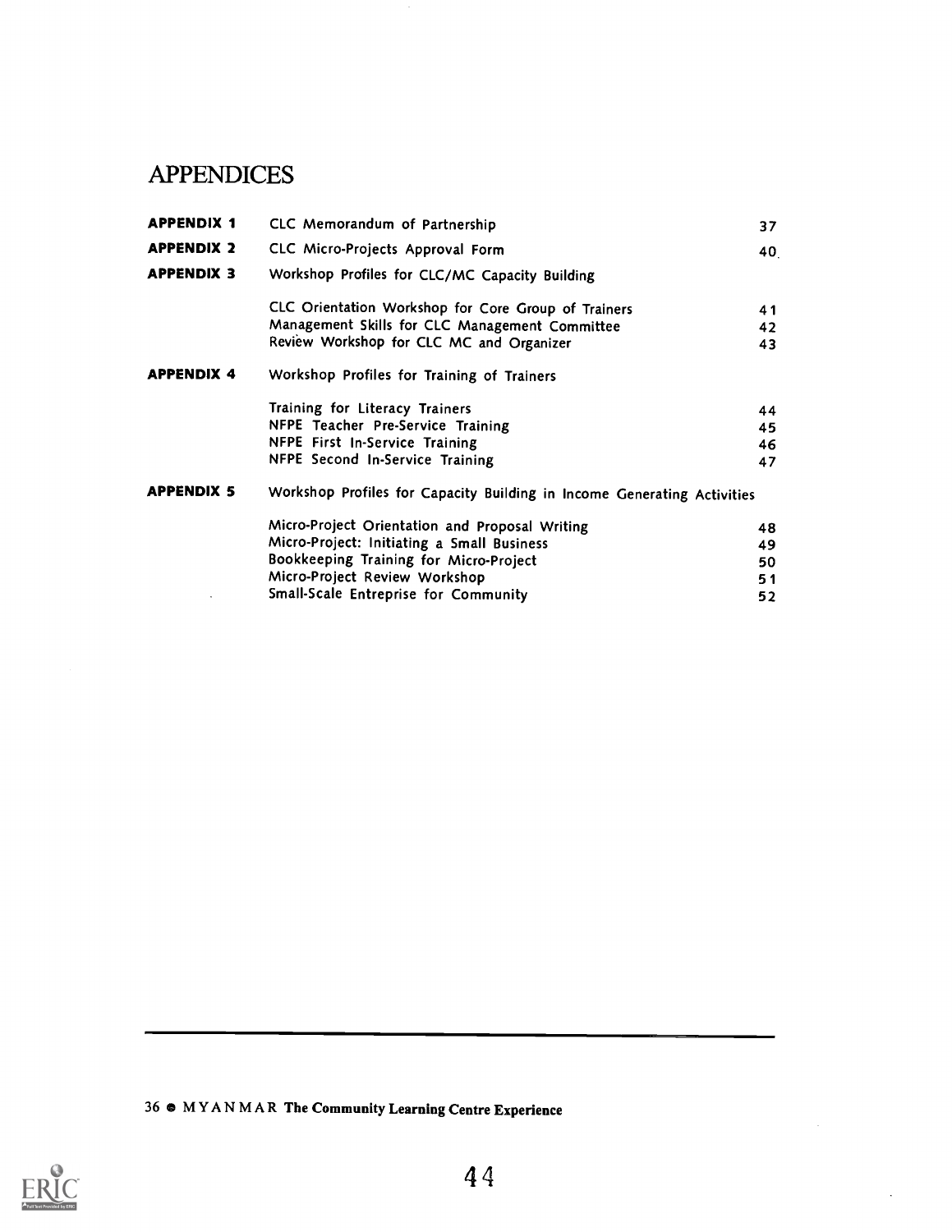# APPENDICES

| | | |
|---|---|---|
| **APPENDIX 1** | CLC Memorandum of Partnership | 37 |
| **APPENDIX 2** | CLC Micro-Projects Approval Form | 40 |
| **APPENDIX 3** | Workshop Profiles for CLC/MC Capacity Building | |
| | CLC Orientation Workshop for Core Group of Trainers | 41 |
| | Management Skills for CLC Management Committee | 42 |
| | Review Workshop for CLC MC and Organizer | 43 |
| **APPENDIX 4** | Workshop Profiles for Training of Trainers | |
| | Training for Literacy Trainers | 44 |
| | NFPE Teacher Pre-Service Training | 45 |
| | NFPE First In-Service Training | 46 |
| | NFPE Second In-Service Training | 47 |
| **APPENDIX 5** | Workshop Profiles for Capacity Building in Income Generating Activities | |
| | Micro-Project Orientation and Proposal Writing | 48 |
| | Micro-Project: Initiating a Small Business | 49 |
| | Bookkeeping Training for Micro-Project | 50 |
| | Micro-Project Review Workshop | 51 |
| | Small-Scale Entreprise for Community | 52 |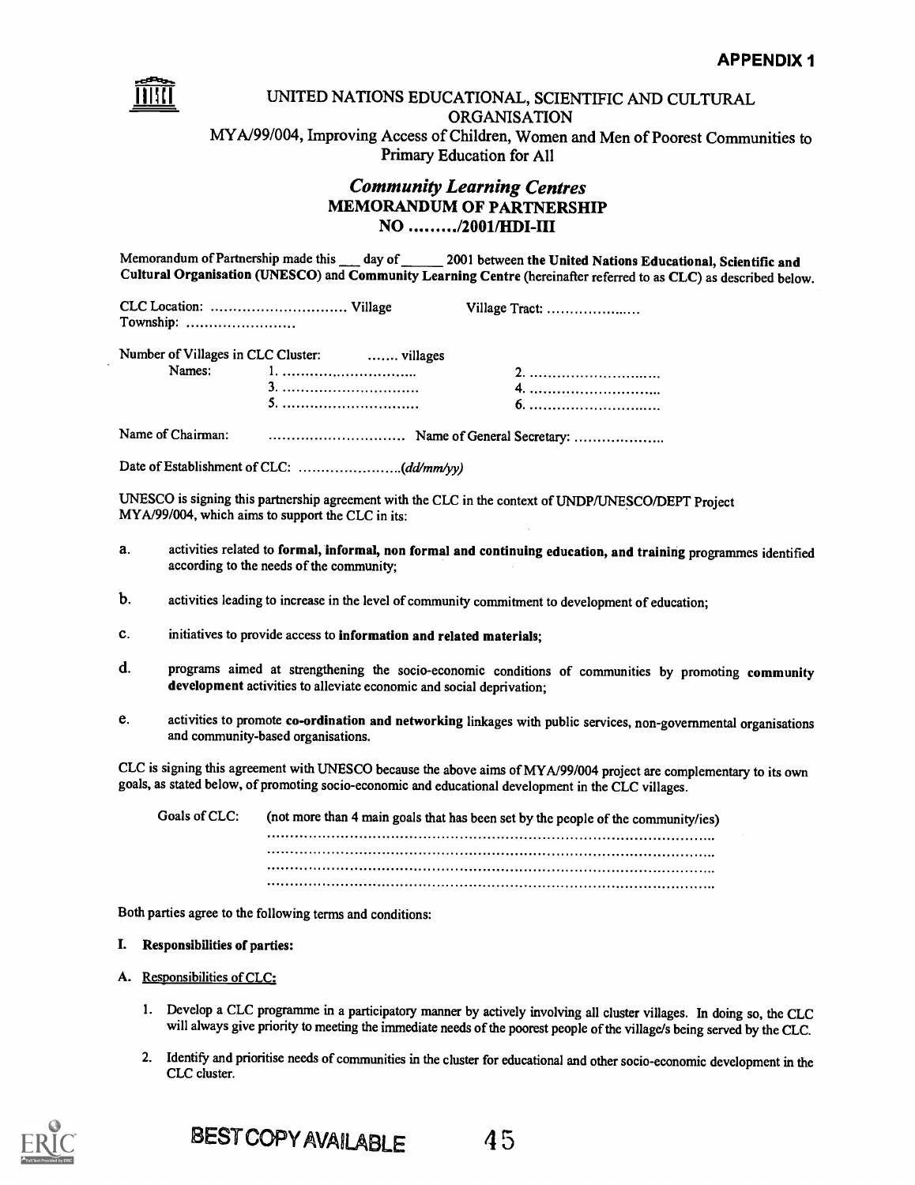**APPENDIX 1**

UNITED NATIONS EDUCATIONAL, SCIENTIFIC AND CULTURAL ORGANISATION

MYA/99/004, Improving Access of Children, Women and Men of Poorest Communities to Primary Education for All

## *Community Learning Centres*
## MEMORANDUM OF PARTNERSHIP
## NO ......../2001/HDI-III

Memorandum of Partnership made this ___ day of ______ 2001 between **the United Nations Educational, Scientific and Cultural Organisation (UNESCO)** and **Community Learning Centre** (hereinafter referred to as **CLC**) as described below.

CLC Location: .............................. Village    Village Tract: ...................
Township: ........................

Number of Villages in CLC Cluster: ....... villages
Names: 1. ..............................    2. ..............................
3. ..............................    4. ..............................
5. ..............................    6. ..............................

Name of Chairman: ..............................    Name of General Secretary: ....................

Date of Establishment of CLC: .......................*(dd/mm/yy)*

UNESCO is signing this partnership agreement with the CLC in the context of UNDP/UNESCO/DEPT Project MYA/99/004, which aims to support the CLC in its:

a. activities related to **formal, informal, non formal and continuing education, and training** programmes identified according to the needs of the community;

b. activities leading to increase in the level of community commitment to development of education;

c. initiatives to provide access to **information and related materials**;

d. programs aimed at strengthening the socio-economic conditions of communities by promoting **community development** activities to alleviate economic and social deprivation;

e. activities to promote **co-ordination and networking** linkages with public services, non-governmental organisations and community-based organisations.

CLC is signing this agreement with UNESCO because the above aims of MYA/99/004 project are complementary to its own goals, as stated below, of promoting socio-economic and educational development in the CLC villages.

Goals of CLC: (not more than 4 main goals that has been set by the people of the community/ies)
..............................................................................................
..............................................................................................
..............................................................................................
..............................................................................................

Both parties agree to the following terms and conditions:

**I. Responsibilities of parties:**

A. Responsibilities of CLC:

1. Develop a CLC programme in a participatory manner by actively involving all cluster villages. In doing so, the CLC will always give priority to meeting the immediate needs of the poorest people of the village/s being served by the CLC.

2. Identify and prioritise needs of communities in the cluster for educational and other socio-economic development in the CLC cluster.

BEST COPY AVAILABLE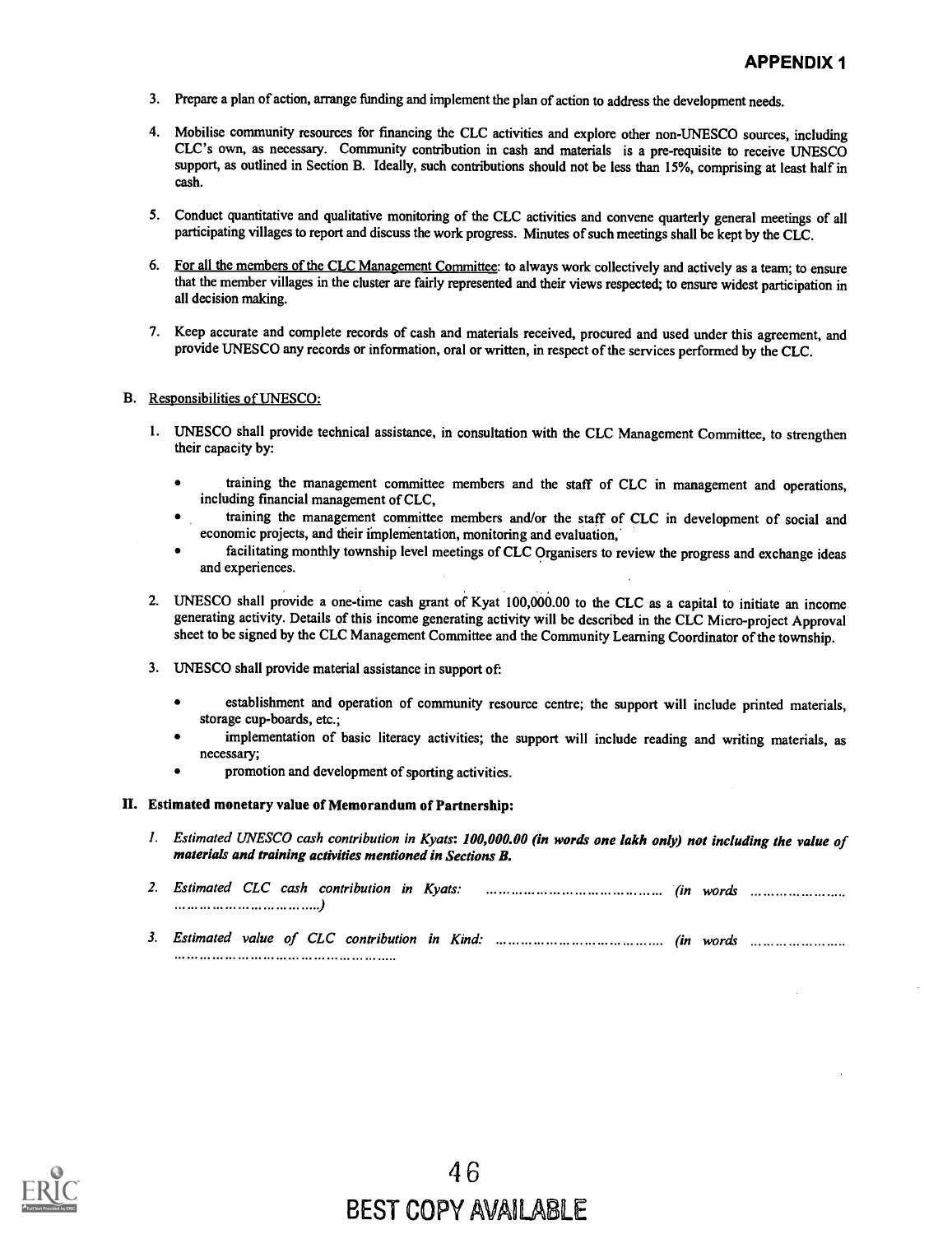# APPENDIX 1

3. Prepare a plan of action, arrange funding and implement the plan of action to address the development needs.

4. Mobilise community resources for financing the CLC activities and explore other non-UNESCO sources, including CLC's own, as necessary. Community contribution in cash and materials is a pre-requisite to receive UNESCO support, as outlined in Section B. Ideally, such contributions should not be less than 15%, comprising at least half in cash.

5. Conduct quantitative and qualitative monitoring of the CLC activities and convene quarterly general meetings of all participating villages to report and discuss the work progress. Minutes of such meetings shall be kept by the CLC.

6. For all the members of the CLC Management Committee: to always work collectively and actively as a team; to ensure that the member villages in the cluster are fairly represented and their views respected; to ensure widest participation in all decision making.

7. Keep accurate and complete records of cash and materials received, procured and used under this agreement, and provide UNESCO any records or information, oral or written, in respect of the services performed by the CLC.

B. Responsibilities of UNESCO:

1. UNESCO shall provide technical assistance, in consultation with the CLC Management Committee, to strengthen their capacity by:

   - training the management committee members and the staff of CLC in management and operations, including financial management of CLC,
   - training the management committee members and/or the staff of CLC in development of social and economic projects, and their implementation, monitoring and evaluation,
   - facilitating monthly township level meetings of CLC Organisers to review the progress and exchange ideas and experiences.

2. UNESCO shall provide a one-time cash grant of Kyat 100,000.00 to the CLC as a capital to initiate an income generating activity. Details of this income generating activity will be described in the CLC Micro-project Approval sheet to be signed by the CLC Management Committee and the Community Learning Coordinator of the township.

3. UNESCO shall provide material assistance in support of:

   - establishment and operation of community resource centre; the support will include printed materials, storage cup-boards, etc.;
   - implementation of basic literacy activities; the support will include reading and writing materials, as necessary;
   - promotion and development of sporting activities.

**II. Estimated monetary value of Memorandum of Partnership:**

1. *Estimated UNESCO cash contribution in Kyats:* ***100,000.00 (in words one lakh only)*** ***not including the value of materials and training activities mentioned in Sections B.***

2. *Estimated CLC cash contribution in Kyats: …………………………………… (in words ………………………………………………………)*

3. *Estimated value of CLC contribution in Kind: …………………………………… (in words ……………………………………………………………………*

BEST COPY AVAILABLE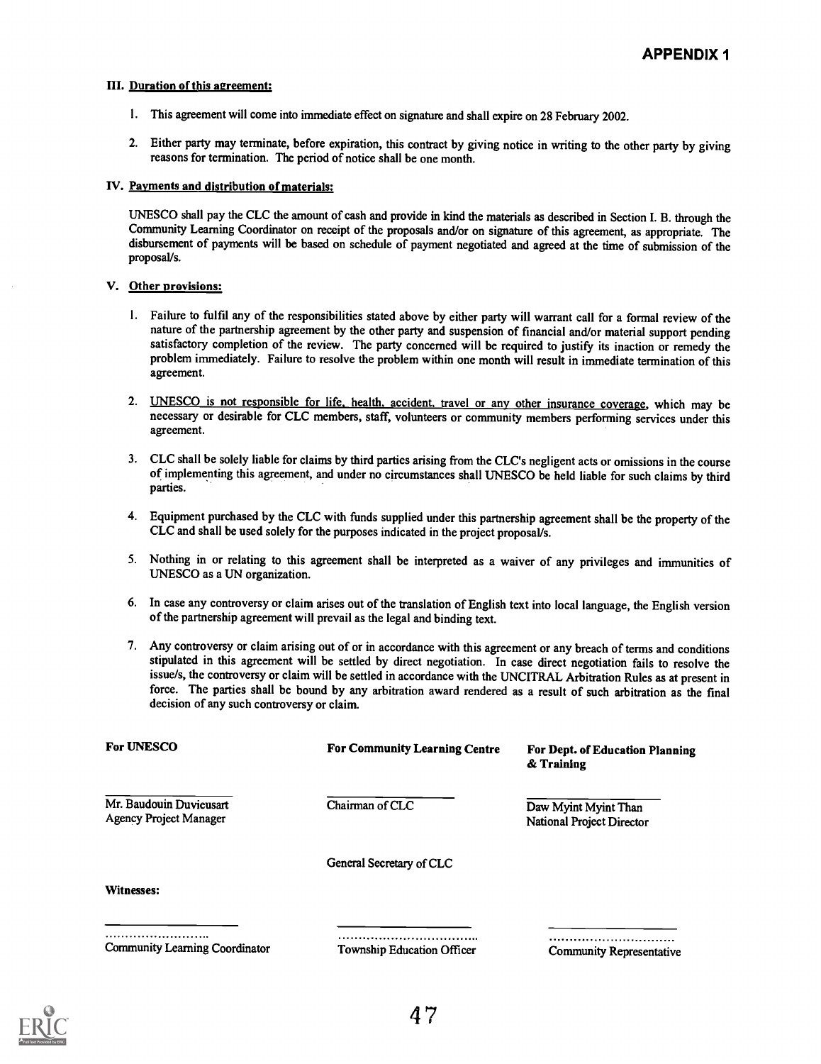## APPENDIX 1

### III. Duration of this agreement:

1. This agreement will come into immediate effect on signature and shall expire on 28 February 2002.

2. Either party may terminate, before expiration, this contract by giving notice in writing to the other party by giving reasons for termination. The period of notice shall be one month.

### IV. Payments and distribution of materials:

UNESCO shall pay the CLC the amount of cash and provide in kind the materials as described in Section I. B. through the Community Learning Coordinator on receipt of the proposals and/or on signature of this agreement, as appropriate. The disbursement of payments will be based on schedule of payment negotiated and agreed at the time of submission of the proposal/s.

### V. Other provisions:

1. Failure to fulfil any of the responsibilities stated above by either party will warrant call for a formal review of the nature of the partnership agreement by the other party and suspension of financial and/or material support pending satisfactory completion of the review. The party concerned will be required to justify its inaction or remedy the problem immediately. Failure to resolve the problem within one month will result in immediate termination of this agreement.

2. UNESCO is not responsible for life, health, accident, travel or any other insurance coverage, which may be necessary or desirable for CLC members, staff, volunteers or community members performing services under this agreement.

3. CLC shall be solely liable for claims by third parties arising from the CLC's negligent acts or omissions in the course of implementing this agreement, and under no circumstances shall UNESCO be held liable for such claims by third parties.

4. Equipment purchased by the CLC with funds supplied under this partnership agreement shall be the property of the CLC and shall be used solely for the purposes indicated in the project proposal/s.

5. Nothing in or relating to this agreement shall be interpreted as a waiver of any privileges and immunities of UNESCO as a UN organization.

6. In case any controversy or claim arises out of the translation of English text into local language, the English version of the partnership agreement will prevail as the legal and binding text.

7. Any controversy or claim arising out of or in accordance with this agreement or any breach of terms and conditions stipulated in this agreement will be settled by direct negotiation. In case direct negotiation fails to resolve the issue/s, the controversy or claim will be settled in accordance with the UNCITRAL Arbitration Rules as at present in force. The parties shall be bound by any arbitration award rendered as a result of such arbitration as the final decision of any such controversy or claim.

| **For UNESCO** | **For Community Learning Centre** | **For Dept. of Education Planning & Training** |
|---|---|---|
| \_\_\_\_\_\_\_\_\_\_\_\_\_\_\_\_\_\_ | \_\_\_\_\_\_\_\_\_\_\_\_\_\_\_\_\_\_ | \_\_\_\_\_\_\_\_\_\_\_\_\_\_\_\_\_\_ |
| Mr. Baudouin Duvieusart<br>Agency Project Manager | Chairman of CLC | Daw Myint Myint Than<br>National Project Director |
| | General Secretary of CLC | |

**Witnesses:**

| | | |
|---|---|---|
| \_\_\_\_\_\_\_\_\_\_\_\_\_\_\_\_\_\_ | \_\_\_\_\_\_\_\_\_\_\_\_\_\_\_\_\_\_ | \_\_\_\_\_\_\_\_\_\_\_\_\_\_\_\_\_\_ |
| Community Learning Coordinator | Township Education Officer | Community Representative |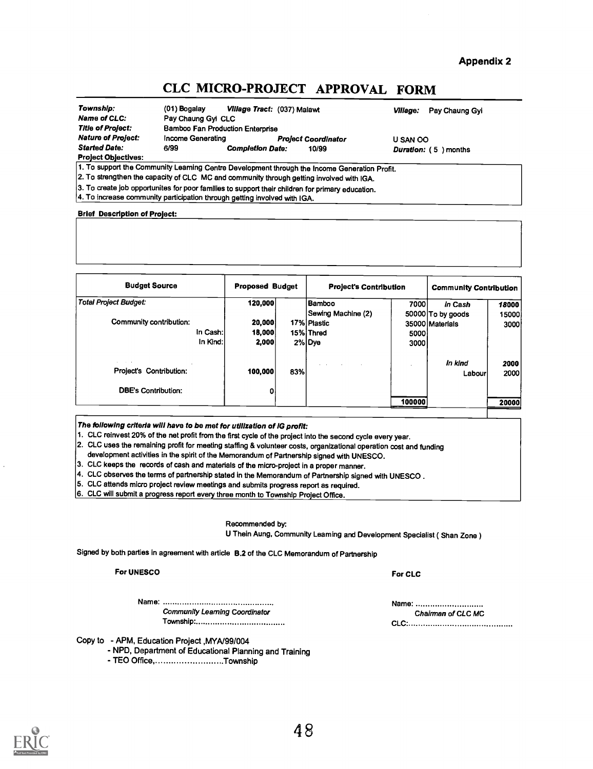Appendix 2

# CLC MICRO-PROJECT APPROVAL FORM

| | | | | | |
|---|---|---|---|---|---|
| ***Township:*** | (01) Bogalay | ***Village Tract:*** (037) Malawt | | ***Village:*** | Pay Chaung Gyi |
| ***Name of CLC:*** | Pay Chaung Gyi CLC | | | | |
| ***Title of Project:*** | Bamboo Fan Production Enterprise | | | | |
| ***Nature of Project:*** | Income Generating | | ***Project Coordinator*** | U SAN OO | |
| ***Started Date:*** | 6/99 | ***Completion Date:*** | 10/99 | ***Duration:*** ( 5 ) months | |

**Project Objectives:**

1. To support the Community Learning Centre Development through the Income Generation Profit.
2. To strengthen the capacity of CLC MC and community through getting involved with IGA.
3. To create job opportunites for poor families to support their children for primary education.
4. To increase community participation through getting involved with IGA.

**Brief Description of Project:**

| Budget Source | Proposed Budget | | Project's Contribution | | Community Contribution | |
|---|---|---|---|---|---|---|
| *Total Project Budget:* | 120,000 | | Bamboo | 7000 | *In Cash* | *18000* |
| | | | Sewing Machine (2) | 50000 | To by goods | 15000 |
| Community contribution: | 20,000 | 17% | Plastic | 35000 | Materials | 3000 |
| In Cash: | 18,000 | 15% | Thred | 5000 | | |
| In Kind: | 2,000 | 2% | Dye | 3000 | | |
| | | | | | *In kind* | *2000* |
| Project's Contribution: | 100,000 | 83% | | | Labour | 2000 |
| DBE's Contribution: | 0 | | | | | |
| | | | | 100000 | | 20000 |

***The following criteria will have to be met for utilization of IG profit:***

1. CLC reinvest 20% of the net profit from the first cycle of the project into the second cycle every year.
2. CLC uses the remaining profit for meeting staffing & volunteer costs, organizational operation cost and funding development activities in the spirit of the Memorandum of Partnership signed with UNESCO.
3. CLC keeps the records of cash and materials of the micro-project in a proper manner.
4. CLC observes the terms of partnership stated in the Memorandum of Partnership signed with UNESCO .
5. CLC attends micro project review meetings and submits progress report as required.
6. CLC will submit a progress report every three month to Township Project Office.

Recommended by:
U Thein Aung, Community Learning and Development Specialist ( Shan Zone )

Signed by both parties in agreement with article **B.2** of the CLC Memorandum of Partnership

**For UNESCO**

Name: ..............................................
*Community Learning Coordinator*
Township:......................................

**For CLC**

Name: ............................
*Chairman of CLC MC*
CLC:............................................

Copy to
- APM, Education Project ,MYA/99/004
- NPD, Department of Educational Planning and Training
- TEO Office,..........................Township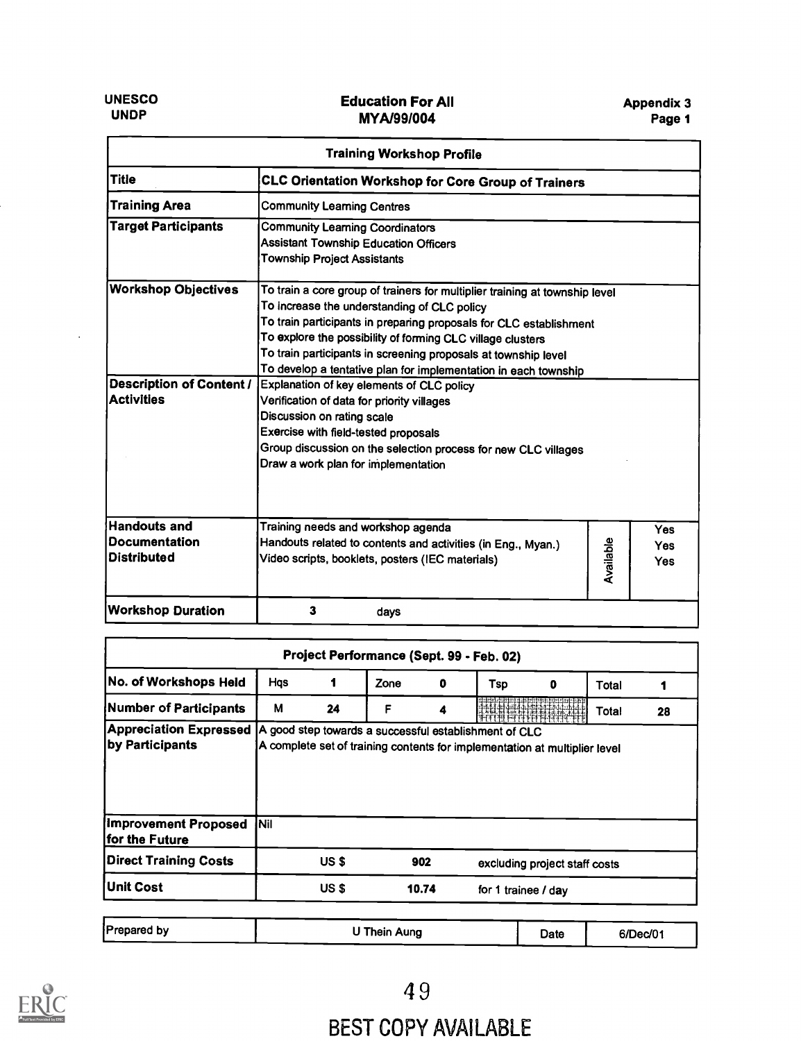UNESCO
UNDP

**Education For All**
**MYA/99/004**

**Appendix 3**
**Page 1**

| **Training Workshop Profile** | | |
|---|---|---|
| **Title** | **CLC Orientation Workshop for Core Group of Trainers** | |
| **Training Area** | Community Learning Centres | |
| **Target Participants** | Community Learning Coordinators<br>Assistant Township Education Officers<br>Township Project Assistants | |
| **Workshop Objectives** | To train a core group of trainers for multiplier training at township level<br>To increase the understanding of CLC policy<br>To train participants in preparing proposals for CLC establishment<br>To explore the possibility of forming CLC village clusters<br>To train participants in screening proposals at township level<br>To develop a tentative plan for implementation in each township | |
| **Description of Content / Activities** | Explanation of key elements of CLC policy<br>Verification of data for priority villages<br>Discussion on rating scale<br>Exercise with field-tested proposals<br>Group discussion on the selection process for new CLC villages<br>Draw a work plan for implementation | |
| **Handouts and Documentation Distributed** | Training needs and workshop agenda<br>Handouts related to contents and activities (in Eng., Myan.)<br>Video scripts, booklets, posters (IEC materials) | Available: Yes<br>Yes<br>Yes |
| **Workshop Duration** | 3 days | |

| **Project Performance (Sept. 99 - Feb. 02)** | | | | | | | | |
|---|---|---|---|---|---|---|---|---|
| **No. of Workshops Held** | Hqs | 1 | Zone | 0 | Tsp | 0 | Total | 1 |
| **Number of Participants** | M | 24 | F | 4 | | | Total | 28 |
| **Appreciation Expressed by Participants** | A good step towards a successful establishment of CLC<br>A complete set of training contents for implementation at multiplier level | | | | | | | |
| **Improvement Proposed for the Future** | Nil | | | | | | | |
| **Direct Training Costs** | US $ | | 902 | | excluding project staff costs | | | |
| **Unit Cost** | US $ | | 10.74 | | for 1 trainee / day | | | |

| Prepared by | U Thein Aung | Date | 6/Dec/01 |
|---|---|---|---|

BEST COPY AVAILABLE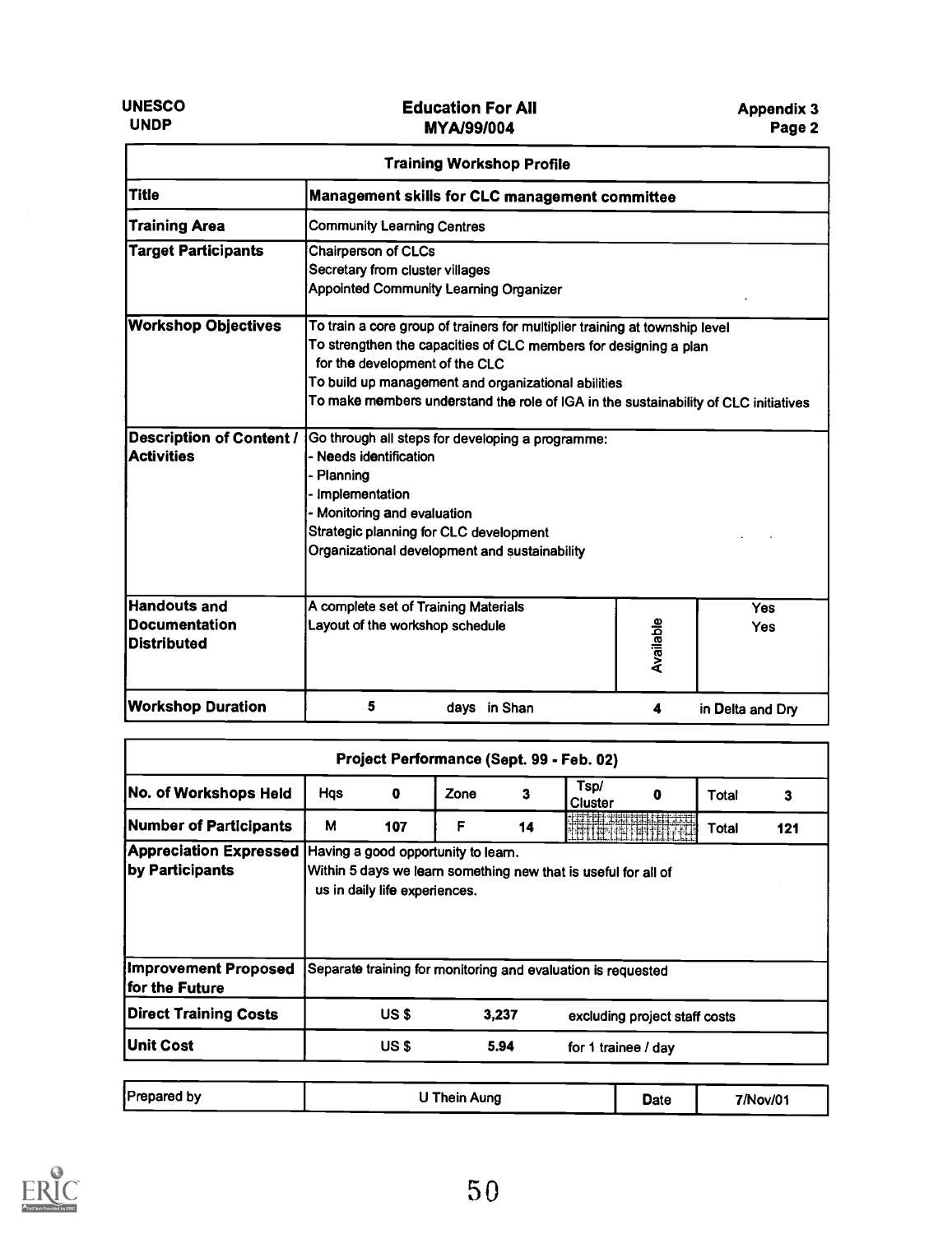UNESCO
UNDP

**Education For All**
**MYA/99/004**

**Appendix 3**
**Page 2**

| **Training Workshop Profile** | | | |
|---|---|---|---|
| **Title** | **Management skills for CLC management committee** | | |
| **Training Area** | Community Learning Centres | | |
| **Target Participants** | Chairperson of CLCs<br>Secretary from cluster villages<br>Appointed Community Learning Organizer | | |
| **Workshop Objectives** | To train a core group of trainers for multiplier training at township level<br>To strengthen the capacities of CLC members for designing a plan for the development of the CLC<br>To build up management and organizational abilities<br>To make members understand the role of IGA in the sustainability of CLC initiatives | | |
| **Description of Content / Activities** | Go through all steps for developing a programme:<br>- Needs identification<br>- Planning<br>- Implementation<br>- Monitoring and evaluation<br>Strategic planning for CLC development<br>Organizational development and sustainability | | |
| **Handouts and Documentation Distributed** | A complete set of Training Materials<br>Layout of the workshop schedule | Available | Yes<br>Yes |
| **Workshop Duration** | 5 days in Shan | 4 | in Delta and Dry |

| **Project Performance (Sept. 99 - Feb. 02)** | | | | | | | | |
|---|---|---|---|---|---|---|---|---|
| **No. of Workshops Held** | Hqs | 0 | Zone | 3 | Tsp/ Cluster | 0 | Total | 3 |
| **Number of Participants** | M | 107 | F | 14 | | | Total | 121 |
| **Appreciation Expressed by Participants** | Having a good opportunity to learn.<br>Within 5 days we learn something new that is useful for all of us in daily life experiences. | | | | | | | |
| **Improvement Proposed for the Future** | Separate training for monitoring and evaluation is requested | | | | | | | |
| **Direct Training Costs** | US $ | | 3,237 | | excluding project staff costs | | | |
| **Unit Cost** | US $ | | 5.94 | | for 1 trainee / day | | | |

| Prepared by | U Thein Aung | Date | 7/Nov/01 |
|---|---|---|---|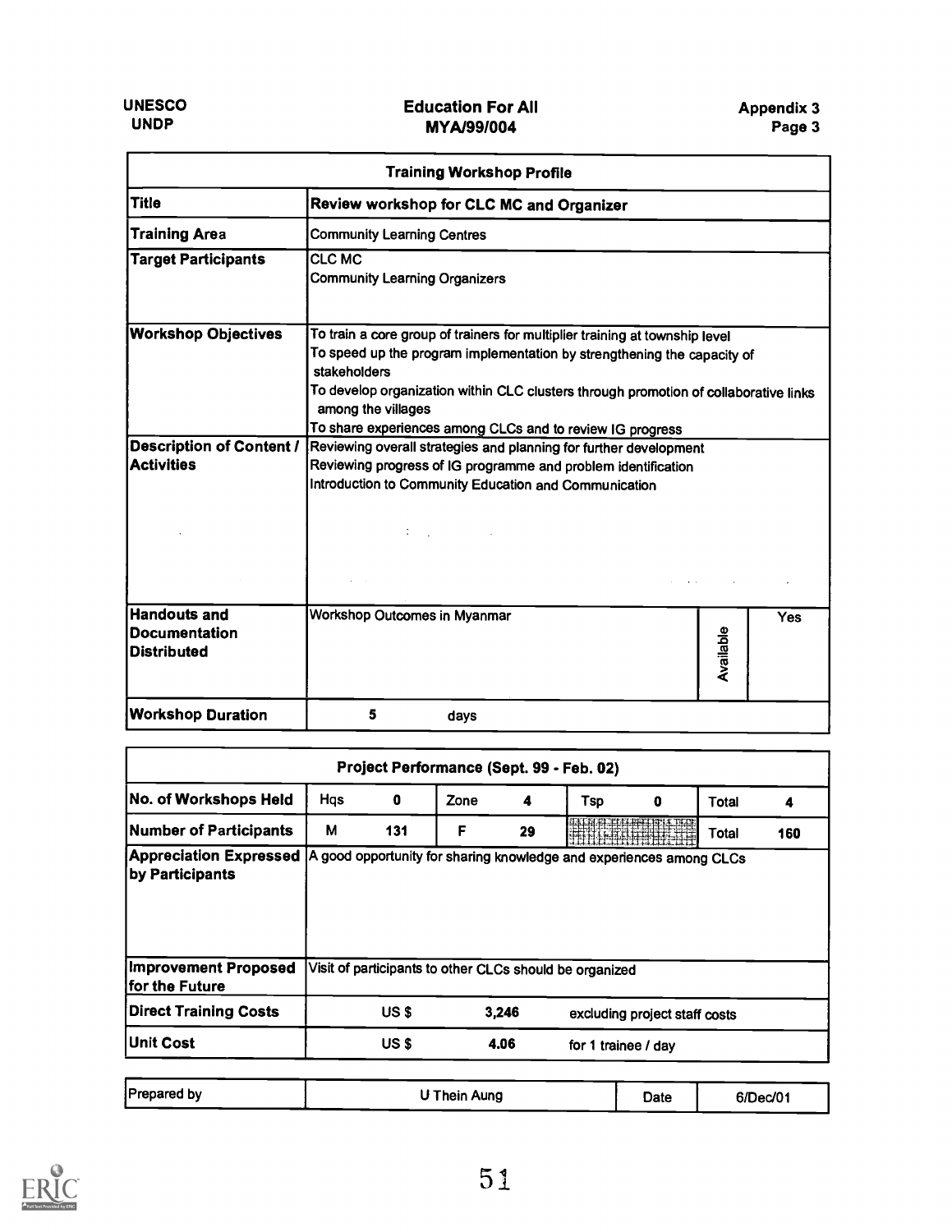UNESCO
UNDP

**Education For All**
**MYA/99/004**

**Appendix 3**
**Page 3**

| **Training Workshop Profile** | | | |
|---|---|---|---|
| **Title** | **Review workshop for CLC MC and Organizer** | | |
| **Training Area** | Community Learning Centres | | |
| **Target Participants** | CLC MC<br>Community Learning Organizers | | |
| **Workshop Objectives** | To train a core group of trainers for multiplier training at township level<br>To speed up the program implementation by strengthening the capacity of stakeholders<br>To develop organization within CLC clusters through promotion of collaborative links among the villages<br>To share experiences among CLCs and to review IG progress | | |
| **Description of Content / Activities** | Reviewing overall strategies and planning for further development<br>Reviewing progress of IG programme and problem identification<br>Introduction to Community Education and Communication | | |
| **Handouts and Documentation Distributed** | Workshop Outcomes in Myanmar | Available | Yes |
| **Workshop Duration** | 5 days | | |

| **Project Performance (Sept. 99 - Feb. 02)** | | | | | | | | |
|---|---|---|---|---|---|---|---|---|
| **No. of Workshops Held** | Hqs | 0 | Zone | 4 | Tsp | 0 | Total | 4 |
| **Number of Participants** | M | 131 | F | 29 | | | Total | 160 |
| **Appreciation Expressed by Participants** | A good opportunity for sharing knowledge and experiences among CLCs | | | | | | | |
| **Improvement Proposed for the Future** | Visit of participants to other CLCs should be organized | | | | | | | |
| **Direct Training Costs** | US $ | 3,246 | excluding project staff costs | | | | | |
| **Unit Cost** | US $ | 4.06 | for 1 trainee / day | | | | | |

| Prepared by | U Thein Aung | Date | 6/Dec/01 |
|---|---|---|---|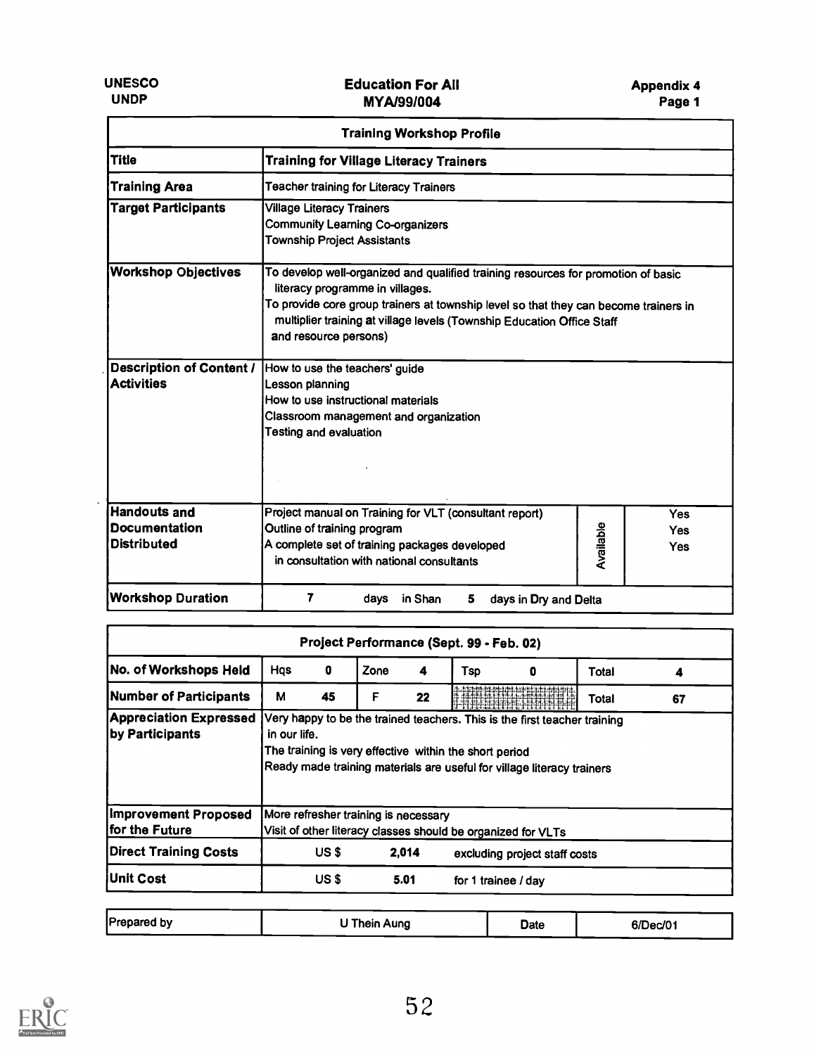UNESCO
UNDP

**Education For All**
**MYA/99/004**

**Appendix 4**
**Page 1**

| **Training Workshop Profile** | | |
|---|---|---|
| **Title** | **Training for Village Literacy Trainers** | |
| **Training Area** | Teacher training for Literacy Trainers | |
| **Target Participants** | Village Literacy Trainers<br>Community Learning Co-organizers<br>Township Project Assistants | |
| **Workshop Objectives** | To develop well-organized and qualified training resources for promotion of basic literacy programme in villages.<br>To provide core group trainers at township level so that they can become trainers in multiplier training at village levels (Township Education Office Staff and resource persons) | |
| **Description of Content / Activities** | How to use the teachers' guide<br>Lesson planning<br>How to use instructional materials<br>Classroom management and organization<br>Testing and evaluation | |
| **Handouts and Documentation Distributed** | Project manual on Training for VLT (consultant report)<br>Outline of training program<br>A complete set of training packages developed in consultation with national consultants | Available: Yes<br>Yes<br>Yes |
| **Workshop Duration** | 7 days in Shan 5 days in Dry and Delta | |

| **Project Performance (Sept. 99 - Feb. 02)** | | | | | | | | |
|---|---|---|---|---|---|---|---|---|
| **No. of Workshops Held** | Hqs | 0 | Zone | 4 | Tsp | 0 | Total | 4 |
| **Number of Participants** | M | 45 | F | 22 | | | Total | 67 |
| **Appreciation Expressed by Participants** | Very happy to be the trained teachers. This is the first teacher training in our life.<br>The training is very effective within the short period<br>Ready made training materials are useful for village literacy trainers | | | | | | | |
| **Improvement Proposed for the Future** | More refresher training is necessary<br>Visit of other literacy classes should be organized for VLTs | | | | | | | |
| **Direct Training Costs** | US $ | 2,014 | excluding project staff costs | | | | | |
| **Unit Cost** | US $ | 5.01 | for 1 trainee / day | | | | | |

| Prepared by | U Thein Aung | Date | 6/Dec/01 |
|---|---|---|---|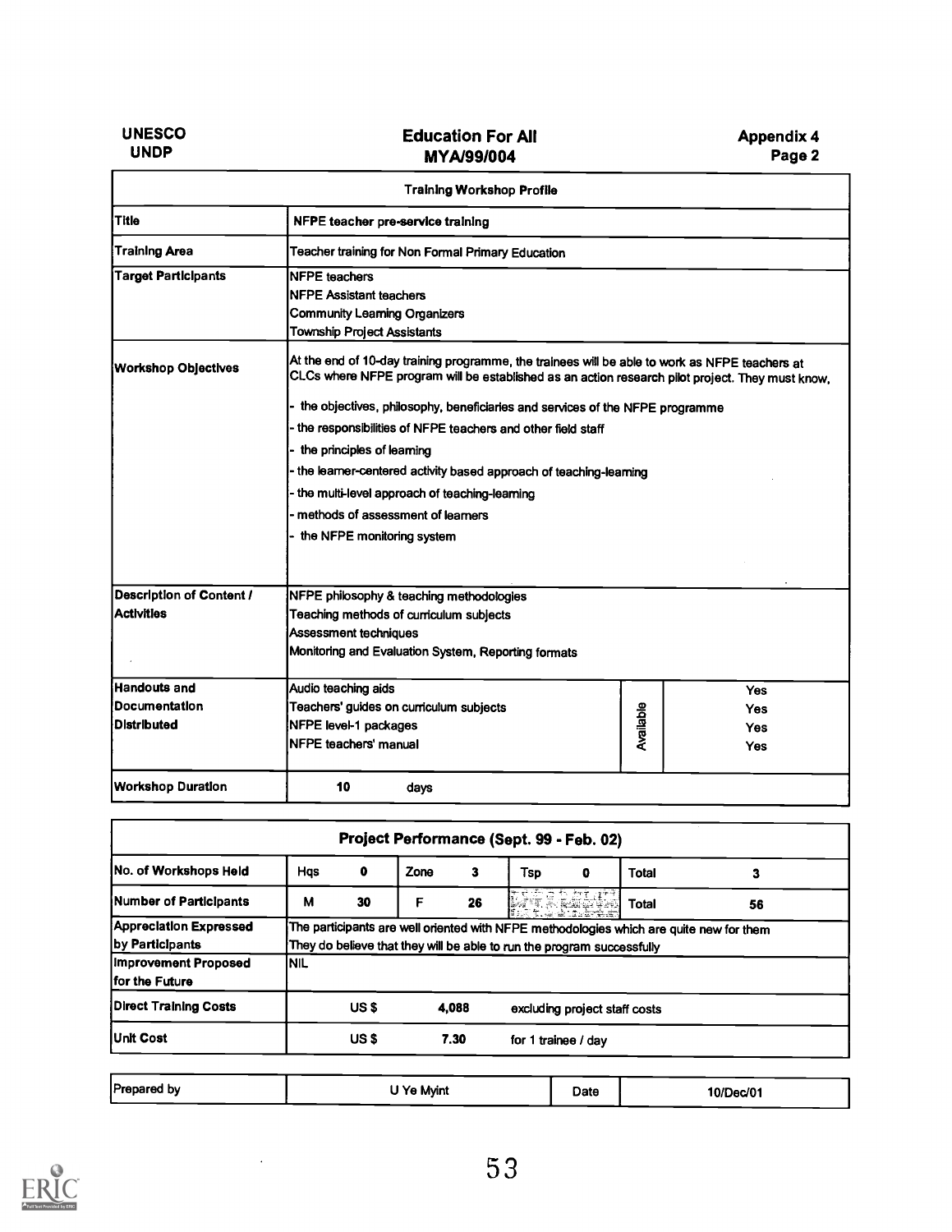UNESCO
UNDP

**Education For All**
**MYA/99/004**

**Appendix 4**
**Page 2**

| Training Workshop Profile | |
|---|---|
| **Title** | **NFPE teacher pre-service training** |
| **Training Area** | Teacher training for Non Formal Primary Education |
| **Target Participants** | NFPE teachers<br>NFPE Assistant teachers<br>Community Learning Organizers<br>Township Project Assistants |
| **Workshop Objectives** | At the end of 10-day training programme, the trainees will be able to work as NFPE teachers at CLCs where NFPE program will be established as an action research pilot project. They must know,<br>- the objectives, philosophy, beneficiaries and services of the NFPE programme<br>- the responsibilities of NFPE teachers and other field staff<br>- the principles of learning<br>- the learner-centered activity based approach of teaching-learning<br>- the multi-level approach of teaching-learning<br>- methods of assessment of learners<br>- the NFPE monitoring system |
| **Description of Content / Activities** | NFPE philosophy & teaching methodologies<br>Teaching methods of curriculum subjects<br>Assessment techniques<br>Monitoring and Evaluation System, Reporting formats |
| **Handouts and Documentation Distributed** | Audio teaching aids — Available: Yes<br>Teachers' guides on curriculum subjects — Available: Yes<br>NFPE level-1 packages — Available: Yes<br>NFPE teachers' manual — Available: Yes |
| **Workshop Duration** | 10 days |

| Project Performance (Sept. 99 - Feb. 02) | | | | | | | | |
|---|---|---|---|---|---|---|---|---|
| **No. of Workshops Held** | Hqs | 0 | Zone | 3 | Tsp | 0 | Total | 3 |
| **Number of Participants** | M | 30 | F | 26 | | | Total | 56 |
| **Appreciation Expressed by Participants** | The participants are well oriented with NFPE methodologies which are quite new for them. They do believe that they will be able to run the program successfully | | | | | | | |
| **Improvement Proposed for the Future** | NIL | | | | | | | |
| **Direct Training Costs** | US $ | 4,088 | excluding project staff costs | | | | | |
| **Unit Cost** | US $ | 7.30 | for 1 trainee / day | | | | | |

| Prepared by | U Ye Myint | Date | 10/Dec/01 |
|---|---|---|---|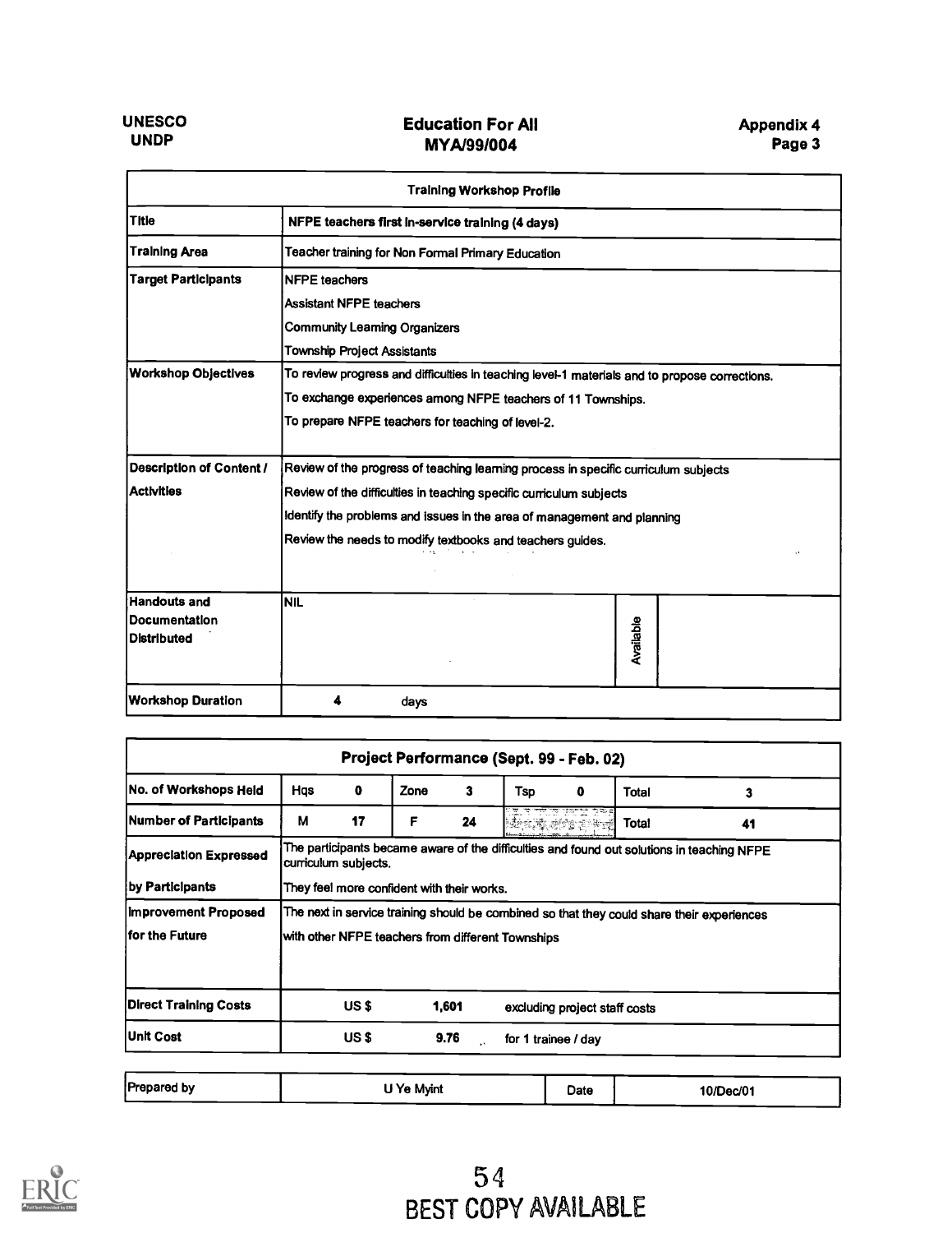| Training Workshop Profile | | |
|---|---|---|
| Title | NFPE teachers first in-service training (4 days) | |
| Training Area | Teacher training for Non Formal Primary Education | |
| Target Participants | NFPE teachers<br>Assistant NFPE teachers<br>Community Learning Organizers<br>Township Project Assistants | |
| Workshop Objectives | To review progress and difficulties in teaching level-1 materials and to propose corrections.<br>To exchange experiences among NFPE teachers of 11 Townships.<br>To prepare NFPE teachers for teaching of level-2. | |
| Description of Content / Activities | Review of the progress of teaching learning process in specific curriculum subjects<br>Review of the difficulties in teaching specific curriculum subjects<br>Identify the problems and issues in the area of management and planning<br>Review the needs to modify textbooks and teachers guides. | |
| Handouts and Documentation Distributed | NIL | Available |
| Workshop Duration | 4 days | |

| Project Performance (Sept. 99 - Feb. 02) | | | | | | | | |
|---|---|---|---|---|---|---|---|---|
| No. of Workshops Held | Hqs | 0 | Zone | 3 | Tsp | 0 | Total | 3 |
| Number of Participants | M | 17 | F | 24 | | | Total | 41 |
| Appreciation Expressed by Participants | The participants became aware of the difficulties and found out solutions in teaching NFPE curriculum subjects.<br>They feel more confident with their works. | | | | | | | |
| Improvement Proposed for the Future | The next in service training should be combined so that they could share their experiences with other NFPE teachers from different Townships | | | | | | | |
| Direct Training Costs | US $ | 1,601 | excluding project staff costs | | | | | |
| Unit Cost | US $ | 9.76 | for 1 trainee / day | | | | | |

| Prepared by | U Ye Myint | Date | 10/Dec/01 |
|---|---|---|---|

BEST COPY AVAILABLE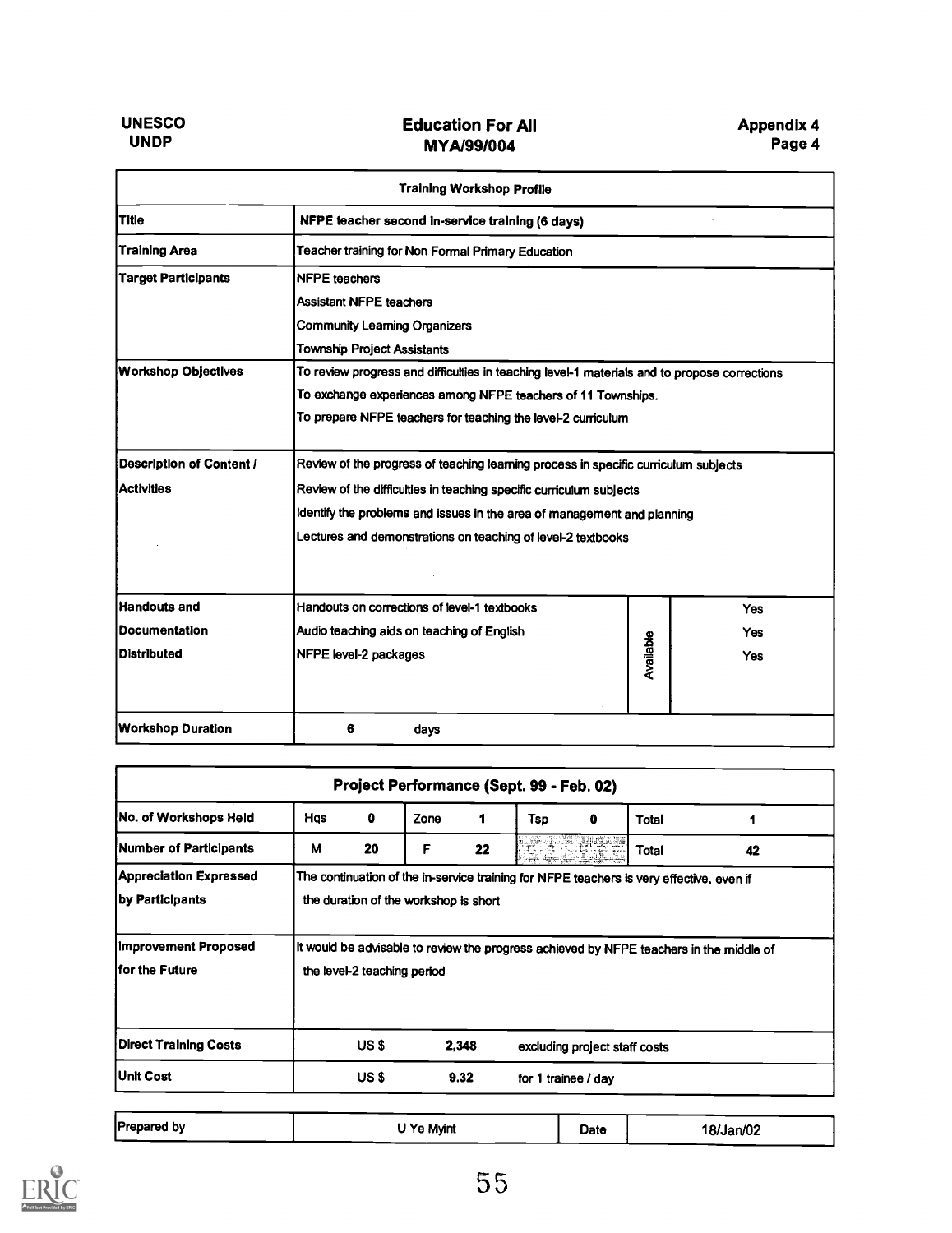| Training Workshop Profile | | |
|---|---|---|
| Title | NFPE teacher second in-service training (6 days) | |
| Training Area | Teacher training for Non Formal Primary Education | |
| Target Participants | NFPE teachers<br>Assistant NFPE teachers<br>Community Learning Organizers<br>Township Project Assistants | |
| Workshop Objectives | To review progress and difficulties in teaching level-1 materials and to propose corrections<br>To exchange experiences among NFPE teachers of 11 Townships.<br>To prepare NFPE teachers for teaching the level-2 curriculum | |
| Description of Content / Activities | Review of the progress of teaching learning process in specific curriculum subjects<br>Review of the difficulties in teaching specific curriculum subjects<br>Identify the problems and issues in the area of management and planning<br>Lectures and demonstrations on teaching of level-2 textbooks | |
| Handouts and Documentation Distributed | Handouts on corrections of level-1 textbooks<br>Audio teaching aids on teaching of English<br>NFPE level-2 packages | Available: Yes<br>Yes<br>Yes |
| Workshop Duration | 6 days | |

| Project Performance (Sept. 99 - Feb. 02) | | | | | | | | |
|---|---|---|---|---|---|---|---|---|
| No. of Workshops Held | Hqs | 0 | Zone | 1 | Tsp | 0 | Total | 1 |
| Number of Participants | M | 20 | F | 22 | | | Total | 42 |
| Appreciation Expressed by Participants | The continuation of the in-service training for NFPE teachers is very effective, even if the duration of the workshop is short | | | | | | | |
| Improvement Proposed for the Future | It would be advisable to review the progress achieved by NFPE teachers in the middle of the level-2 teaching period | | | | | | | |
| Direct Training Costs | US $ | 2,348 | excluding project staff costs | | | | | |
| Unit Cost | US $ | 9.32 | for 1 trainee / day | | | | | |

| Prepared by | U Ye Myint | Date | 18/Jan/02 |
|---|---|---|---|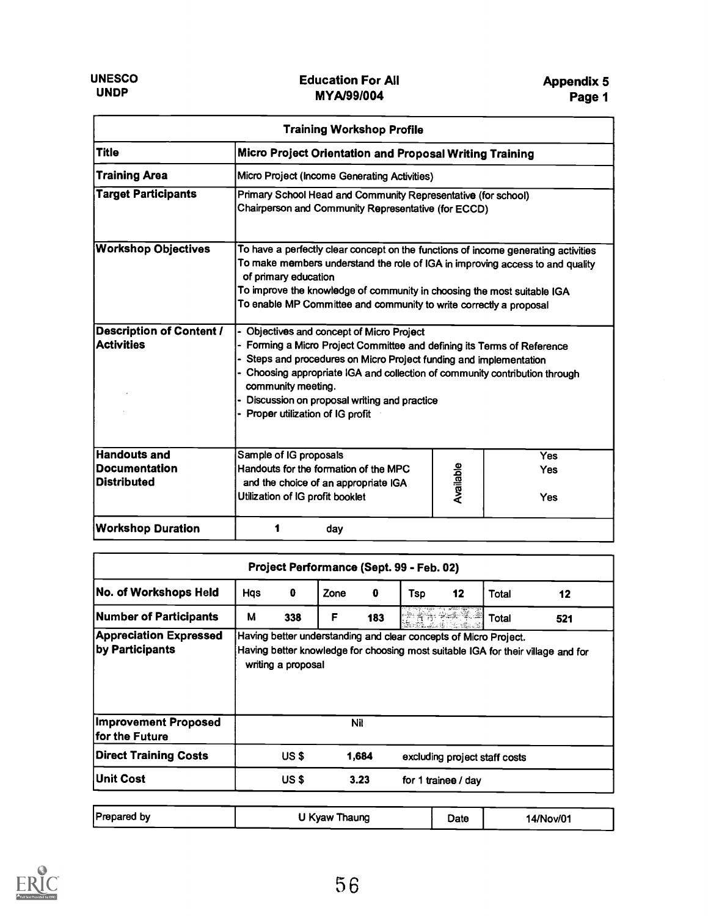UNESCO
UNDP

Education For All
MYA/99/004

Appendix 5
Page 1

| Training Workshop Profile | |
|---|---|
| **Title** | **Micro Project Orientation and Proposal Writing Training** |
| **Training Area** | Micro Project (Income Generating Activities) |
| **Target Participants** | Primary School Head and Community Representative (for school)<br>Chairperson and Community Representative (for ECCD) |
| **Workshop Objectives** | To have a perfectly clear concept on the functions of income generating activities<br>To make members understand the role of IGA in improving access to and quality of primary education<br>To improve the knowledge of community in choosing the most suitable IGA<br>To enable MP Committee and community to write correctly a proposal |
| **Description of Content / Activities** | - Objectives and concept of Micro Project<br>- Forming a Micro Project Committee and defining its Terms of Reference<br>- Steps and procedures on Micro Project funding and implementation<br>- Choosing appropriate IGA and collection of community contribution through community meeting.<br>- Discussion on proposal writing and practice<br>- Proper utilization of IG profit |
| **Handouts and Documentation Distributed** | Sample of IG proposals — Available: Yes<br>Handouts for the formation of the MPC and the choice of an appropriate IGA — Available: Yes<br>Utilization of IG profit booklet — Available: Yes |
| **Workshop Duration** | 1 day |

| Project Performance (Sept. 99 - Feb. 02) | | | | | | | | |
|---|---|---|---|---|---|---|---|---|
| **No. of Workshops Held** | Hqs | 0 | Zone | 0 | Tsp | 12 | Total | 12 |
| **Number of Participants** | M | 338 | F | 183 | | | Total | 521 |
| **Appreciation Expressed by Participants** | Having better understanding and clear concepts of Micro Project.<br>Having better knowledge for choosing most suitable IGA for their village and for writing a proposal | | | | | | | |
| **Improvement Proposed for the Future** | Nil | | | | | | | |
| **Direct Training Costs** | US $ | 1,684 | excluding project staff costs | | | | | |
| **Unit Cost** | US $ | 3.23 | for 1 trainee / day | | | | | |

| Prepared by | U Kyaw Thaung | Date | 14/Nov/01 |
|---|---|---|---|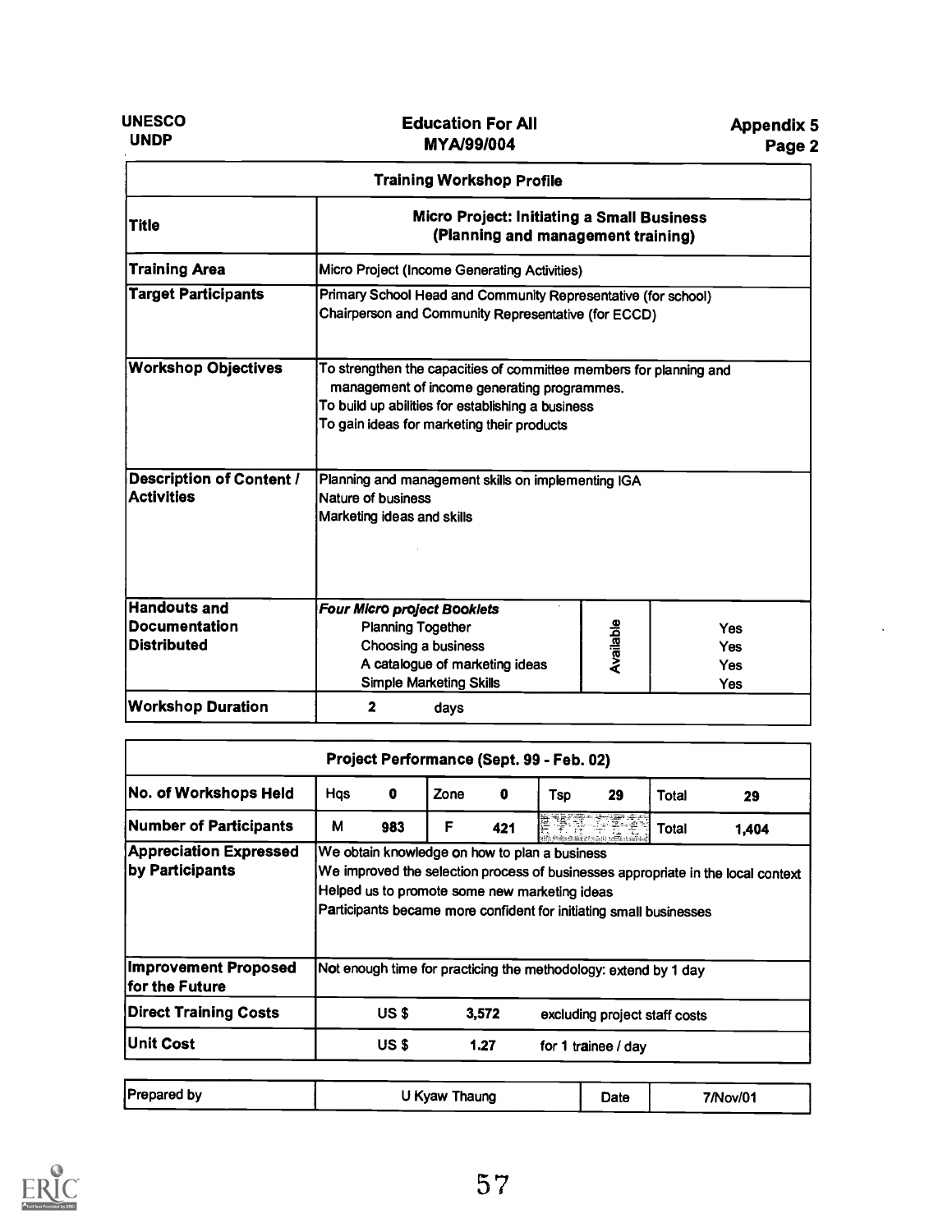UNESCO
UNDP

**Education For All**
**MYA/99/004**

**Appendix 5**
**Page 2**

| **Training Workshop Profile** | | | |
|---|---|---|---|
| **Title** | **Micro Project: Initiating a Small Business (Planning and management training)** | | |
| **Training Area** | Micro Project (Income Generating Activities) | | |
| **Target Participants** | Primary School Head and Community Representative (for school)<br>Chairperson and Community Representative (for ECCD) | | |
| **Workshop Objectives** | To strengthen the capacities of committee members for planning and management of income generating programmes.<br>To build up abilities for establishing a business<br>To gain ideas for marketing their products | | |
| **Description of Content / Activities** | Planning and management skills on implementing IGA<br>Nature of business<br>Marketing ideas and skills | | |
| **Handouts and Documentation Distributed** | ***Four Micro project Booklets***<br>Planning Together<br>Choosing a business<br>A catalogue of marketing ideas<br>Simple Marketing Skills | Available | <br>Yes<br>Yes<br>Yes<br>Yes |
| **Workshop Duration** | **2** days | | |

| **Project Performance (Sept. 99 - Feb. 02)** | | | | | | | | |
|---|---|---|---|---|---|---|---|---|
| **No. of Workshops Held** | Hqs | **0** | Zone | **0** | Tsp | **29** | Total | **29** |
| **Number of Participants** | M | **983** | F | **421** | | | Total | **1,404** |
| **Appreciation Expressed by Participants** | We obtain knowledge on how to plan a business<br>We improved the selection process of businesses appropriate in the local context<br>Helped us to promote some new marketing ideas<br>Participants became more confident for initiating small businesses | | | | | | | |
| **Improvement Proposed for the Future** | Not enough time for practicing the methodology: extend by 1 day | | | | | | | |
| **Direct Training Costs** | US $ 3,572 excluding project staff costs | | | | | | | |
| **Unit Cost** | US $ 1.27 for 1 trainee / day | | | | | | | |

| Prepared by | U Kyaw Thaung | Date | 7/Nov/01 |
|---|---|---|---|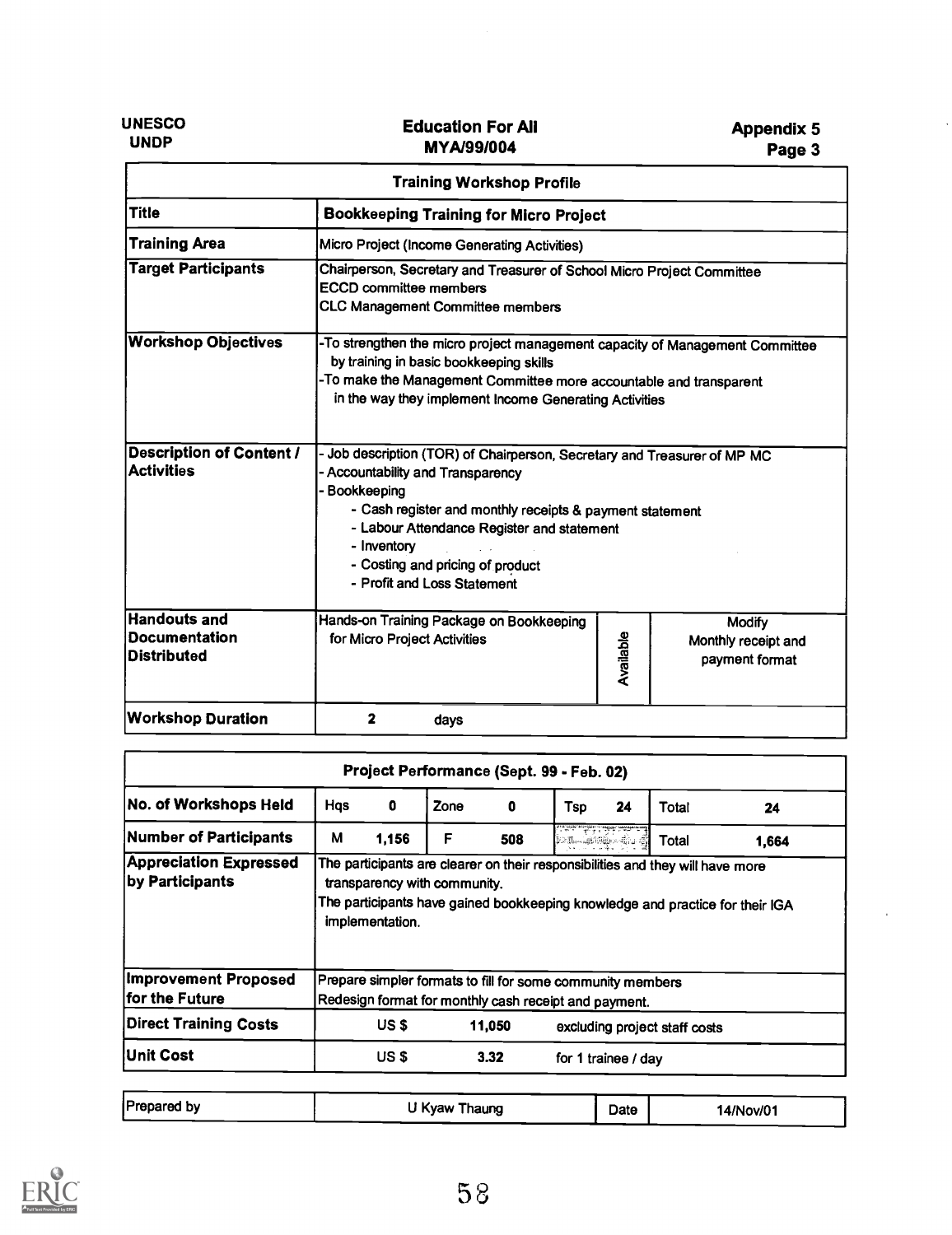| UNESCO UNDP | Education For All MYA/99/004 | Appendix 5 Page 3 |
|---|---|---|

| Training Workshop Profile | | | |
|---|---|---|---|
| **Title** | **Bookkeeping Training for Micro Project** | | |
| **Training Area** | Micro Project (Income Generating Activities) | | |
| **Target Participants** | Chairperson, Secretary and Treasurer of School Micro Project Committee<br>ECCD committee members<br>CLC Management Committee members | | |
| **Workshop Objectives** | -To strengthen the micro project management capacity of Management Committee by training in basic bookkeeping skills<br>-To make the Management Committee more accountable and transparent in the way they implement Income Generating Activities | | |
| **Description of Content / Activities** | - Job description (TOR) of Chairperson, Secretary and Treasurer of MP MC<br>- Accountability and Transparency<br>- Bookkeeping<br>- Cash register and monthly receipts & payment statement<br>- Labour Attendance Register and statement<br>- Inventory<br>- Costing and pricing of product<br>- Profit and Loss Statement | | |
| **Handouts and Documentation Distributed** | Hands-on Training Package on Bookkeeping for Micro Project Activities | Available | Modify Monthly receipt and payment format |
| **Workshop Duration** | 2 days | | |

| Project Performance (Sept. 99 - Feb. 02) | | | | | | | | |
|---|---|---|---|---|---|---|---|---|
| **No. of Workshops Held** | Hqs | 0 | Zone | 0 | Tsp | 24 | Total | 24 |
| **Number of Participants** | M | 1,156 | F | 508 | | | Total | 1,664 |
| **Appreciation Expressed by Participants** | The participants are clearer on their responsibilities and they will have more transparency with community.<br>The participants have gained bookkeeping knowledge and practice for their IGA implementation. | | | | | | | |
| **Improvement Proposed for the Future** | Prepare simpler formats to fill for some community members<br>Redesign format for monthly cash receipt and payment. | | | | | | | |
| **Direct Training Costs** | US $ | | 11,050 | | excluding project staff costs | | | |
| **Unit Cost** | US $ | | 3.32 | | for 1 trainee / day | | | |

| Prepared by | U Kyaw Thaung | Date | 14/Nov/01 |
|---|---|---|---|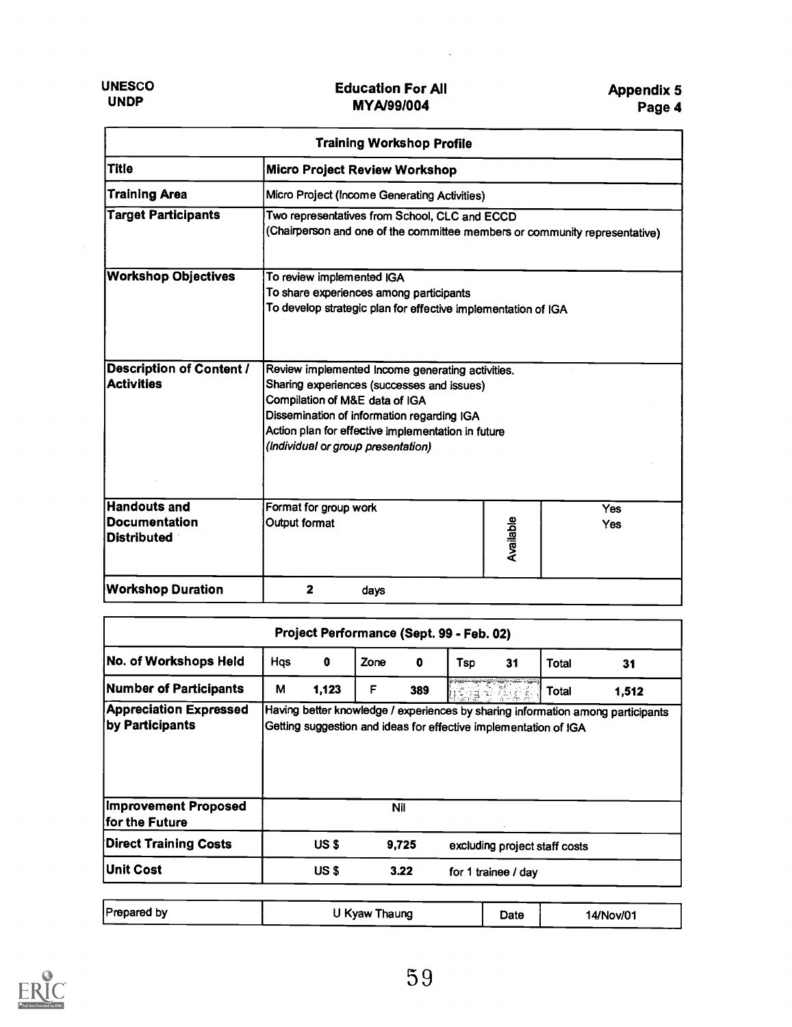UNESCO
UNDP

Education For All
MYA/99/004

Appendix 5
Page 4

| Training Workshop Profile | | | |
|---|---|---|---|
| **Title** | **Micro Project Review Workshop** | | |
| **Training Area** | Micro Project (Income Generating Activities) | | |
| **Target Participants** | Two representatives from School, CLC and ECCD<br>(Chairperson and one of the committee members or community representative) | | |
| **Workshop Objectives** | To review implemented IGA<br>To share experiences among participants<br>To develop strategic plan for effective implementation of IGA | | |
| **Description of Content / Activities** | Review implemented Income generating activities.<br>Sharing experiences (successes and issues)<br>Compilation of M&E data of IGA<br>Dissemination of information regarding IGA<br>Action plan for effective implementation in future<br>*(Individual or group presentation)* | | |
| **Handouts and Documentation Distributed** | Format for group work<br>Output format | Available | Yes<br>Yes |
| **Workshop Duration** | 2 days | | |

| Project Performance (Sept. 99 - Feb. 02) | | | | | | | | |
|---|---|---|---|---|---|---|---|---|
| **No. of Workshops Held** | Hqs | 0 | Zone | 0 | Tsp | 31 | Total | 31 |
| **Number of Participants** | M | 1,123 | F | 389 | | | Total | 1,512 |
| **Appreciation Expressed by Participants** | Having better knowledge / experiences by sharing information among participants<br>Getting suggestion and ideas for effective implementation of IGA | | | | | | | |
| **Improvement Proposed for the Future** | Nil | | | | | | | |
| **Direct Training Costs** | US $ | 9,725 | excluding project staff costs | | | | | |
| **Unit Cost** | US $ | 3.22 | for 1 trainee / day | | | | | |

| Prepared by | U Kyaw Thaung | Date | 14/Nov/01 |
|---|---|---|---|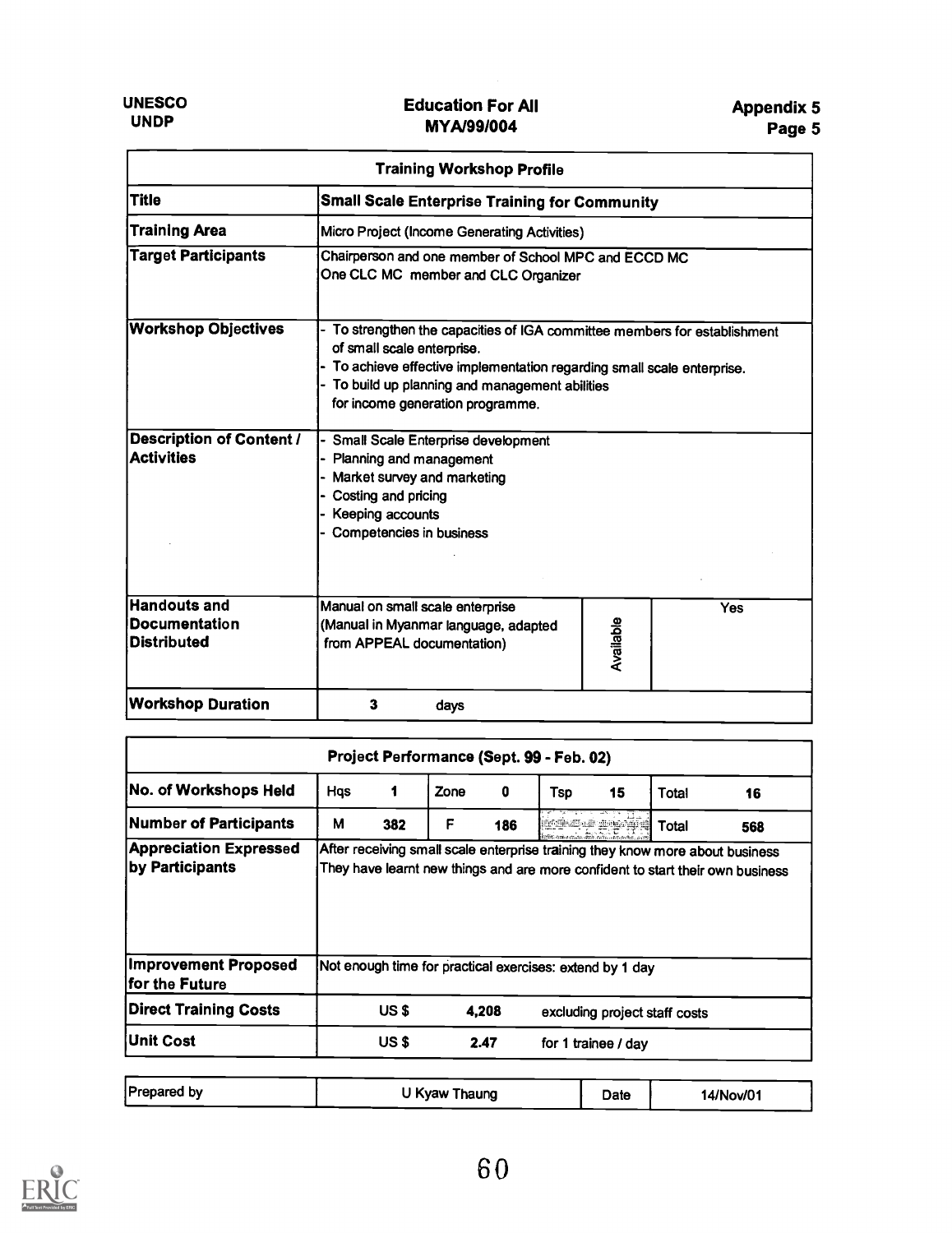| UNESCO UNDP | Education For All MYA/99/004 | Appendix 5 Page 5 |
|---|---|---|

| Training Workshop Profile | | | |
|---|---|---|---|
| **Title** | **Small Scale Enterprise Training for Community** | | |
| **Training Area** | Micro Project (Income Generating Activities) | | |
| **Target Participants** | Chairperson and one member of School MPC and ECCD MC<br>One CLC MC member and CLC Organizer | | |
| **Workshop Objectives** | - To strengthen the capacities of IGA committee members for establishment of small scale enterprise.<br>- To achieve effective implementation regarding small scale enterprise.<br>- To build up planning and management abilities for income generation programme. | | |
| **Description of Content / Activities** | - Small Scale Enterprise development<br>- Planning and management<br>- Market survey and marketing<br>- Costing and pricing<br>- Keeping accounts<br>- Competencies in business | | |
| **Handouts and Documentation Distributed** | Manual on small scale enterprise<br>(Manual in Myanmar language, adapted from APPEAL documentation) | Available | Yes |
| **Workshop Duration** | 3 days | | |

| Project Performance (Sept. 99 - Feb. 02) | | | | | | | | |
|---|---|---|---|---|---|---|---|---|
| **No. of Workshops Held** | Hqs | 1 | Zone | 0 | Tsp | 15 | Total | 16 |
| **Number of Participants** | M | 382 | F | 186 | | | Total | 568 |
| **Appreciation Expressed by Participants** | After receiving small scale enterprise training they know more about business<br>They have learnt new things and are more confident to start their own business | | | | | | | |
| **Improvement Proposed for the Future** | Not enough time for practical exercises: extend by 1 day | | | | | | | |
| **Direct Training Costs** | US $ | 4,208 | excluding project staff costs | | | | | |
| **Unit Cost** | US $ | 2.47 | for 1 trainee / day | | | | | |

| Prepared by | U Kyaw Thaung | Date | 14/Nov/01 |
|---|---|---|---|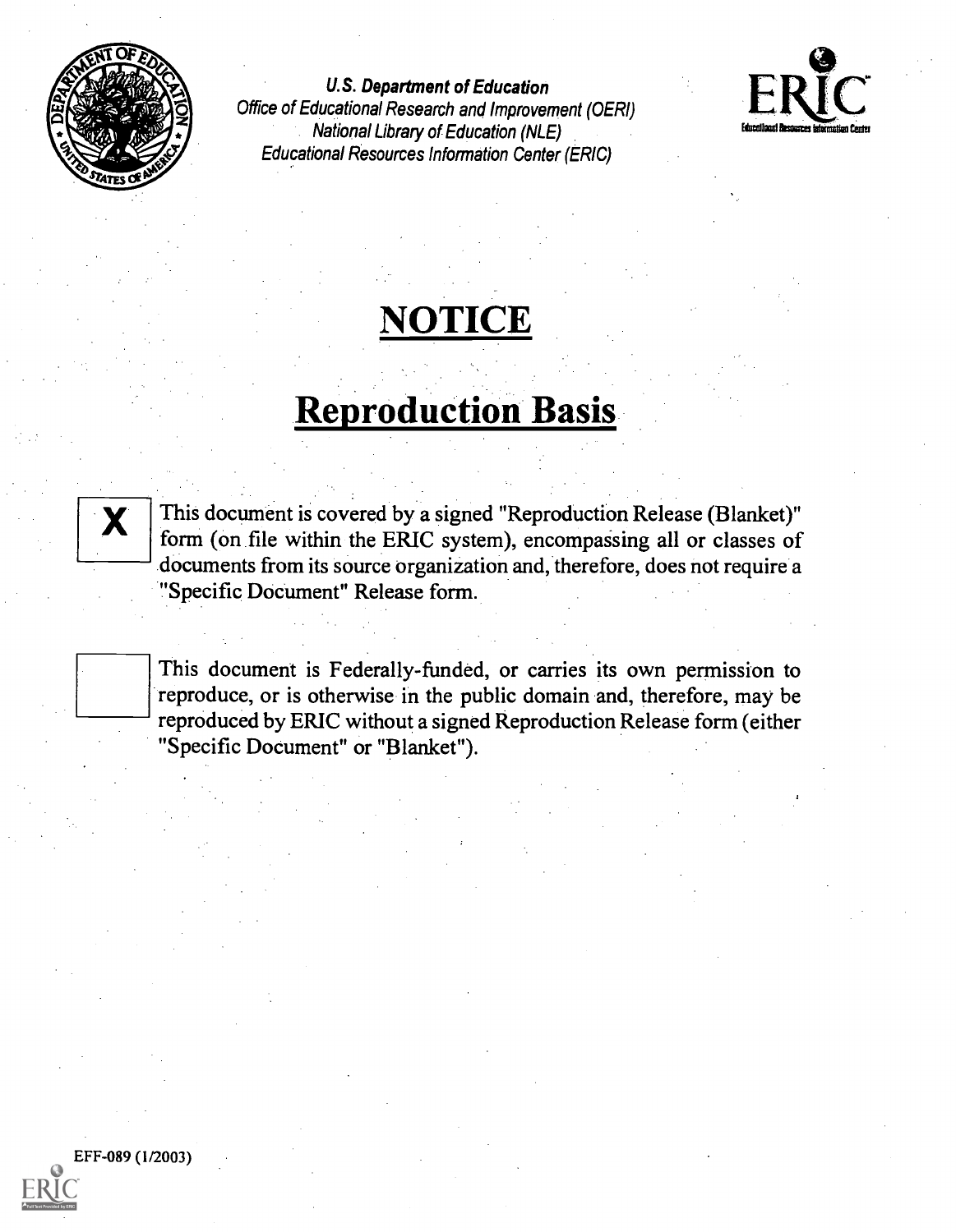U.S. Department of Education
*Office of Educational Research and Improvement (OERI)*
*National Library of Education (NLE)*
*Educational Resources Information Center (ERIC)*

# NOTICE

# Reproduction Basis

- [X] This document is covered by a signed "Reproduction Release (Blanket)" form (on file within the ERIC system), encompassing all or classes of documents from its source organization and, therefore, does not require a "Specific Document" Release form.

- [ ] This document is Federally-funded, or carries its own permission to reproduce, or is otherwise in the public domain and, therefore, may be reproduced by ERIC without a signed Reproduction Release form (either "Specific Document" or "Blanket").

EFF-089 (1/2003)